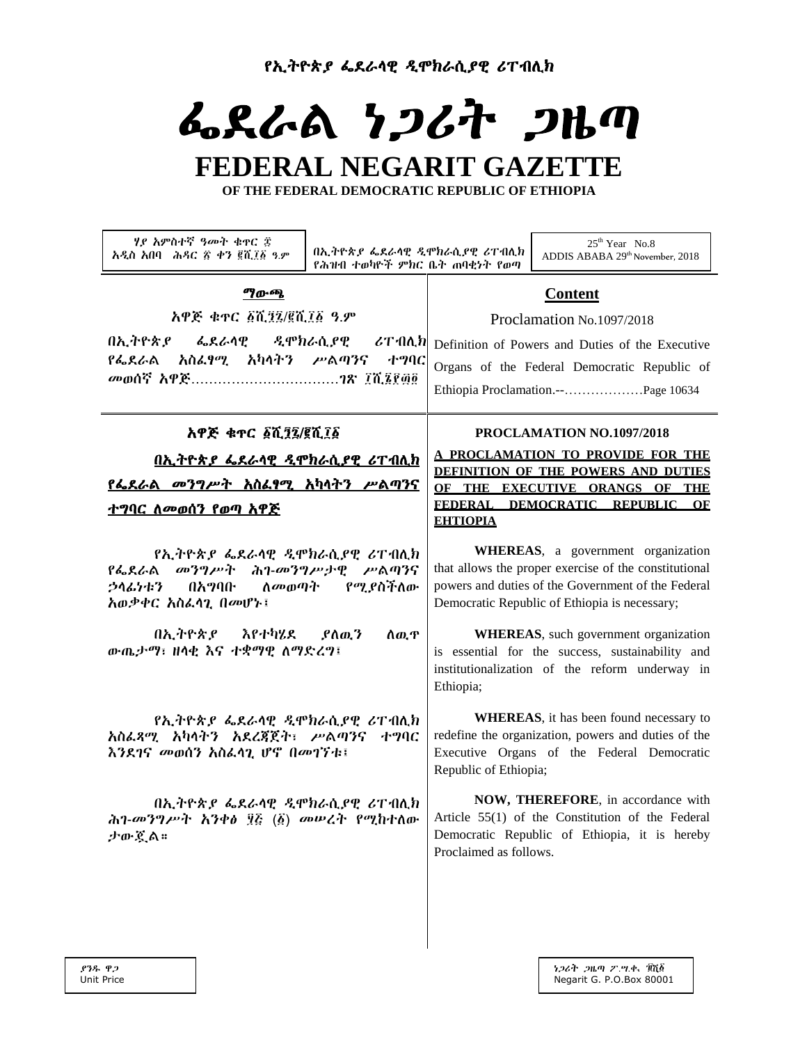የኢትዮጵያ ፌደራላዊ ዲሞክራሲያዊ ሪፐብሊክ

# ፌደራል ነጋሪት ጋዜጣ

# FEDERAL NEGARIT GAZETTE

**OF THE FEDERAL DEMOCRATIC REPUBLIC OF ETHIOPIA**

ሃያ አምስተኛ ዓመት ቁጥር ፰
አዲስ አበባ ሕዳር ፳ ቀን ፪ሺ፲፩ ዓ.ም

በኢትዮጵያ ፌደራላዊ ዲሞክራሲያዊ ሪፐብሊክ የሕዝብ ተወካዮች ምክር ቤት ጠባቂነት የወጣ

25[th] Year No.8
ADDIS ABABA 29[th] November, 2018

**ማውጫ**

አዋጅ ቁጥር ፩ሺ፺፯/፪ሺ፲፩ ዓ.ም

በኢትዮጵያ ፌደራላዊ ዲሞክራሲያዊ ሪፐብሊክ የፌደራል አስፈፃሚ አካላትን ሥልጣንና ተግባር መወሰኛ አዋጅ……………………………ገጽ ፲ሺ፮፻፴፬

**Content**

Proclamation No.1097/2018

Definition of Powers and Duties of the Executive Organs of the Federal Democratic Republic of Ethiopia Proclamation.--………………Page 10634

**አዋጅ ቁጥር ፩ሺ፺፯/፪ሺ፲፩**

**በኢትዮጵያ ፌደራላዊ ዲሞክራሲያዊ ሪፐብሊክ የፌደራል መንግሥት አስፈፃሚ አካላትን ሥልጣንና ተግባር ለመወሰን የወጣ አዋጅ**

የኢትዮጵያ ፌደራላዊ ዲሞክራሲያዊ ሪፐብሊክ የፌደራል መንግሥት ሕገ-መንግሥታዊ ሥልጣንና ኃላፊነቱን በአግባቡ ለመወጣት የሚያስችለው አወቃቀር አስፈላጊ በመሆኑ፤

በኢትዮጵያ እየተካሄደ ያለዉን ለዉጥ ውጤታማ፣ ዘላቂ እና ተቋማዊ ለማድረግ፤

የኢትዮጵያ ፌደራላዊ ዲሞክራሲያዊ ሪፐብሊክ አስፈጻሚ አካላትን አደረጃጀት፣ ሥልጣንና ተግባር እንደገና መወሰን አስፈላጊ ሆኖ በመገኘቱ፤

በኢትዮጵያ ፌደራላዊ ዲሞክራሲያዊ ሪፐብሊክ ሕገ-መንግሥት አንቀፅ ፶፭ (፩) መሠረት የሚከተለው ታውጇል።

**PROCLAMATION NO.1097/2018**

**A PROCLAMATION TO PROVIDE FOR THE DEFINITION OF THE POWERS AND DUTIES OF THE EXECUTIVE ORANGS OF THE FEDERAL DEMOCRATIC REPUBLIC OF EHTIOPIA**

**WHEREAS**, a government organization that allows the proper exercise of the constitutional powers and duties of the Government of the Federal Democratic Republic of Ethiopia is necessary;

**WHEREAS**, such government organization is essential for the success, sustainability and institutionalization of the reform underway in Ethiopia;

**WHEREAS**, it has been found necessary to redefine the organization, powers and duties of the Executive Organs of the Federal Democratic Republic of Ethiopia;

**NOW, THEREFORE**, in accordance with Article 55(1) of the Constitution of the Federal Democratic Republic of Ethiopia, it is hereby Proclaimed as follows.

ያንዱ ዋጋ
Unit Price

ነጋሪት ጋዜጣ ፖ.ሣ.ቁ. ፹ሺ፩
Negarit G. P.O.Box 80001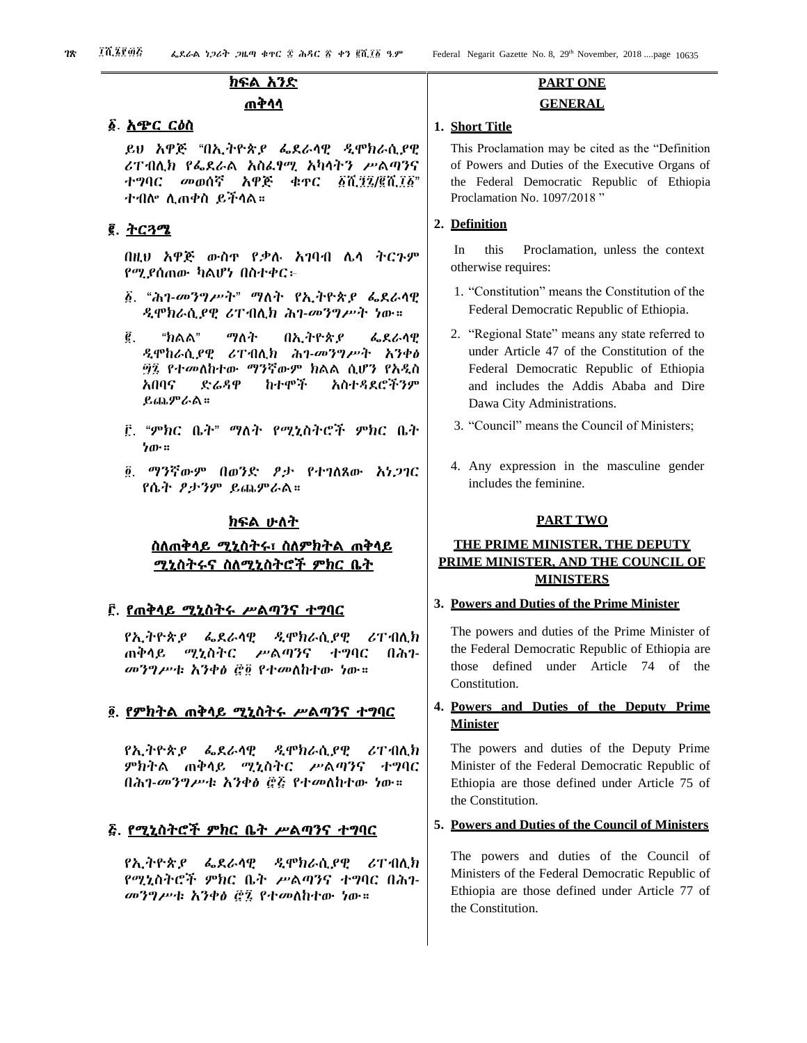## ክፍል አንድ

## ጠቅላላ

### ፩. አጭር ርዕስ

ይህ አዋጅ "በኢትዮጵያ ፌዴራላዊ ዲሞክራሲያዊ ሪፐብሊክ የፌደራል አስፈፃሚ አካላትን ሥልጣንና ተግባር መወሰኛ አዋጅ ቁጥር ፩ሺ፺፯/፪ሺ፲፩" ተብሎ ሊጠቀስ ይችላል።

### ፪. ትርጓሜ

በዚህ አዋጅ ውስጥ የቃሉ አገባብ ሌላ ትርጉም የሚያሰጠው ካልሆነ በስተቀር፦

፩. "ሕገ-መንግሥት" ማለት የኢትዮጵያ ፌደራላዊ ዲሞክራሲያዊ ሪፐብሊክ ሕገ-መንግሥት ነው።

፪. "ክልል" ማለት በኢትዮጵያ ፌደራላዊ ዲሞክራሲያዊ ሪፐብሊክ ሕገ-መንግሥት አንቀፅ ፵፯ የተመለከተው ማንኛውም ክልል ሲሆን የአዲስ አበባና ድሬዳዋ ከተሞች አስተዳደሮችንም ይጨምራል።

፫. "ምክር ቤት" ማለት የሚኒስትሮች ምክር ቤት ነው።

፬. ማንኛውም በወንድ ፆታ የተገለጸው አነጋገር የሴት ፆታንም ይጨምራል።

## ክፍል ሁለት

## ስለጠቅላይ ሚኒስትሩ፣ ስለምክትል ጠቅላይ ሚኒስትሩና ስለሚኒስትሮች ምክር ቤት

### ፫. የጠቅላይ ሚኒስትሩ ሥልጣንና ተግባር

የኢትዮጵያ ፌደራላዊ ዲሞክራሲያዊ ሪፐብሊክ ጠቅላይ ሚኒስትር ሥልጣንና ተግባር በሕገ-መንግሥቱ አንቀፅ ፸፬ የተመለከተው ነው።

### ፬. የምክትል ጠቅላይ ሚኒስትሩ ሥልጣንና ተግባር

የኢትዮጵያ ፌደራላዊ ዲሞክራሲያዊ ሪፐብሊክ ምክትል ጠቅላይ ሚኒስትር ሥልጣንና ተግባር በሕገ-መንግሥቱ አንቀፅ ፸፭ የተመለከተው ነው።

### ፭. የሚኒስትሮች ምክር ቤት ሥልጣንና ተግባር

የኢትዮጵያ ፌደራላዊ ዲሞክራሲያዊ ሪፐብሊክ የሚኒስትሮች ምክር ቤት ሥልጣንና ተግባር በሕገ-መንግሥቱ አንቀፅ ፸፯ የተመለከተው ነው።

## PART ONE

## GENERAL

### 1. Short Title

This Proclamation may be cited as the "Definition of Powers and Duties of the Executive Organs of the Federal Democratic Republic of Ethiopia Proclamation No. 1097/2018 "

### 2. Definition

In this Proclamation, unless the context otherwise requires:

1. "Constitution" means the Constitution of the Federal Democratic Republic of Ethiopia.
2. "Regional State" means any state referred to under Article 47 of the Constitution of the Federal Democratic Republic of Ethiopia and includes the Addis Ababa and Dire Dawa City Administrations.
3. "Council" means the Council of Ministers;
4. Any expression in the masculine gender includes the feminine.

## PART TWO

## THE PRIME MINISTER, THE DEPUTY PRIME MINISTER, AND THE COUNCIL OF MINISTERS

### 3. Powers and Duties of the Prime Minister

The powers and duties of the Prime Minister of the Federal Democratic Republic of Ethiopia are those defined under Article 74 of the Constitution.

### 4. Powers and Duties of the Deputy Prime Minister

The powers and duties of the Deputy Prime Minister of the Federal Democratic Republic of Ethiopia are those defined under Article 75 of the Constitution.

### 5. Powers and Duties of the Council of Ministers

The powers and duties of the Council of Ministers of the Federal Democratic Republic of Ethiopia are those defined under Article 77 of the Constitution.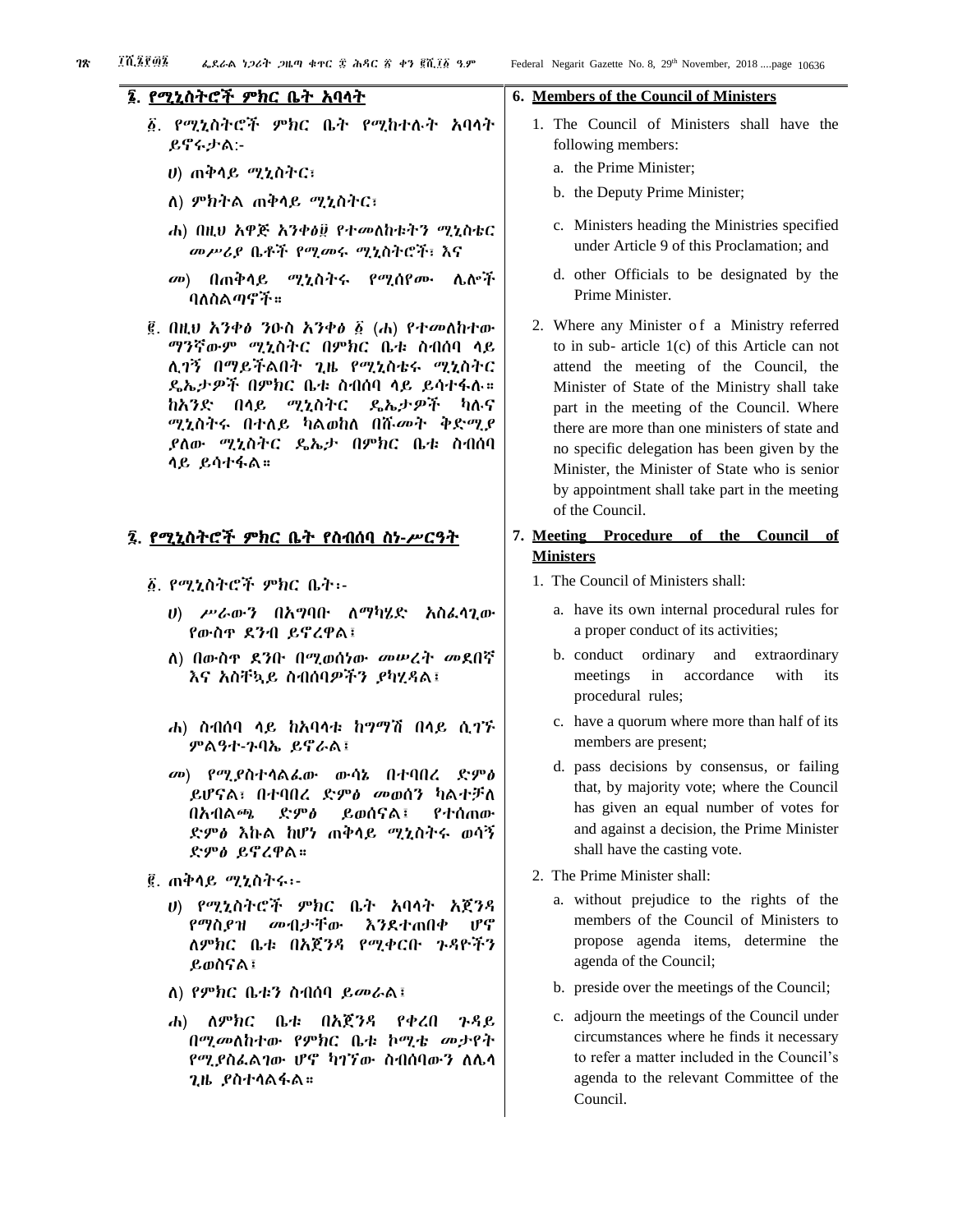## ፮. የሚኒስትሮች ምክር ቤት አባላት

፩. የሚኒስትሮች ምክር ቤት የሚከተሉት አባላት ይኖሩታል:-

ሀ) ጠቅላይ ሚኒስትር፣

ለ) ምክትል ጠቅላይ ሚኒስትር፣

ሐ) በዚህ አዋጅ አንቀፅ፱ የተመለከቱትን ሚኒስቴር መሥሪያ ቤቶች የሚመሩ ሚኒስትሮች፣ እና

መ) በጠቅላይ ሚኒስትሩ የሚሰየሙ ሌሎች ባለስልጣኖች።

፪. በዚህ አንቀፅ ንዑስ አንቀፅ ፩ (ሐ) የተመለከተው ማንኛውም ሚኒስትር በምክር ቤቱ ስብሰባ ላይ ሊገኝ በማይችልበት ጊዜ የሚኒስቴሩ ሚኒስትር ዴኤታዎች በምክር ቤቱ ስብሰባ ላይ ይሳተፋሉ። ከአንድ በላይ ሚኒስትር ዴኤታዎች ካሉና ሚኒስትሩ በተለይ ካልወከለ በሹመት ቅድሚያ ያለው ሚኒስትር ዴኤታ በምክር ቤቱ ስብሰባ ላይ ይሳተፋል።

## ፯. የሚኒስትሮች ምክር ቤት የስብሰባ ስነ-ሥርዓት

፩. የሚኒስትሮች ምክር ቤት፡-

ሀ) ሥራውን በአግባቡ ለማካሄድ አስፈላጊው የውስጥ ደንብ ይኖረዋል፣

ለ) በውስጥ ደንቡ በሚወሰነው መሠረት መደበኛ እና አስቸኳይ ስብሰባዎችን ያካሂዳል፣

ሐ) ስብሰባ ላይ ከአባላቱ ከግማሽ በላይ ሲገኙ ምልዓተ-ጉባኤ ይኖራል፣

መ) የሚያስተላልፈው ውሳኔ በተባበረ ድምፅ ይሆናል፣ በተባበረ ድምፅ መወሰን ካልተቻለ በአብላጫ ድምፅ ይወሰናል፣ የተሰጠው ድምፅ እኩል ከሆነ ጠቅላይ ሚኒስትሩ ወሳኝ ድምፅ ይኖረዋል።

፪. ጠቅላይ ሚኒስትሩ፡-

ሀ) የሚኒስትሮች ምክር ቤት አባላት አጀንዳ የማስያዝ መብታቸው እንደተጠበቀ ሆኖ ለምክር ቤቱ በአጀንዳ የሚቀርቡ ጉዳዮችን ይወስናል፣

ለ) የምክር ቤቱን ስብሰባ ይመራል፣

ሐ) ለምክር ቤቱ በአጀንዳ የቀረበ ጉዳይ በሚመለከተው የምክር ቤቱ ኮሚቴ መታየት የሚያስፈልገው ሆኖ ካገኘው ስብሰባውን ለሌላ ጊዜ ያስተላልፋል።

## 6. Members of the Council of Ministers

1. The Council of Ministers shall have the following members:

   a. the Prime Minister;

   b. the Deputy Prime Minister;

   c. Ministers heading the Ministries specified under Article 9 of this Proclamation; and

   d. other Officials to be designated by the Prime Minister.

2. Where any Minister of a Ministry referred to in sub- article 1(c) of this Article can not attend the meeting of the Council, the Minister of State of the Ministry shall take part in the meeting of the Council. Where there are more than one ministers of state and no specific delegation has been given by the Minister, the Minister of State who is senior by appointment shall take part in the meeting of the Council.

## 7. Meeting Procedure of the Council of Ministers

1. The Council of Ministers shall:

   a. have its own internal procedural rules for a proper conduct of its activities;

   b. conduct ordinary and extraordinary meetings in accordance with its procedural rules;

   c. have a quorum where more than half of its members are present;

   d. pass decisions by consensus, or failing that, by majority vote; where the Council has given an equal number of votes for and against a decision, the Prime Minister shall have the casting vote.

2. The Prime Minister shall:

   a. without prejudice to the rights of the members of the Council of Ministers to propose agenda items, determine the agenda of the Council;

   b. preside over the meetings of the Council;

   c. adjourn the meetings of the Council under circumstances where he finds it necessary to refer a matter included in the Council's agenda to the relevant Committee of the Council.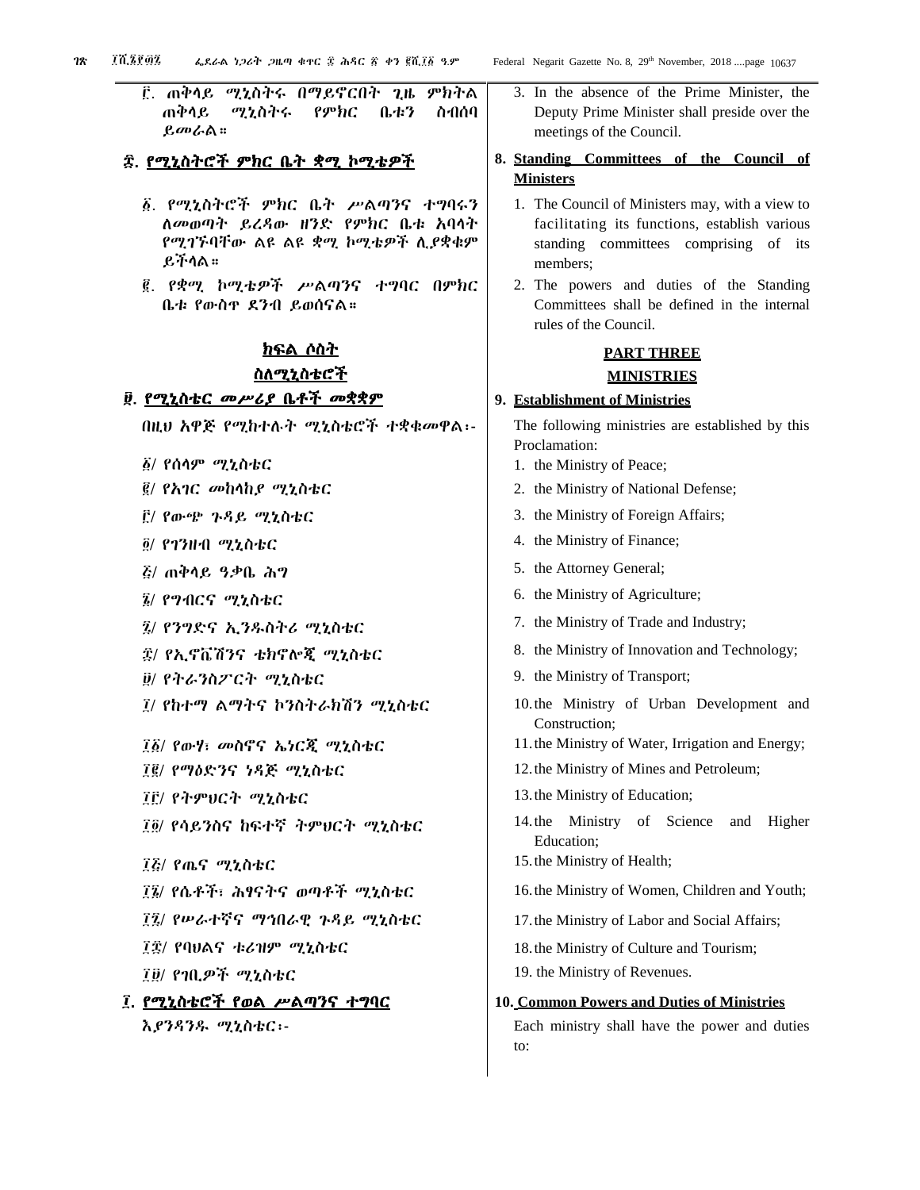፫. ጠቅላይ ሚኒስትሩ በማይኖርበት ጊዜ ምክትል ጠቅላይ ሚኒስትሩ የምክር ቤቱን ስብሰባ ይመራል።

## ፰. የሚኒስትሮች ምክር ቤት ቋሚ ኮሚቴዎች

፩. የሚኒስትሮች ምክር ቤት ሥልጣንና ተግባሩን ለመወጣት ይረዳው ዘንድ የምክር ቤቱ አባላት የሚገኙባቸው ልዩ ልዩ ቋሚ ኮሚቴዎች ሊያቋቁም ይችላል።

፪. የቋሚ ኮሚቴዎች ሥልጣንና ተግባር በምክር ቤቱ የውስጥ ደንብ ይወሰናል።

## ክፍል ሶስት
## ስለሚኒስቴሮች

## ፱. የሚኒስቴር መሥሪያ ቤቶች መቋቋም

በዚህ አዋጅ የሚከተሉት ሚኒስቴሮች ተቋቁመዋል፡-

፩/ የሰላም ሚኒስቴር

፪/ የአገር መከላከያ ሚኒስቴር

፫/ የውጭ ጉዳይ ሚኒስቴር

፬/ የገንዘብ ሚኒስቴር

፭/ ጠቅላይ ዓቃቤ ሕግ

፮/ የግብርና ሚኒስቴር

፯/ የንግድና ኢንዱስትሪ ሚኒስቴር

፰/ የኢኖቬሽንና ቴክኖሎጂ ሚኒስቴር

፱/ የትራንስፖርት ሚኒስቴር

፲/ የከተማ ልማትና ኮንስትራክሽን ሚኒስቴር

፲፩/ የውሃ፣ መስኖና ኤነርጂ ሚኒስቴር

፲፪/ የማዕድንና ነዳጅ ሚኒስቴር

፲፫/ የትምህርት ሚኒስቴር

፲፬/ የሳይንስና ከፍተኛ ትምህርት ሚኒስቴር

፲፭/ የጤና ሚኒስቴር

፲፮/ የሴቶች፣ ሕፃናትና ወጣቶች ሚኒስቴር

፲፯/ የሠራተኛና ማኅበራዊ ጉዳይ ሚኒስቴር

፲፰/ የባህልና ቱሪዝም ሚኒስቴር

፲፱/ የገቢዎች ሚኒስቴር

## ፲. የሚኒስቴሮች የወል ሥልጣንና ተግባር

እያንዳንዱ ሚኒስቴር፡-

3. In the absence of the Prime Minister, the Deputy Prime Minister shall preside over the meetings of the Council.

## 8. Standing Committees of the Council of Ministers

1. The Council of Ministers may, with a view to facilitating its functions, establish various standing committees comprising of its members;
2. The powers and duties of the Standing Committees shall be defined in the internal rules of the Council.

## PART THREE
## MINISTRIES

## 9. Establishment of Ministries

The following ministries are established by this Proclamation:

1. the Ministry of Peace;
2. the Ministry of National Defense;
3. the Ministry of Foreign Affairs;
4. the Ministry of Finance;
5. the Attorney General;
6. the Ministry of Agriculture;
7. the Ministry of Trade and Industry;
8. the Ministry of Innovation and Technology;
9. the Ministry of Transport;
10. the Ministry of Urban Development and Construction;
11. the Ministry of Water, Irrigation and Energy;
12. the Ministry of Mines and Petroleum;
13. the Ministry of Education;
14. the Ministry of Science and Higher Education;
15. the Ministry of Health;
16. the Ministry of Women, Children and Youth;
17. the Ministry of Labor and Social Affairs;
18. the Ministry of Culture and Tourism;
19. the Ministry of Revenues.

## 10. Common Powers and Duties of Ministries

Each ministry shall have the power and duties to: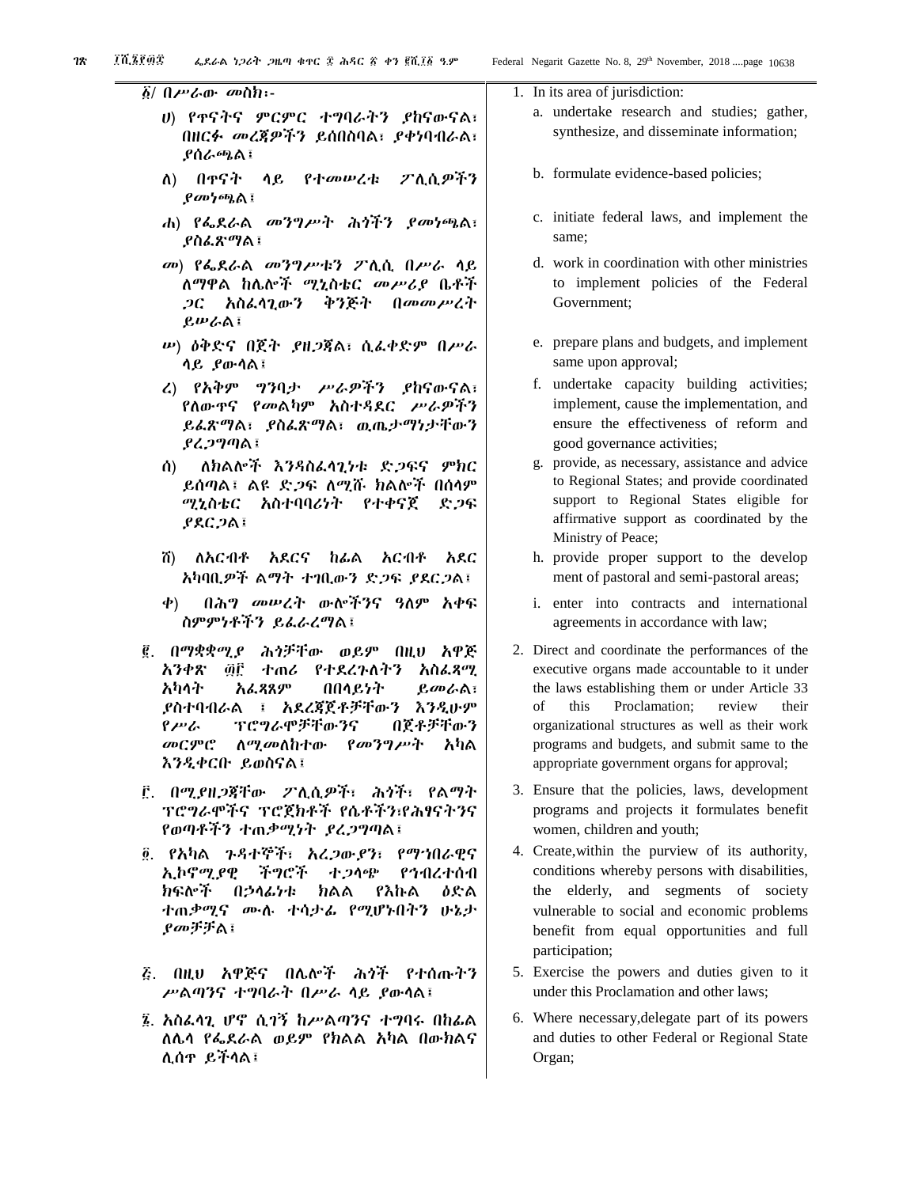፩/ በሥራው መስክ፡-

ሀ) የጥናትና ምርምር ተግባራትን ያከናውናል፣ በዘርፉ መረጃዎችን ይሰበስባል፣ ያቀነባብራል፣ ያሰራጫል፤

ለ) በጥናት ላይ የተመሠረቱ ፖሊሲዎችን ያመነጫል፤

ሐ) የፌደራል መንግሥት ሕጎችን ያመነጫል፣ ያስፈጽማል፤

መ) የፌደራል መንግሥቱን ፖሊሲ በሥራ ላይ ለማዋል ከሌሎች ሚኒስቴር መሥሪያ ቤቶች ጋር አስፈላጊውን ቅንጅት በመመሥረት ይሠራል፤

ሠ) ዕቅድና በጀት ያዘጋጃል፣ ሲፈቀድም በሥራ ላይ ያውላል፤

ረ) የአቅም ግንባታ ሥራዎችን ያከናውናል፣ የለውጥና የመልካም አስተዳደር ሥራዎችን ይፈጽማል፣ ያስፈጽማል፣ ዉጤታማነታቸውን ያረጋግጣል፤

ሰ) ለክልሎች እንዳስፈላጊነቱ ድጋፍና ምክር ይሰጣል፤ ልዩ ድጋፍ ለሚሹ ክልሎች በሰላም ሚኒስቴር አስተባባሪነት የተቀናጀ ድጋፍ ያደርጋል፤

ሸ) ለአርብቶ አደርና ከፊል አርብቶ አደር አካባቢዎች ልማት ተገቢውን ድጋፍ ያደርጋል፤

ቀ) በሕግ መሠረት ውሎችንና ዓለም አቀፍ ስምምነቶችን ይፈራረማል፤

፪. በማቋቋሚያ ሕጎቻቸው ወይም በዚህ አዋጅ አንቀጽ ፴፫ ተጠሪ የተደረጉለትን አስፈጻሚ አካላት አፈጻጸም በበላይነት ይመራል፣ ያስተባብራል ፤ አደረጃጀቶቻቸውን እንዲሁም የሥራ ፕሮግራሞቻቸውንና በጀቶቻቸውን መርምሮ ለሚመለከተው የመንግሥት አካል እንዲቀርቡ ይወስናል፤

፫. በሚያዘጋጃቸው ፖሊሲዎች፣ ሕጎች፣ የልማት ፕሮግራሞችና ፕሮጀክቶች የሴቶችን፣የሕፃናትንና የወጣቶችን ተጠቃሚነት ያረጋግጣል፤

፬. የአካል ጉዳተኞች፣ አረጋውያን፣ የማኅበራዊና ኢኮኖሚያዊ ችግሮች ተጋላጭ የኅብረተሰብ ክፍሎች በኃላፊነቱ ክልል የእኩል ዕድል ተጠቃሚና ሙሉ ተሳታፊ የሚሆኑበትን ሁኔታ ያመቻቻል፤

፭. በዚህ አዋጅና በሌሎች ሕጎች የተሰጡትን ሥልጣንና ተግባራት በሥራ ላይ ያውላል፤

፮. አስፈላጊ ሆኖ ሲገኝ ከሥልጣንና ተግባሩ በከፊል ለሌላ የፌደራል ወይም የክልል አካል በውክልና ሊሰጥ ይችላል፤

1. In its area of jurisdiction:
   a. undertake research and studies; gather, synthesize, and disseminate information;
   b. formulate evidence-based policies;
   c. initiate federal laws, and implement the same;
   d. work in coordination with other ministries to implement policies of the Federal Government;
   e. prepare plans and budgets, and implement same upon approval;
   f. undertake capacity building activities; implement, cause the implementation, and ensure the effectiveness of reform and good governance activities;
   g. provide, as necessary, assistance and advice to Regional States; and provide coordinated support to Regional States eligible for affirmative support as coordinated by the Ministry of Peace;
   h. provide proper support to the develop ment of pastoral and semi-pastoral areas;
   i. enter into contracts and international agreements in accordance with law;
2. Direct and coordinate the performances of the executive organs made accountable to it under the laws establishing them or under Article 33 of this Proclamation; review their organizational structures as well as their work programs and budgets, and submit same to the appropriate government organs for approval;
3. Ensure that the policies, laws, development programs and projects it formulates benefit women, children and youth;
4. Create,within the purview of its authority, conditions whereby persons with disabilities, the elderly, and segments of society vulnerable to social and economic problems benefit from equal opportunities and full participation;
5. Exercise the powers and duties given to it under this Proclamation and other laws;
6. Where necessary,delegate part of its powers and duties to other Federal or Regional State Organ;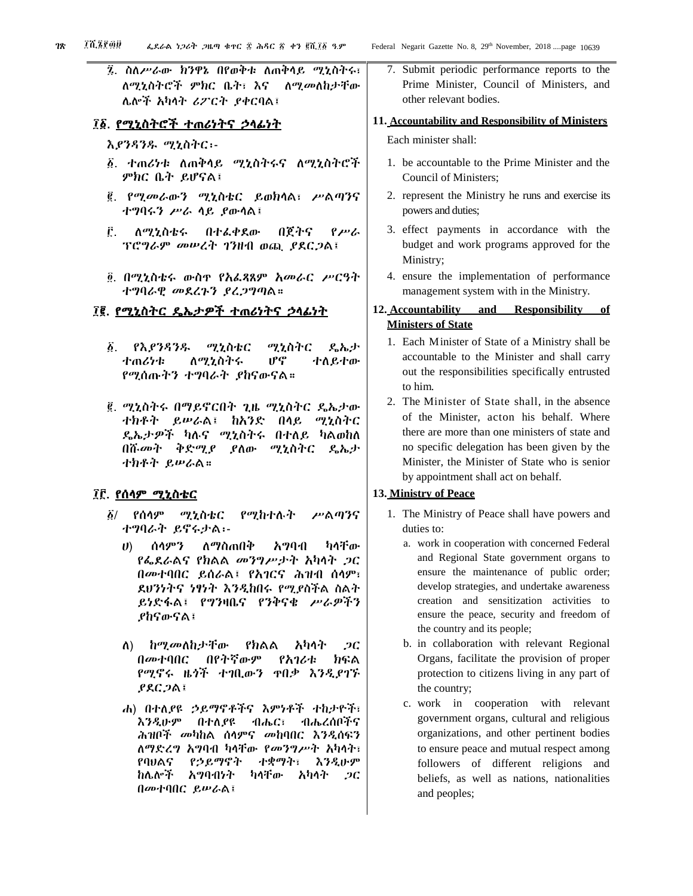፯. ስለሥራው ክንዋኔ በየወቅቱ ለጠቅላይ ሚኒስትሩ፣ ለሚኒስትሮች ምክር ቤት፣ እና ለሚመለከታቸው ሌሎች አካላት ሪፖርት ያቀርባል፤

## ፲፩. የሚኒስትሮች ተጠሪነትና ኃላፊነት

እያንዳንዱ ሚኒስትር፡-

፩. ተጠሪነቱ ለጠቅላይ ሚኒስትሩና ለሚኒስትሮች ምክር ቤት ይሆናል፤

፪. የሚመራውን ሚኒስቴር ይወክላል፤ ሥልጣንና ተግባሩን ሥራ ላይ ያውላል፤

፫. ለሚኒስቴሩ በተፈቀደው በጀትና የሥራ ፕሮግራም መሠረት ገንዘብ ወጪ ያደርጋል፤

፬. በሚኒስቴሩ ውስጥ የአፈጻጸም አመራር ሥርዓት ተግባራዊ መደረጉን ያረጋግጣል።

## ፲፪. የሚኒስትር ዴኤታዎች ተጠሪነትና ኃላፊነት

፩. የእያንዳንዱ ሚኒስቴር ሚኒስትር ዴኤታ ተጠሪነቱ ለሚኒስትሩ ሆኖ ተለይተው የሚሰጡትን ተግባራት ያከናውናል።

፪. ሚኒስትሩ በማይኖርበት ጊዜ ሚኒስትር ዴኤታው ተክቶት ይሠራል፤ ከአንድ በላይ ሚኒስትር ዴኤታዎች ካሉና ሚኒስትሩ በተለይ ካልወከለ በሹመት ቅድሚያ ያለው ሚኒስትር ዴኤታ ተክቶት ይሠራል።

## ፲፫. የሰላም ሚኒስቴር

፩/ የሰላም ሚኒስቴር የሚከተሉት ሥልጣንና ተግባራት ይኖሩታል፡-

ሀ) ሰላምን ለማስጠበቅ አግባብ ካላቸው የፌደራልና የክልል መንግሥታት አካላት ጋር በመተባበር ይሰራል፤ የአገርና ሕዝብ ሰላም፣ ደህንነትና ነፃነት እንዲከበሩ የሚያስችል ስልት ይነድፋል፤ የግንዛቤና የንቅናቄ ሥራዎችን ያከናውናል፤

ለ) ከሚመለከታቸው የክልል አካላት ጋር በመተባበር በየትኛውም የአገሪቱ ክፍል የሚኖሩ ዜጎች ተገቢውን ጥበቃ እንዲያገኙ ያደርጋል፤

ሐ) በተለያዩ ኃይማኖቶችና እምነቶች ተከታዮች፣ እንዲሁም በተለያዩ ብሔር፣ ብሔረሰቦችና ሕዝቦች መካከል ሰላምና መከባበር እንዲሰፍን ለማድረግ አግባብ ካላቸው የመንግሥት አካላት፣ የባህልና የኃይማኖት ተቋማት፣ እንዲሁም ከሌሎች አግባብነት ካላቸው አካላት ጋር በመተባበር ይሠራል፤

7. Submit periodic performance reports to the Prime Minister, Council of Ministers, and other relevant bodies.

## 11. Accountability and Responsibility of Ministers

Each minister shall:

1. be accountable to the Prime Minister and the Council of Ministers;
2. represent the Ministry he runs and exercise its powers and duties;
3. effect payments in accordance with the budget and work programs approved for the Ministry;
4. ensure the implementation of performance management system with in the Ministry.

## 12. Accountability and Responsibility of Ministers of State

1. Each Minister of State of a Ministry shall be accountable to the Minister and shall carry out the responsibilities specifically entrusted to him.
2. The Minister of State shall, in the absence of the Minister, acton his behalf. Where there are more than one ministers of state and no specific delegation has been given by the Minister, the Minister of State who is senior by appointment shall act on behalf.

## 13. Ministry of Peace

1. The Ministry of Peace shall have powers and duties to:
   a. work in cooperation with concerned Federal and Regional State government organs to ensure the maintenance of public order; develop strategies, and undertake awareness creation and sensitization activities to ensure the peace, security and freedom of the country and its people;
   b. in collaboration with relevant Regional Organs, facilitate the provision of proper protection to citizens living in any part of the country;
   c. work in cooperation with relevant government organs, cultural and religious organizations, and other pertinent bodies to ensure peace and mutual respect among followers of different religions and beliefs, as well as nations, nationalities and peoples;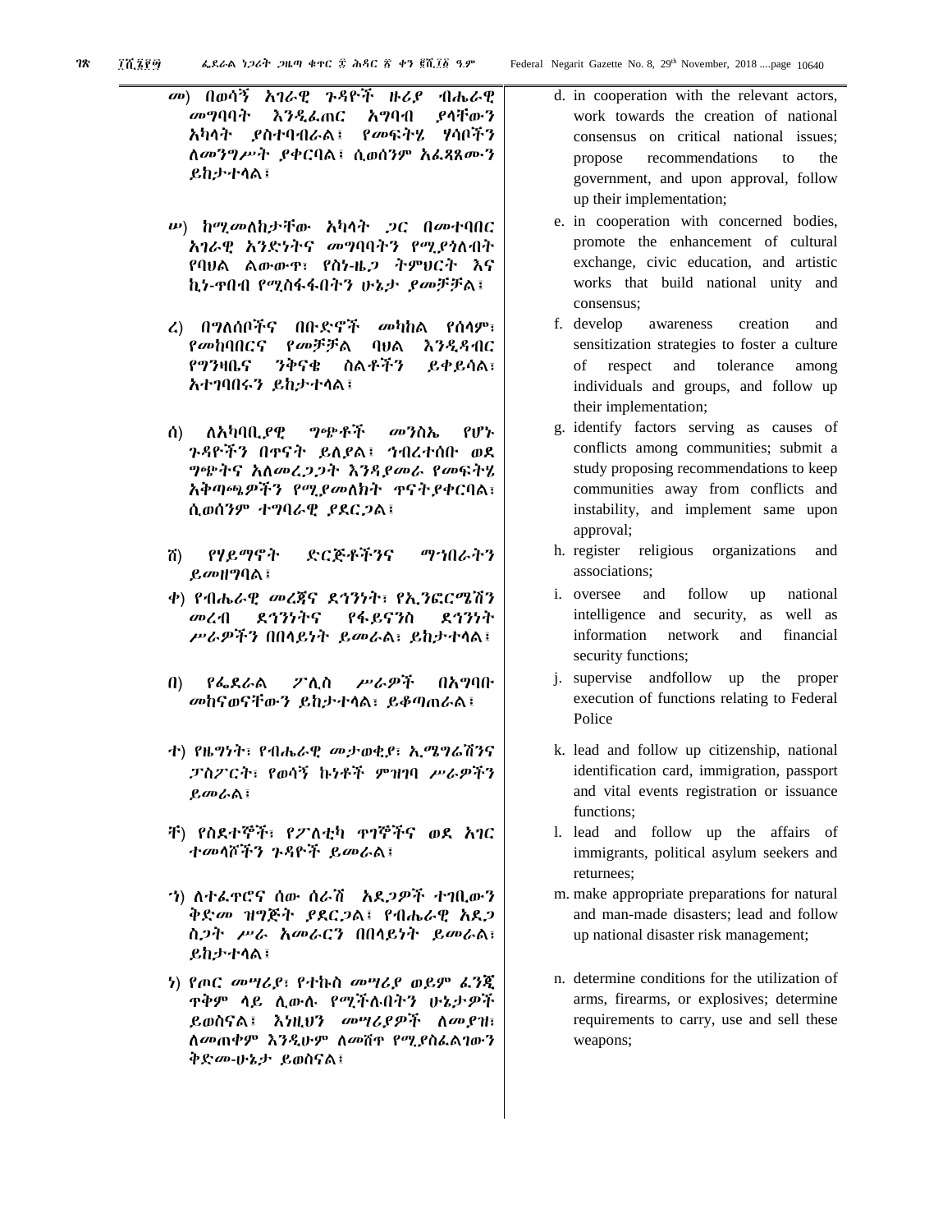መ) በወሳኝ አገራዊ ጉዳዮች ዙሪያ ብሔራዊ መግባባት እንዲፈጠር አግባብ ያላቸውን አካላት ያስተባብራል፣ የመፍትሄ ሃሳቦችን ለመንግሥት ያቀርባል፣ ሲወሰንም አፈጻጸሙን ይከታተላል፣

ሠ) ከሚመለከታቸው አካላት ጋር በመተባበር አገራዊ አንድነትና መግባባትን የሚያጎለብት የባህል ልውውጥ፣ የስነ-ዜጋ ትምህርት እና ኪነ-ጥበብ የሚስፋፋበትን ሁኔታ ያመቻቻል፣

ረ) በግለሰቦችና በቡድኖች መካከል የሰላም፣ የመከባበርና የመቻቻል ባህል እንዲዳብር የግንዛቤና ንቅናቄ ስልቶችን ይቀይሳል፣ አተገባበሩን ይከታተላል፣

ሰ) ለአካባቢያዊ ግጭቶች መንስኤ የሆኑ ጉዳዮችን በጥናት ይለያል፣ ኅብረተሰቡ ወደ ግጭትና አለመረጋጋት እንዳያመራ የመፍትሄ አቅጣጫዎችን የሚያመለክት ጥናት ያቀርባል፣ ሲወሰንም ተግባራዊ ያደርጋል፣

ሸ) የሃይማኖት ድርጅቶችንና ማኅበራትን ይመዘግባል፣

ቀ) የብሔራዊ መረጃና ደኅንነት፣ የኢንፎርሜሽን መረብ ደኅንነትና የፋይናንስ ደኅንነት ሥራዎችን በበላይነት ይመራል፣ ይከታተላል፣

በ) የፌደራል ፖሊስ ሥራዎች በአግባቡ መከናወናቸውን ይከታተላል፣ ይቆጣጠራል፣

ተ) የዜግነት፣ የብሔራዊ መታወቂያ፣ ኢሚግሬሽንና ፓስፖርት፣ የወሳኝ ኩነቶች ምዝገባ ሥራዎችን ይመራል፣

ቸ) የስደተኞች፣ የፖለቲካ ጥገኞችና ወደ አገር ተመላሾችን ጉዳዮች ይመራል፣

ኀ) ለተፈጥሮና ሰው ሰራሽ አደጋዎች ተገቢውን ቅድመ ዝግጅት ያደርጋል፣ የብሔራዊ አደጋ ስጋት ሥራ አመራርን በበላይነት ይመራል፣ ይከታተላል፣

ነ) የጦር መሣሪያ፣ የተኩስ መሣሪያ ወይም ፈንጂ ጥቅም ላይ ሊውሉ የሚችሉበትን ሁኔታዎች ይወስናል፣ እነዚህን መሣሪያዎች ለመያዝ፣ ለመጠቀም እንዲሁም ለመሸጥ የሚያስፈልገውን ቅድመ-ሁኔታ ይወስናል፣

d. in cooperation with the relevant actors, work towards the creation of national consensus on critical national issues; propose recommendations to the government, and upon approval, follow up their implementation;

e. in cooperation with concerned bodies, promote the enhancement of cultural exchange, civic education, and artistic works that build national unity and consensus;

f. develop awareness creation and sensitization strategies to foster a culture of respect and tolerance among individuals and groups, and follow up their implementation;

g. identify factors serving as causes of conflicts among communities; submit a study proposing recommendations to keep communities away from conflicts and instability, and implement same upon approval;

h. register religious organizations and associations;

i. oversee and follow up national intelligence and security, as well as information network and financial security functions;

j. supervise andfollow up the proper execution of functions relating to Federal Police

k. lead and follow up citizenship, national identification card, immigration, passport and vital events registration or issuance functions;

l. lead and follow up the affairs of immigrants, political asylum seekers and returnees;

m. make appropriate preparations for natural and man-made disasters; lead and follow up national disaster risk management;

n. determine conditions for the utilization of arms, firearms, or explosives; determine requirements to carry, use and sell these weapons;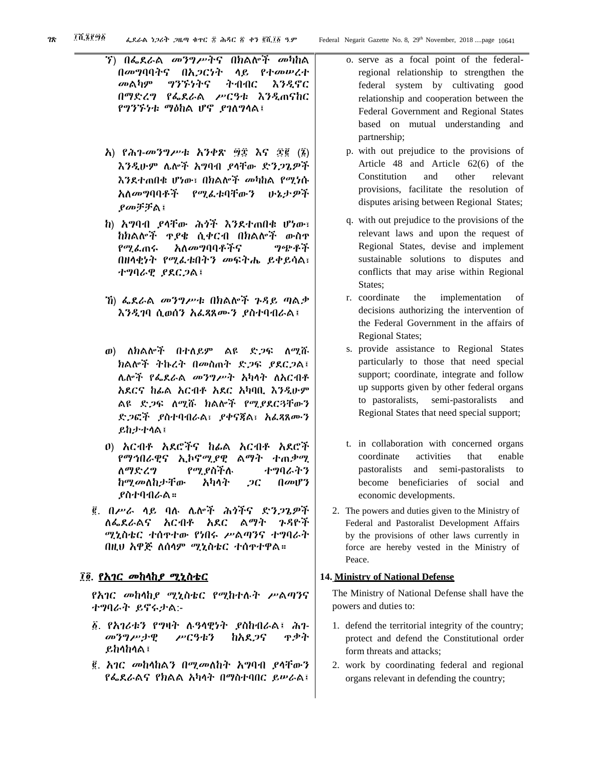ኘ) በፌደራል መንግሥትና በክልሎች መካከል በመግባባትና በአጋርነት ላይ የተመሠረተ መልካም ግንኙነትና ትብብር እንዲኖር በማድረግ የፌደራል ሥርዓቱ እንዲጠናከር የግንኙነቱ ማዕከል ሆኖ ያገለግላል፣

አ) የሕገ-መንግሥቱ አንቀጽ ፵፰ እና ፷፪ (፮) እንዲሁም ሌሎች አግባብ ያላቸው ድንጋጌዎች እንደተጠበቁ ሆነው፣ በክልሎች መካከል የሚነሱ አለመግባባቶች የሚፈቱባቸውን ሁኔታዎች ያመቻቻል፣

ከ) አግባብ ያላቸው ሕጎች እንደተጠበቁ ሆነው፣ ከክልሎች ጥያቄ ሲቀርብ በክልሎች ውስጥ የሚፈጠሩ አለመግባባቶችና ግጭቶች በዘላቂነት የሚፈቱበትን መፍትሔ ይቀይሳል፣ ተግባራዊ ያደርጋል፣

ኸ) ፌደራል መንግሥቱ በክልሎች ጉዳይ ጣልቃ እንዲገባ ሲወሰን አፈጻጸሙን ያስተባብራል፣

ወ) ለክልሎች በተለይም ልዩ ድጋፍ ለሚሹ ክልሎች ትኩረት በመስጠት ድጋፍ ያደርጋል፣ ሌሎች የፌደራል መንግሥት አካላት ለአርብቶ አደርና ከፊል አርብቶ አደር አካባቢ እንዲሁም ልዩ ድጋፍ ለሚሹ ክልሎች የሚያደርጓቸውን ድጋፎች ያስተባብራል፣ ያቀናጃል፣ አፈጻጸሙን ይከታተላል፣

ዐ) አርብቶ አደሮችና ከፊል አርብቶ አደሮች የማኅበራዊና ኢኮኖሚያዊ ልማት ተጠቃሚ ለማድረግ የሚያስችሉ ተግባራትን ከሚመለከታቸው አካላት ጋር በመሆን ያስተባብራል።

፪. በሥራ ላይ ባሉ ሌሎች ሕጎችና ድንጋጌዎች ለፌደራልና አርብቶ አደር ልማት ጉዳዮች ሚኒስቴር ተሰጥተው የነበሩ ሥልጣንና ተግባራት በዚህ አዋጅ ለሰላም ሚኒስቴር ተሰጥተዋል።

## ፲፬. የአገር መከላከያ ሚኒስቴር

የአገር መከላከያ ሚኒስቴር የሚከተሉት ሥልጣንና ተግባራት ይኖሩታል:-

፩. የአገሪቱን የግዛት ሉዓላዊነት ያስከብራል፣ ሕገ-መንግሥታዊ ሥርዓቱን ከአደጋና ጥቃት ይከላከላል፣

፪. አገር መከላከልን በሚመለከት አግባብ ያላቸውን የፌደራልና የክልል አካላት በማስተባበር ይሠራል፣

o. serve as a focal point of the federal-regional relationship to strengthen the federal system by cultivating good relationship and cooperation between the Federal Government and Regional States based on mutual understanding and partnership;

p. with out prejudice to the provisions of Article 48 and Article 62(6) of the Constitution and other relevant provisions, facilitate the resolution of disputes arising between Regional States;

q. with out prejudice to the provisions of the relevant laws and upon the request of Regional States, devise and implement sustainable solutions to disputes and conflicts that may arise within Regional States;

r. coordinate the implementation of decisions authorizing the intervention of the Federal Government in the affairs of Regional States;

s. provide assistance to Regional States particularly to those that need special support; coordinate, integrate and follow up supports given by other federal organs to pastoralists, semi-pastoralists and Regional States that need special support;

t. in collaboration with concerned organs coordinate activities that enable pastoralists and semi-pastoralists to become beneficiaries of social and economic developments.

2. The powers and duties given to the Ministry of Federal and Pastoralist Development Affairs by the provisions of other laws currently in force are hereby vested in the Ministry of Peace.

## 14. Ministry of National Defense

The Ministry of National Defense shall have the powers and duties to:

1. defend the territorial integrity of the country; protect and defend the Constitutional order form threats and attacks;
2. work by coordinating federal and regional organs relevant in defending the country;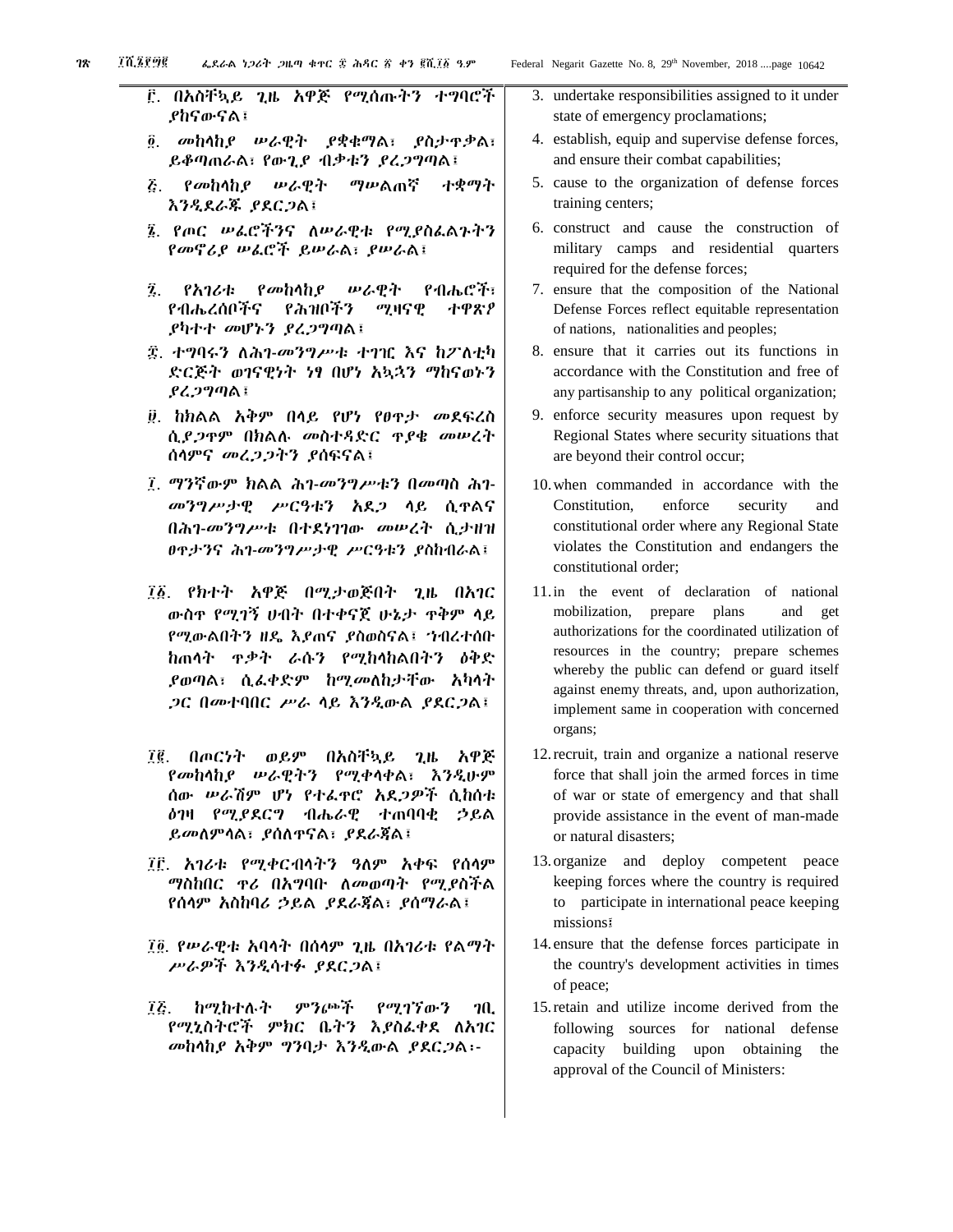፫. በአስቸኳይ ጊዜ አዋጅ የሚሰጡትን ተግባሮች ያከናውናል፤

፬. መከላከያ ሠራዊት ያቋቁማል፣ ያስታጥቃል፣ ይቆጣጠራል፣ የውጊያ ብቃቱን ያረጋግጣል፤

፭. የመከላከያ ሠራዊት ማሠልጠኛ ተቋማት እንዲደራጁ ያደርጋል፤

፮. የጦር ሠፈሮችንና ለሠራዊቱ የሚያስፈልጉትን የመኖሪያ ሠፈሮች ይሠራል፣ ያሠራል፤

፯. የአገሪቱ የመከላከያ ሠራዊት የብሔሮች፣ የብሔረሰቦችና የሕዝቦችን ሚዛናዊ ተዋጽዖ ያካተተ መሆኑን ያረጋግጣል፤

፰. ተግባሩን ለሕገ-መንግሥቱ ተገዢ እና ከፖለቲካ ድርጅት ወገናዊነት ነፃ በሆነ አኳኋን ማከናወኑን ያረጋግጣል፤

፱. ከክልል አቅም በላይ የሆነ የፀጥታ መደፍረስ ሲያጋጥም በክልሉ መስተዳድር ጥያቄ መሠረት ሰላምና መረጋጋትን ያሰፍናል፤

፲. ማንኛውም ክልል ሕገ-መንግሥቱን በመጣስ ሕገ-መንግሥታዊ ሥርዓቱን አደጋ ላይ ሲጥልና በሕገ-መንግሥቱ በተደነገገው መሠረት ሲታዘዝ ፀጥታንና ሕገ-መንግሥታዊ ሥርዓቱን ያስከብራል፤

፲፩. የክተት አዋጅ በሚታወጅበት ጊዜ በአገር ውስጥ የሚገኝ ሀብት በተቀናጀ ሁኔታ ጥቅም ላይ የሚውልበትን ዘዴ አያጠና ያስወስናል፤ ኅብረተሰቡ ከጠላት ጥቃት ራሱን የሚከላከልበትን ዕቅድ ያወጣል፣ ሲፈቀድም ከሚመለከታቸው አካላት ጋር በመተባበር ሥራ ላይ እንዲውል ያደርጋል፤

፲፪. በጦርነት ወይም በአስቸኳይ ጊዜ አዋጅ የመከላከያ ሠራዊትን የሚቀላቀል፣ እንዲሁም ሰው ሠራሽም ሆነ የተፈጥሮ አደጋዎች ሲከሰቱ ዕገዛ የሚያደርግ ብሔራዊ ተጠባባቂ ኃይል ይመለምላል፣ ያሰለጥናል፣ ያደራጃል፤

፲፫. አገሪቱ የሚቀርብላትን ዓለም አቀፍ የሰላም ማስከበር ጥሪ በአግባቡ ለመወጣት የሚያስችል የሰላም አስከባሪ ኃይል ያደራጃል፣ ያሰማራል፤

፲፬. የሠራዊቱ አባላት በሰላም ጊዜ በአገሪቱ የልማት ሥራዎች እንዲሳተፉ ያደርጋል፤

፲፭. ከሚከተሉት ምንጮች የሚገኘውን ገቢ የሚኒስትሮች ምክር ቤትን እያስፈቀደ ለአገር መከላከያ አቅም ግንባታ እንዲውል ያደርጋል፡-

3. undertake responsibilities assigned to it under state of emergency proclamations;

4. establish, equip and supervise defense forces, and ensure their combat capabilities;

5. cause to the organization of defense forces training centers;

6. construct and cause the construction of military camps and residential quarters required for the defense forces;

7. ensure that the composition of the National Defense Forces reflect equitable representation of nations, nationalities and peoples;

8. ensure that it carries out its functions in accordance with the Constitution and free of any partisanship to any political organization;

9. enforce security measures upon request by Regional States where security situations that are beyond their control occur;

10. when commanded in accordance with the Constitution, enforce security and constitutional order where any Regional State violates the Constitution and endangers the constitutional order;

11. in the event of declaration of national mobilization, prepare plans and get authorizations for the coordinated utilization of resources in the country; prepare schemes whereby the public can defend or guard itself against enemy threats, and, upon authorization, implement same in cooperation with concerned organs;

12. recruit, train and organize a national reserve force that shall join the armed forces in time of war or state of emergency and that shall provide assistance in the event of man-made or natural disasters;

13. organize and deploy competent peace keeping forces where the country is required to participate in international peace keeping missions፤

14. ensure that the defense forces participate in the country's development activities in times of peace;

15. retain and utilize income derived from the following sources for national defense capacity building upon obtaining the approval of the Council of Ministers: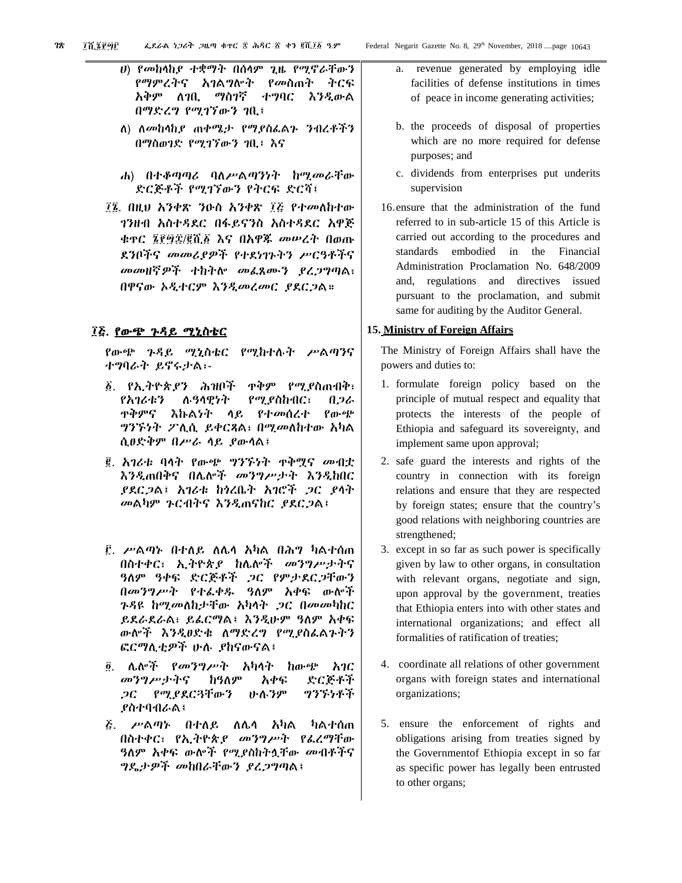ሀ) የመከላከያ ተቋማት በሰላም ጊዜ የሚኖራቸውን የማምረትና አገልግሎት የመስጠት ትርፍ አቅም ለገቢ ማስገኛ ተግባር እንዲውል በማድረግ የሚገኘውን ገቢ፣

ለ) ለመከላከያ ጠቀሜታ የማያስፈልጉ ንብረቶችን በማስወገድ የሚገኘውን ገቢ፣ እና

ሐ) በተቆጣጣሪ ባለሥልጣንነት ከሚመራቸው ድርጅቶች የሚገኘውን የትርፍ ድርሻ፣

፲፮. በዚህ አንቀጽ ንዑስ አንቀጽ ፲፭ የተመለከተው ገንዘብ አስተዳደር በፋይናንስ አስተዳደር አዋጅ ቁጥር ፮፻፵፰/፪ሺ፩ እና በአዋጁ መሠረት በወጡ ደንቦችና መመሪያዎች የተደነገጉትን ሥርዓቶችና መመዘኛዎች ተከትሎ መፈጸሙን ያረጋግጣል፣ በዋናው ኦዲተርም እንዲመረመር ያደርጋል።

a. revenue generated by employing idle facilities of defense institutions in times of peace in income generating activities;

b. the proceeds of disposal of properties which are no more required for defense purposes; and

c. dividends from enterprises put underits supervision

16. ensure that the administration of the fund referred to in sub-article 15 of this Article is carried out according to the procedures and standards embodied in the Financial Administration Proclamation No. 648/2009 and, regulations and directives issued pursuant to the proclamation, and submit same for auditing by the Auditor General.

## ፲፭. የውጭ ጉዳይ ሚኒስቴር

የውጭ ጉዳይ ሚኒስቴር የሚከተሉት ሥልጣንና ተግባራት ይኖሩታል፡-

፩. የኢትዮጵያን ሕዝቦች ጥቅም የሚያስጠብቅ፣ የአገሪቱን ሉዓላዊነት የሚያስከብር፣ በጋራ ጥቅምና እኩልነት ላይ የተመሰረተ የውጭ ግንኙነት ፖሊሲ ይቀርጻል፣ በሚመለከተው አካል ሲፀድቅም በሥራ ላይ ያውላል፣

፪. አገሪቱ ባላት የውጭ ግንኙነት ጥቅሟና መብቷ እንዲጠበቅና በሌሎች መንግሥታት እንዲከበር ያደርጋል፣ አገሪቱ ከጎረቤት አገሮች ጋር ያላት መልካም ጉርብትና እንዲጠናከር ያደርጋል፣

፫. ሥልጣኑ በተለይ ለሌላ አካል በሕግ ካልተሰጠ በስተቀር፣ ኢትዮጵያ ከሌሎች መንግሥታትና ዓለም ዓቀፍ ድርጅቶች ጋር የምታደርጋቸውን በመንግሥት የተፈቀዱ ዓለም አቀፍ ውሎች ጉዳዩ ከሚመለከታቸው አካላት ጋር በመመካከር ይደራደራል፣ ይፈርማል፣ እንዲሁም ዓለም አቀፍ ውሎች እንዲፀድቁ ለማድረግ የሚያስፈልጉትን ፎርማሊቲዎች ሁሉ ያከናውናል፣

፬. ሌሎች የመንግሥት አካላት ከውጭ አገር መንግሥታትና ከዓለም አቀፍ ድርጅቶች ጋር የሚያደርጓቸውን ሁሉንም ግንኙነቶች ያስተባብራል፣

፭. ሥልጣኑ በተለይ ለሌላ አካል ካልተሰጠ በስተቀር፣ የኢትዮጵያ መንግሥት የፈረማቸው ዓለም አቀፍ ውሎች የሚያስከትሏቸው መብቶችና ግዴታዎች መከበራቸውን ያረጋግጣል፣

## 15. Ministry of Foreign Affairs

The Ministry of Foreign Affairs shall have the powers and duties to:

1. formulate foreign policy based on the principle of mutual respect and equality that protects the interests of the people of Ethiopia and safeguard its sovereignty, and implement same upon approval;
2. safe guard the interests and rights of the country in connection with its foreign relations and ensure that they are respected by foreign states; ensure that the country's good relations with neighboring countries are strengthened;
3. except in so far as such power is specifically given by law to other organs, in consultation with relevant organs, negotiate and sign, upon approval by the government, treaties that Ethiopia enters into with other states and international organizations; and effect all formalities of ratification of treaties;
4. coordinate all relations of other government organs with foreign states and international organizations;
5. ensure the enforcement of rights and obligations arising from treaties signed by the Governmentof Ethiopia except in so far as specific power has legally been entrusted to other organs;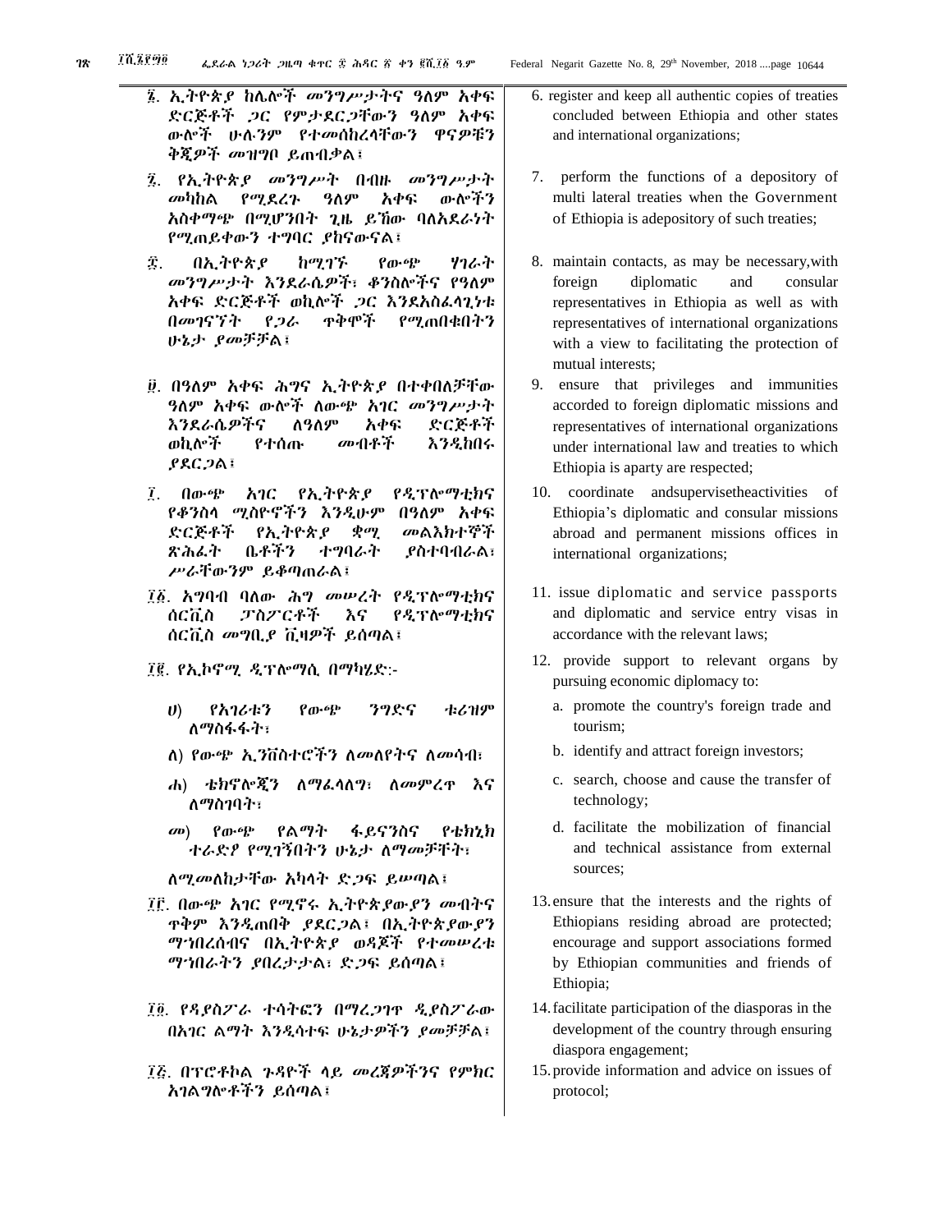፮. ኢትዮጵያ ከሌሎች መንግሥታትና ዓለም አቀፍ ድርጅቶች ጋር የምታደርጋቸውን ዓለም አቀፍ ውሎች ሁሉንም የተመሰከረላቸውን ዋናዎቹን ቅጂዎች መዝግቦ ይጠብቃል፤

፯. የኢትዮጵያ መንግሥት በብዙ መንግሥታት መካከል የሚደረጉ ዓለም አቀፍ ውሎችን አስቀማጭ በሚሆንበት ጊዜ ይኸው ባለአደራነት የሚጠይቀውን ተግባር ያከናውናል፤

፰. በኢትዮጵያ ከሚገኙ የውጭ ሃገራት መንግሥታት እንደራሴዎች፣ ቆንስሎችና የዓለም አቀፍ ድርጅቶች ወኪሎች ጋር እንደአስፈላጊነቱ በመገናኘት የጋራ ጥቅሞች የሚጠበቁበትን ሁኔታ ያመቻቻል፤

፱. በዓለም አቀፍ ሕግና ኢትዮጵያ በተቀበለቻቸው ዓለም አቀፍ ውሎች ለውጭ አገር መንግሥታት እንደራሴዎችና ለዓለም አቀፍ ድርጅቶች ወኪሎች የተሰጡ መብቶች እንዲከበሩ ያደርጋል፤

፲. በውጭ አገር የኢትዮጵያ የዲፕሎማቲክና የቆንስላ ሚስዮኖችን እንዲሁም በዓለም አቀፍ ድርጅቶች የኢትዮጵያ ቋሚ መልእክተኞች ጽሕፈት ቤቶችን ተግባራት ያስተባብራል፣ ሥራቸውንም ይቆጣጠራል፤

፲፩. አግባብ ባለው ሕግ መሠረት የዲፕሎማቲክና ሰርቪስ ፓስፖርቶች እና የዲፕሎማቲክና ሰርቪስ መግቢያ ቪዛዎች ይሰጣል፤

፲፪. የኢኮኖሚ ዲፕሎማሲ በማካሄድ:-

ሀ) የአገሪቱን የውጭ ንግድና ቱሪዝም ለማስፋፋት፣

ለ) የውጭ ኢንቨስተሮችን ለመለየትና ለመሳብ፣

ሐ) ቴክኖሎጂን ለማፈላለግ፣ ለመምረጥ እና ለማስገባት፣

መ) የውጭ የልማት ፋይናንስና የቴክኒክ ተራድዖ የሚገኝበትን ሁኔታ ለማመቻቸት፣

ለሚመለከታቸው አካላት ድጋፍ ይሠጣል፤

፲፫. በውጭ አገር የሚኖሩ ኢትዮጵያውያን መብትና ጥቅም እንዲጠበቅ ያደርጋል፤ በኢትዮጵያውያን ማኅበረሰብና በኢትዮጵያ ወዳጆች የተመሠረቱ ማኅበራትን ያበረታታል፣ ድጋፍ ይሰጣል፤

፲፬. የዳያስፖራ ተሳትፎን በማረጋገጥ ዲያስፖራው በአገር ልማት እንዲሳተፍ ሁኔታዎችን ያመቻቻል፤

፲፭. በፕሮቶኮል ጉዳዮች ላይ መረጃዎችንና የምክር አገልግሎቶችን ይሰጣል፤

6. register and keep all authentic copies of treaties concluded between Ethiopia and other states and international organizations;

7. perform the functions of a depository of multi lateral treaties when the Government of Ethiopia is adepository of such treaties;

8. maintain contacts, as may be necessary,with foreign diplomatic and consular representatives in Ethiopia as well as with representatives of international organizations with a view to facilitating the protection of mutual interests;

9. ensure that privileges and immunities accorded to foreign diplomatic missions and representatives of international organizations under international law and treaties to which Ethiopia is aparty are respected;

10. coordinate andsupervisetheactivities of Ethiopia's diplomatic and consular missions abroad and permanent missions offices in international organizations;

11. issue diplomatic and service passports and diplomatic and service entry visas in accordance with the relevant laws;

12. provide support to relevant organs by pursuing economic diplomacy to:

a. promote the country's foreign trade and tourism;

b. identify and attract foreign investors;

c. search, choose and cause the transfer of technology;

d. facilitate the mobilization of financial and technical assistance from external sources;

13. ensure that the interests and the rights of Ethiopians residing abroad are protected; encourage and support associations formed by Ethiopian communities and friends of Ethiopia;

14. facilitate participation of the diasporas in the development of the country through ensuring diaspora engagement;

15. provide information and advice on issues of protocol;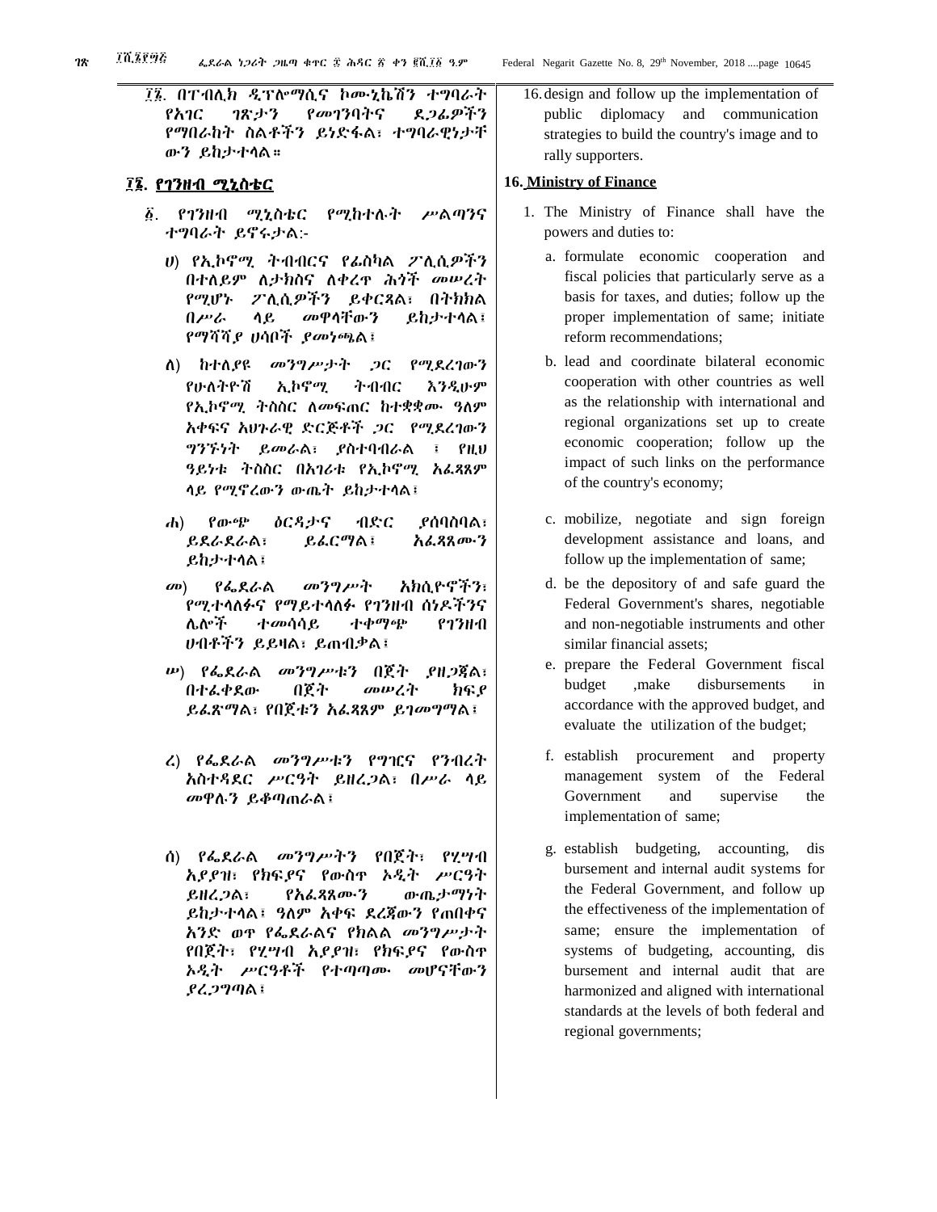፲፮. በፐብሊክ ዲፕሎማሲና ኮሙኒኬሽን ተግባራት የአገር ገጽታን የመገንባትና ደጋፊዎችን የማበራከት ስልቶችን ይነድፋል፣ ተግባራዊነታቸውን ይከታተላል።

## ፲፮. የገንዘብ ሚኒስቴር

፩. የገንዘብ ሚኒስቴር የሚከተሉት ሥልጣንና ተግባራት ይኖሩታል:-

ሀ) የኢኮኖሚ ትብብርና የፊስካል ፖሊሲዎችን በተለይም ለታክስና ለቀረጥ ሕጎች መሠረት የሚሆኑ ፖሊሲዎችን ይቀርጻል፣ በትክክል በሥራ ላይ መዋላቸውን ይከታተላል፣ የማሻሻያ ሀሳቦች ያመነጫል፤

ለ) ከተለያዩ መንግሥታት ጋር የሚደረገውን የሁለትዮሽ ኢኮኖሚ ትብብር እንዲሁም የኢኮኖሚ ትስስር ለመፍጠር ከተቋቋሙ ዓለም አቀፍና አህጉራዊ ድርጅቶች ጋር የሚደረገውን ግንኙነት ይመራል፣ ያስተባብራል ፣ የዚህ ዓይነቱ ትስስር በአገሪቱ የኢኮኖሚ አፈጻጸም ላይ የሚኖረውን ውጤት ይከታተላል፤

ሐ) የውጭ ዕርዳታና ብድር ያሰባስባል፣ ይደራደራል፣ ይፈርማል፣ አፈጻጸሙን ይከታተላል፤

መ) የፌደራል መንግሥት አክሲዮኖችን፣ የሚተላለፉና የማይተላለፉ የገንዘብ ሰነዶችንና ሌሎች ተመሳሳይ ተቀማጭ የገንዘብ ሀብቶችን ይይዛል፣ ይጠብቃል፤

ሠ) የፌደራል መንግሥቱን በጀት ያዘጋጃል፣ በተፈቀደው በጀት መሠረት ክፍያ ይፈጽማል፣ የበጀቱን አፈጻጸም ይገመግማል፤

ረ) የፌደራል መንግሥቱን የግዢና የንብረት አስተዳደር ሥርዓት ይዘረጋል፣ በሥራ ላይ መዋሉን ይቆጣጠራል፤

ሰ) የፌደራል መንግሥትን የበጀት፣ የሂሣብ አያያዝ፣ የክፍያና የውስጥ ኦዲት ሥርዓት ይዘረጋል፣ የአፈጻጸሙን ውጤታማነት ይከታተላል፣ ዓለም አቀፍ ደረጃውን የጠበቀና አንድ ወጥ የፌደራልና የክልል መንግሥታት የበጀት፣ የሂሣብ አያያዝ፣ የክፍያና የውስጥ ኦዲት ሥርዓቶች የተጣጣሙ መሆናቸውን ያረጋግጣል፤

16. design and follow up the implementation of public diplomacy and communication strategies to build the country's image and to rally supporters.

## 16. Ministry of Finance

1. The Ministry of Finance shall have the powers and duties to:

   a. formulate economic cooperation and fiscal policies that particularly serve as a basis for taxes, and duties; follow up the proper implementation of same; initiate reform recommendations;

   b. lead and coordinate bilateral economic cooperation with other countries as well as the relationship with international and regional organizations set up to create economic cooperation; follow up the impact of such links on the performance of the country's economy;

   c. mobilize, negotiate and sign foreign development assistance and loans, and follow up the implementation of same;

   d. be the depository of and safe guard the Federal Government's shares, negotiable and non-negotiable instruments and other similar financial assets;

   e. prepare the Federal Government fiscal budget ,make disbursements in accordance with the approved budget, and evaluate the utilization of the budget;

   f. establish procurement and property management system of the Federal Government and supervise the implementation of same;

   g. establish budgeting, accounting, dis bursement and internal audit systems for the Federal Government, and follow up the effectiveness of the implementation of same; ensure the implementation of systems of budgeting, accounting, dis bursement and internal audit that are harmonized and aligned with international standards at the levels of both federal and regional governments;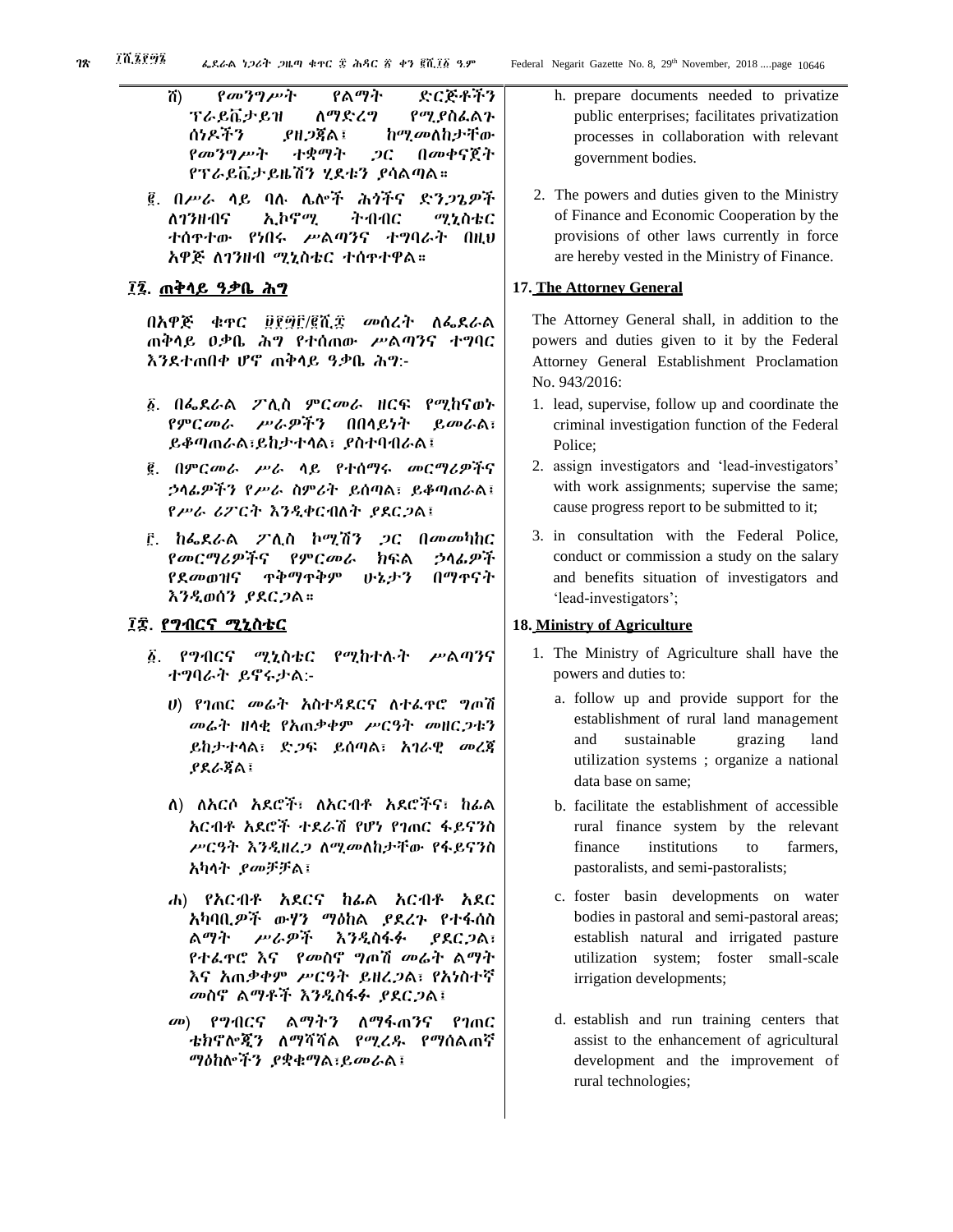ሸ) የመንግሥት የልማት ድርጅቶችን ፕራይቬታይዝ ለማድረግ የሚያስፈልጉ ሰነዶችን ያዘጋጃል፤ ከሚመለከታቸው የመንግሥት ተቋማት ጋር በመቀናጀት የፕራይቬታይዜሽን ሂደቱን ያሳልጣል።

፪. በሥራ ላይ ባሉ ሌሎች ሕጎችና ድንጋጌዎች ለገንዘብና ኢኮኖሚ ትብብር ሚኒስቴር ተሰጥተው የነበሩ ሥልጣንና ተግባራት በዚህ አዋጅ ለገንዘብ ሚኒስቴር ተሰጥተዋል።

## ፲፯. ጠቅላይ ዓቃቤ ሕግ

በአዋጅ ቁጥር ፱፻፵፫/፪ሺ፰ መሰረት ለፌደራል ጠቅላይ ዐቃቤ ሕግ የተሰጠው ሥልጣንና ተግባር እንደተጠበቀ ሆኖ ጠቅላይ ዓቃቤ ሕግ:-

፩. በፌደራል ፖሊስ ምርመራ ዘርፍ የሚከናወኑ የምርመራ ሥራዎችን በበላይነት ይመራል፣ ይቆጣጠራል፣ይከታተላል፣ ያስተባብራል፤

፪. በምርመራ ሥራ ላይ የተሰማሩ መርማሪዎችና ኃላፊዎችን የሥራ ስምሪት ይሰጣል፣ ይቆጣጠራል፣ የሥራ ሪፖርት እንዲቀርብለት ያደርጋል፤

፫. ከፌደራል ፖሊስ ኮሚሽን ጋር በመመካከር የመርማሪዎችና የምርመራ ክፍል ኃላፊዎች የደመወዝና ጥቅማጥቅም ሁኔታን በማጥናት እንዲወሰን ያደርጋል።

## ፲፰. የግብርና ሚኒስቴር

፩. የግብርና ሚኒስቴር የሚከተሉት ሥልጣንና ተግባራት ይኖሩታል:-

ሀ) የገጠር መሬት አስተዳደርና ለተፈጥሮ ግጦሽ መሬት ዘላቂ የአጠቃቀም ሥርዓት መዘርጋቱን ይከታተላል፣ ድጋፍ ይሰጣል፣ አገራዊ መረጃ ያደራጃል፤

ለ) ለአርሶ አደሮች፣ ለአርብቶ አደሮችና፣ ከፊል አርብቶ አደሮች ተደራሽ የሆነ የገጠር ፋይናንስ ሥርዓት እንዲዘረጋ ለሚመለከታቸው የፋይናንስ አካላት ያመቻቻል፤

ሐ) የአርብቶ አደርና ከፊል አርብቶ አደር አካባቢዎች ውሃን ማዕከል ያደረጉ የተፋሰስ ልማት ሥራዎች እንዲስፋፉ ያደርጋል፣ የተፈጥሮ እና የመስኖ ግጦሽ መሬት ልማት እና አጠቃቀም ሥርዓት ይዘረጋል፣ የአነስተኛ መስኖ ልማቶች እንዲስፋፉ ያደርጋል፤

መ) የግብርና ልማትን ለማፋጠንና የገጠር ቴክኖሎጂን ለማሻሻል የሚረዱ የማሰልጠኛ ማዕከሎችን ያቋቁማል፣ይመራል፤

h. prepare documents needed to privatize public enterprises; facilitates privatization processes in collaboration with relevant government bodies.

2. The powers and duties given to the Ministry of Finance and Economic Cooperation by the provisions of other laws currently in force are hereby vested in the Ministry of Finance.

## 17. The Attorney General

The Attorney General shall, in addition to the powers and duties given to it by the Federal Attorney General Establishment Proclamation No. 943/2016:

1. lead, supervise, follow up and coordinate the criminal investigation function of the Federal Police;
2. assign investigators and 'lead-investigators' with work assignments; supervise the same; cause progress report to be submitted to it;
3. in consultation with the Federal Police, conduct or commission a study on the salary and benefits situation of investigators and 'lead-investigators';

## 18. Ministry of Agriculture

1. The Ministry of Agriculture shall have the powers and duties to:
   a. follow up and provide support for the establishment of rural land management and sustainable grazing land utilization systems ; organize a national data base on same;
   b. facilitate the establishment of accessible rural finance system by the relevant finance institutions to farmers, pastoralists, and semi-pastoralists;
   c. foster basin developments on water bodies in pastoral and semi-pastoral areas; establish natural and irrigated pasture utilization system; foster small-scale irrigation developments;
   d. establish and run training centers that assist to the enhancement of agricultural development and the improvement of rural technologies;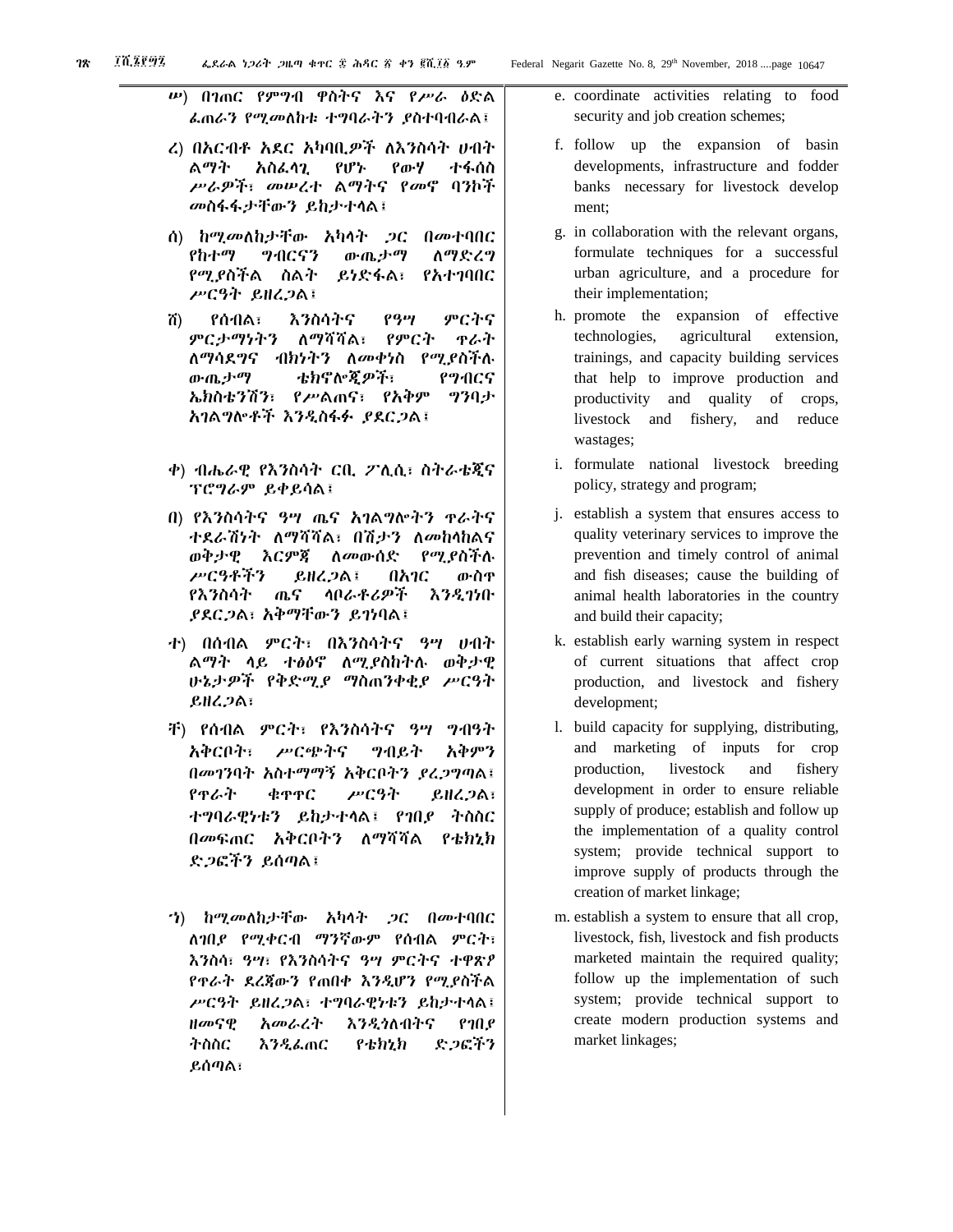ሠ) በገጠር የምግብ ዋስትና እና የሥራ ዕድል ፈጠራን የሚመለከቱ ተግባራትን ያስተባብራል፣

ረ) በአርብቶ አደር አካባቢዎች ለእንስሳት ሀብት ልማት አስፈላጊ የሆኑ የውሃ ተፋሰስ ሥራዎች፣ መሠረተ ልማትና የመኖ ባንኮች መስፋፋታቸውን ይከታተላል፣

ሰ) ከሚመለከታቸው አካላት ጋር በመተባበር የከተማ ግብርናን ውጤታማ ለማድረግ የሚያስችል ስልት ይነድፋል፣ የአተገባበር ሥርዓት ይዘረጋል፣

ሸ) የሰብል፣ እንስሳትና የዓሣ ምርትና ምርታማነትን ለማሻሻል፣ የምርት ጥራት ለማሳደግና ብክነትን ለመቀነስ የሚያስችሉ ውጤታማ ቴክኖሎጂዎች፣ የግብርና ኤክስቴንሽን፣ የሥልጠና፣ የአቅም ግንባታ አገልግሎቶች እንዲስፋፉ ያደርጋል፣

ቀ) ብሔራዊ የእንስሳት ርቢ ፖሊሲ፣ ስትራቴጂና ፕሮግራም ይቀይሳል፣

በ) የእንስሳትና ዓሣ ጤና አገልግሎትን ጥራትና ተደራሽነት ለማሻሻል፣ በሽታን ለመከላከልና ወቅታዊ እርምጃ ለመውሰድ የሚያስችሉ ሥርዓቶችን ይዘረጋል፣ በአገር ውስጥ የእንስሳት ጤና ላቦራቶሪዎች እንዲገነቡ ያደርጋል፣ አቅማቸውን ይገነባል፣

ተ) በሰብል ምርት፣ በእንስሳትና ዓሣ ሀብት ልማት ላይ ተፅዕኖ ለሚያስከትሉ ወቅታዊ ሁኔታዎች የቅድሚያ ማስጠንቀቂያ ሥርዓት ይዘረጋል፣

ቸ) የሰብል ምርት፣ የእንስሳትና ዓሣ ግብዓት አቅርቦት፣ ሥርጭትና ግብይት አቅምን በመገንባት አስተማማኝ አቅርቦትን ያረጋግጣል፣ የጥራት ቁጥጥር ሥርዓት ይዘረጋል፣ ተግባራዊነቱን ይከታተላል፣ የገበያ ትስስር በመፍጠር አቅርቦትን ለማሻሻል የቴክኒክ ድጋፎችን ይሰጣል፣

ኀ) ከሚመለከታቸው አካላት ጋር በመተባበር ለገበያ የሚቀርብ ማንኛውም የሰብል ምርት፣ እንስሳ፣ ዓሣ፣ የእንስሳትና ዓሣ ምርትና ተዋጽዖ የጥራት ደረጃውን የጠበቀ እንዲሆን የሚያስችል ሥርዓት ይዘረጋል፣ ተግባራዊነቱን ይከታተላል፣ ዘመናዊ አመራረት እንዲጎለብትና የገበያ ትስስር እንዲፈጠር የቴክኒክ ድጋፎችን ይሰጣል፣

e. coordinate activities relating to food security and job creation schemes;

f. follow up the expansion of basin developments, infrastructure and fodder banks necessary for livestock develop ment;

g. in collaboration with the relevant organs, formulate techniques for a successful urban agriculture, and a procedure for their implementation;

h. promote the expansion of effective technologies, agricultural extension, trainings, and capacity building services that help to improve production and productivity and quality of crops, livestock and fishery, and reduce wastages;

i. formulate national livestock breeding policy, strategy and program;

j. establish a system that ensures access to quality veterinary services to improve the prevention and timely control of animal and fish diseases; cause the building of animal health laboratories in the country and build their capacity;

k. establish early warning system in respect of current situations that affect crop production, and livestock and fishery development;

l. build capacity for supplying, distributing, and marketing of inputs for crop production, livestock and fishery development in order to ensure reliable supply of produce; establish and follow up the implementation of a quality control system; provide technical support to improve supply of products through the creation of market linkage;

m. establish a system to ensure that all crop, livestock, fish, livestock and fish products marketed maintain the required quality; follow up the implementation of such system; provide technical support to create modern production systems and market linkages;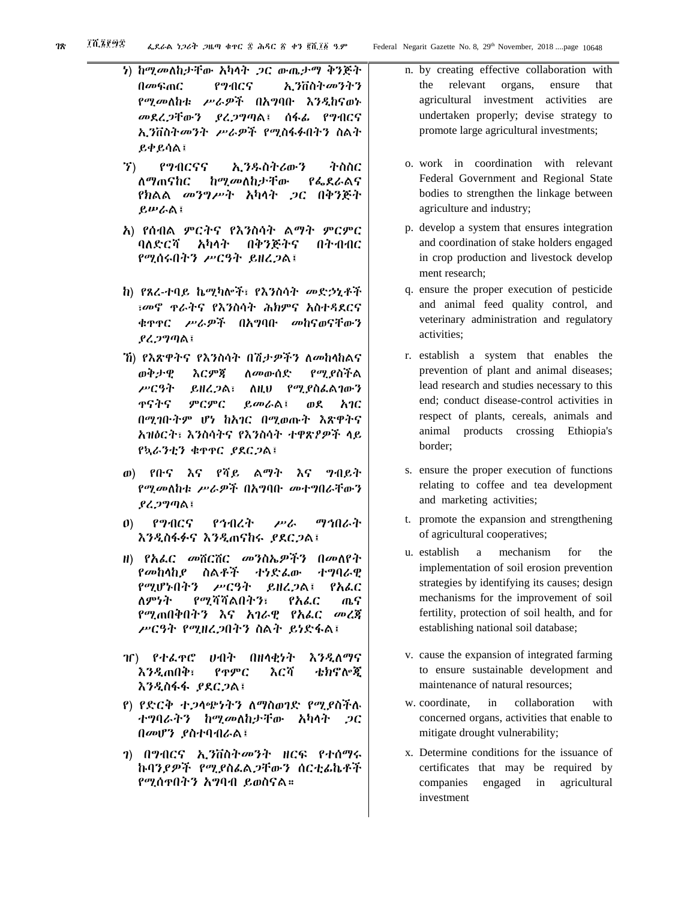ነ) ከሚመለከታቸው አካላት ጋር ውጤታማ ቅንጅት በመፍጠር የግብርና ኢንቨስትመንትን የሚመለከቱ ሥራዎች በአግባቡ እንዲከናወኑ መደረጋቸውን ያረጋግጣል፤ ሰፋፊ የግብርና ኢንቨስትመንት ሥራዎች የሚስፋፉበትን ስልት ይቀይሳል፤

ኘ) የግብርናና ኢንዱስትሪውን ትስስር ለማጠናከር ከሚመለከታቸው የፌደራልና የክልል መንግሥት አካላት ጋር በቅንጅት ይሠራል፤

አ) የሰብል ምርትና የእንስሳት ልማት ምርምር ባለድርሻ አካላት በቅንጅትና በትብብር የሚሰሩበትን ሥርዓት ይዘረጋል፤

ከ) የጸረ-ተባይ ኬሚካሎች፣ የእንስሳት መድኃኒቶች ፣መኖ ጥራትና የእንስሳት ሕክምና አስተዳደርና ቁጥጥር ሥራዎች በአግባቡ መከናወናቸውን ያረጋግጣል፤

ኸ) የእጽዋትና የእንስሳት በሽታዎችን ለመከላከልና ወቅታዊ እርምጃ ለመውሰድ የሚያስችል ሥርዓት ይዘረጋል፣ ለዚህ የሚያስፈልገውን ጥናትና ምርምር ይመራል፤ ወደ አገር በሚገቡትም ሆነ ከአገር በሚወጡት እጽዋትና አዝዕርት፣ እንስሳትና የእንስሳት ተዋጽዖዎች ላይ የኳራንቲን ቁጥጥር ያደርጋል፤

ወ) የቡና እና የሻይ ልማት እና ግብይት የሚመለከቱ ሥራዎች በአግባቡ መተግበራቸውን ያረጋግጣል፤

ዐ) የግብርና የኅብረት ሥራ ማኅበራት እንዲስፋፉና እንዲጠናከሩ ያደርጋል፤

ዘ) የአፈር መሸርሸር መንስኤዎችን በመለየት የመከላከያ ስልቶች ተነድፈው ተግባራዊ የሚሆኑበትን ሥርዓት ይዘረጋል፤ የአፈር ለምነት የሚሻሻልበትን፣ የአፈር ጤና የሚጠበቅበትን እና አገራዊ የአፈር መረጃ ሥርዓት የሚዘረጋበትን ስልት ይነድፋል፤

ዠ) የተፈጥሮ ሀብት በዘላቂነት እንዲለማና እንዲጠበቅ፣ የጥምር እርሻ ቴክኖሎጂ እንዲስፋፋ ያደርጋል፤

የ) የድርቅ ተጋላጭነትን ለማስወገድ የሚያስችሉ ተግባራትን ከሚመለከታቸው አካላት ጋር በመሆን ያስተባብራል፤

ገ) በግብርና ኢንቨስትመንት ዘርፍ የተሰማሩ ኩባንያዎች የሚያስፈልጋቸውን ሰርቲፊኬቶች የሚሰጥበትን አግባብ ይወስናል።

n. by creating effective collaboration with the relevant organs, ensure that agricultural investment activities are undertaken properly; devise strategy to promote large agricultural investments;

o. work in coordination with relevant Federal Government and Regional State bodies to strengthen the linkage between agriculture and industry;

p. develop a system that ensures integration and coordination of stake holders engaged in crop production and livestock develop ment research;

q. ensure the proper execution of pesticide and animal feed quality control, and veterinary administration and regulatory activities;

r. establish a system that enables the prevention of plant and animal diseases; lead research and studies necessary to this end; conduct disease-control activities in respect of plants, cereals, animals and animal products crossing Ethiopia's border;

s. ensure the proper execution of functions relating to coffee and tea development and marketing activities;

t. promote the expansion and strengthening of agricultural cooperatives;

u. establish a mechanism for the implementation of soil erosion prevention strategies by identifying its causes; design mechanisms for the improvement of soil fertility, protection of soil health, and for establishing national soil database;

v. cause the expansion of integrated farming to ensure sustainable development and maintenance of natural resources;

w. coordinate, in collaboration with concerned organs, activities that enable to mitigate drought vulnerability;

x. Determine conditions for the issuance of certificates that may be required by companies engaged in agricultural investment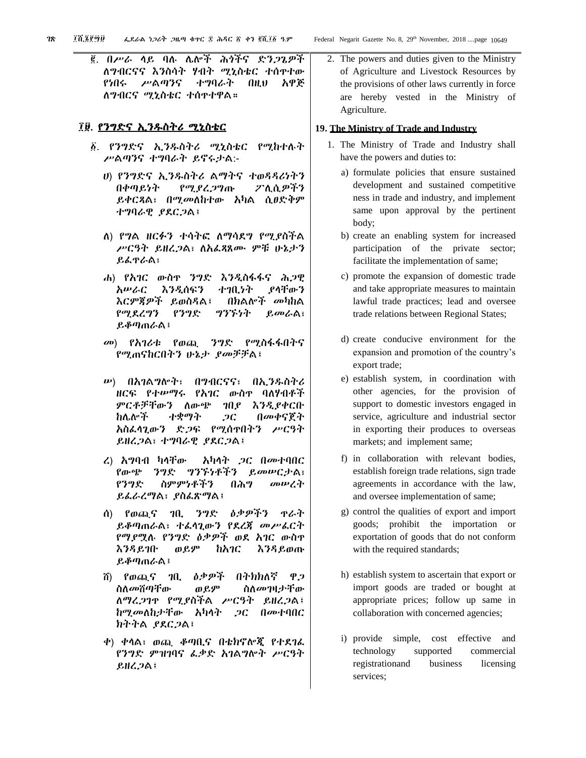፪. በሥራ ላይ ባሉ ሌሎች ሕጎችና ድንጋጌዎች ለግብርናና እንስሳት ሃብት ሚኒስቴር ተሰጥተው የነበሩ ሥልጣንና ተግባራት በዚህ አዋጅ ለግብርና ሚኒስቴር ተሰጥተዋል፡፡

2. The powers and duties given to the Ministry of Agriculture and Livestock Resources by the provisions of other laws currently in force are hereby vested in the Ministry of Agriculture.

## ፲፱. የንግድና ኢንዱስትሪ ሚኒስቴር

## 19. The Ministry of Trade and Industry

፩. የንግድና ኢንዱስትሪ ሚኒስቴር የሚከተሉት ሥልጣንና ተግባራት ይኖሩታል:-

ሀ) የንግድና ኢንዱስትሪ ልማትና ተወዳዳሪነትን በቀጣይነት የሚያረጋግጡ ፖሊሲዎችን ይቀርጻል፣ በሚመለከተው አካል ሲፀድቅም ተግባራዊ ያደርጋል፤

ለ) የግል ዘርፉን ተሳትፎ ለማሳደግ የሚያስችል ሥርዓት ይዘረጋል፣ ለአፈጻጸሙ ምቹ ሁኔታን ይፈጥራል፤

ሐ) የአገር ውስጥ ንግድ እንዲስፋፋና ሕጋዊ አሠራር እንዲሰፍን ተገቢነት ያላቸውን እርምጃዎች ይወስዳል፤ በክልሎች መካከል የሚደረግን የንግድ ግንኙነት ይመራል፣ ይቆጣጠራል፤

መ) የአገሪቱ የወጪ ንግድ የሚስፋፋበትና የሚጠናከርበትን ሁኔታ ያመቻቻል፤

ሠ) በአገልግሎት፣ በግብርናና፣ በኢንዱስትሪ ዘርፍ የተሠማሩ የአገር ውስጥ ባለሃብቶች ምርቶቻቸውን ለውጭ ገበያ እንዲያቀርቡ ከሌሎች ተቋማት ጋር በመቀናጀት አስፈላጊውን ድጋፍ የሚሰጥበትን ሥርዓት ይዘረጋል፣ ተግባራዊ ያደርጋል፤

ረ) አግባብ ካላቸው አካላት ጋር በመተባበር የውጭ ንግድ ግንኙነቶችን ይመሠርታል፣ የንግድ ስምምነቶችን በሕግ መሠረት ይፈራረማል፣ ያስፈጽማል፤

ሰ) የወጪና ገቢ ንግድ ዕቃዎችን ጥራት ይቆጣጠራል፣ ተፈላጊውን የደረጃ መሥፈርት የማያሟሉ የንግድ ዕቃዎች ወደ አገር ውስጥ እንዳይገቡ ወይም ከአገር እንዳይወጡ ይቆጣጠራል፤

ሸ) የወጪና ገቢ ዕቃዎች በትክክለኛ ዋጋ ስለመሸጣቸው ወይም ስለመገዛታቸው ለማረጋገጥ የሚያስችል ሥርዓት ይዘረጋል፣ ከሚመለከታቸው አካላት ጋር በመተባበር ክትትል ያደርጋል፤

ቀ) ቀላል፣ ወጪ ቆጣቢና በቴክኖሎጂ የተደገፈ የንግድ ምዝገባና ፈቃድ አገልግሎት ሥርዓት ይዘረጋል፤

1. The Ministry of Trade and Industry shall have the powers and duties to:

a) formulate policies that ensure sustained development and sustained competitive ness in trade and industry, and implement same upon approval by the pertinent body;

b) create an enabling system for increased participation of the private sector; facilitate the implementation of same;

c) promote the expansion of domestic trade and take appropriate measures to maintain lawful trade practices; lead and oversee trade relations between Regional States;

d) create conducive environment for the expansion and promotion of the country's export trade;

e) establish system, in coordination with other agencies, for the provision of support to domestic investors engaged in service, agriculture and industrial sector in exporting their produces to overseas markets; and implement same;

f) in collaboration with relevant bodies, establish foreign trade relations, sign trade agreements in accordance with the law, and oversee implementation of same;

g) control the qualities of export and import goods; prohibit the importation or exportation of goods that do not conform with the required standards;

h) establish system to ascertain that export or import goods are traded or bought at appropriate prices; follow up same in collaboration with concerned agencies;

i) provide simple, cost effective and technology supported commercial registrationand business licensing services;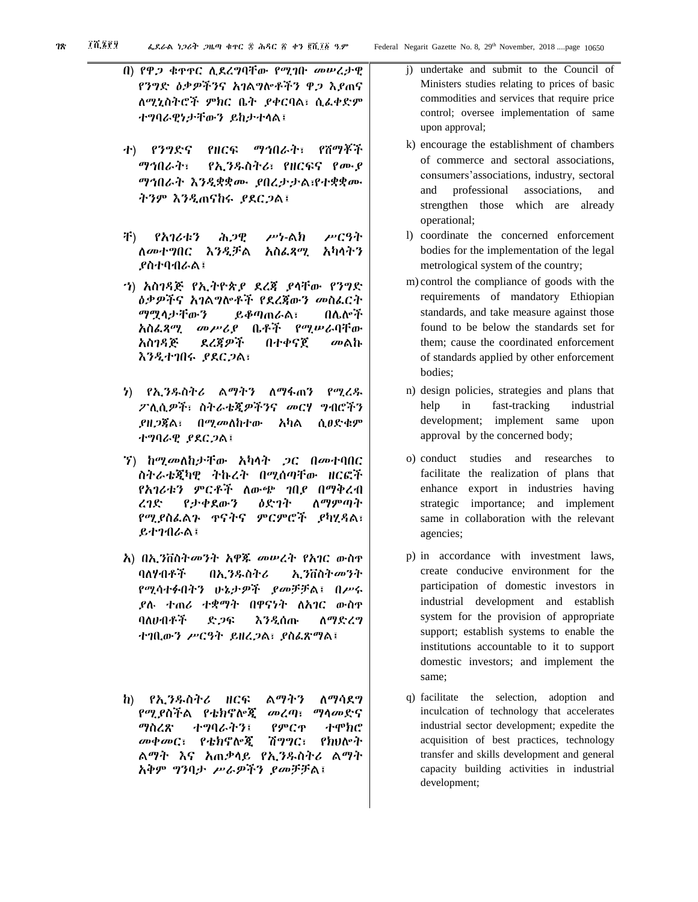በ) የዋጋ ቁጥጥር ሊደረግባቸው የሚገቡ መሠረታዊ የንግድ ዕቃዎችንና አገልግሎቶችን ዋጋ እያጠና ለሚኒስትሮች ምክር ቤት ያቀርባል፤ ሲፈቀድም ተግባራዊነታቸውን ይከታተላል፤

ተ) የንግድና የዘርፍ ማኅበራት፣ የሸማቾች ማኅበራት፣ የኢንዱስትሪ፣ የዘርፍና የሙያ ማኅበራት እንዲቋቋሙ ያበረታታል፤የተቋቋሙ ትንም እንዲጠናከሩ ያደርጋል፤

ቸ) የአገሪቱን ሕጋዊ ሥነ-ልክ ሥርዓት ለመተግበር እንዲቻል አስፈጻሚ አካላትን ያስተባብራል፤

ኀ) አስገዳጅ የኢትዮጵያ ደረጃ ያላቸው የንግድ ዕቃዎችና አገልግሎቶች የደረጃውን መስፈርት ማሟላታቸውን ይቆጣጠራል፤ በሌሎች አስፈጻሚ መሥሪያ ቤቶች የሚሠራባቸው አስገዳጅ ደረጃዎች በተቀናጀ መልኩ እንዲተገበሩ ያደርጋል፤

ነ) የኢንዱስትሪ ልማትን ለማፋጠን የሚረዱ ፖሊሲዎች፣ ስትራቴጂዎችንና መርሃ ግብሮችን ያዘጋጃል፣ በሚመለከተው አካል ሲፀድቁም ተግባራዊ ያደርጋል፤

ኘ) ከሚመለከታቸው አካላት ጋር በመተባበር ስትራቴጂካዊ ትኩረት በሚሰጣቸው ዘርፎች የአገሪቱን ምርቶች ለውጭ ገበያ በማቅረብ ረገድ የታቀደውን ዕድገት ለማምጣት የሚያስፈልጉ ጥናትና ምርምሮች ያካሂዳል፣ ይተገብራል፤

አ) በኢንቨስትመንት አዋጁ መሠረት የአገር ውስጥ ባለሃብቶች በኢንዱስትሪ ኢንቨስትመንት የሚሳተፉበትን ሁኔታዎች ያመቻቻል፤ በሥሩ ያሉ ተጠሪ ተቋማት በዋናነት ለአገር ውስጥ ባለሀብቶች ድጋፍ እንዲሰጡ ለማድረግ ተገቢውን ሥርዓት ይዘረጋል፣ ያስፈጽማል፤

ከ) የኢንዱስትሪ ዘርፍ ልማትን ለማሳደግ የሚያስችል የቴክኖሎጂ መረጣ፣ ማላመድና ማስረጽ ተግባራትን፤ የምርጥ ተሞክሮ መቀመር፣ የቴክኖሎጂ ሽግግር፣ የክህሎት ልማት እና አጠቃላይ የኢንዱስትሪ ልማት አቅም ግንባታ ሥራዎችን ያመቻቻል፤

j) undertake and submit to the Council of Ministers studies relating to prices of basic commodities and services that require price control; oversee implementation of same upon approval;

k) encourage the establishment of chambers of commerce and sectoral associations, consumers'associations, industry, sectoral and professional associations, and strengthen those which are already operational;

l) coordinate the concerned enforcement bodies for the implementation of the legal metrological system of the country;

m) control the compliance of goods with the requirements of mandatory Ethiopian standards, and take measure against those found to be below the standards set for them; cause the coordinated enforcement of standards applied by other enforcement bodies;

n) design policies, strategies and plans that help in fast-tracking industrial development; implement same upon approval by the concerned body;

o) conduct studies and researches to facilitate the realization of plans that enhance export in industries having strategic importance; and implement same in collaboration with the relevant agencies;

p) in accordance with investment laws, create conducive environment for the participation of domestic investors in industrial development and establish system for the provision of appropriate support; establish systems to enable the institutions accountable to it to support domestic investors; and implement the same;

q) facilitate the selection, adoption and inculcation of technology that accelerates industrial sector development; expedite the acquisition of best practices, technology transfer and skills development and general capacity building activities in industrial development;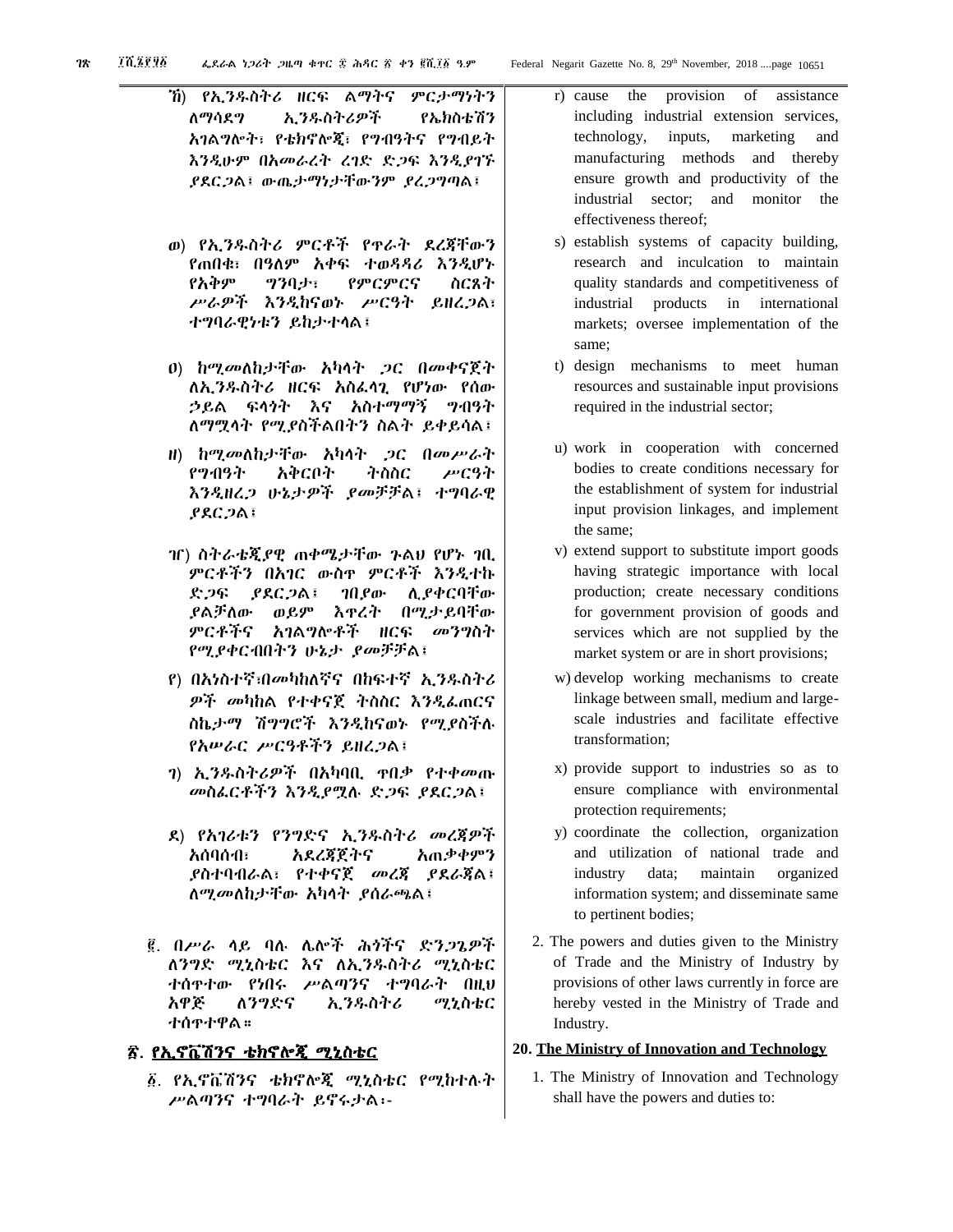ኸ) የኢንዱስትሪ ዘርፍ ልማትና ምርታማነትን ለማሳደግ ኢንዱስትሪዎች የኤክስቴሽን አገልግሎት፣ የቴክኖሎጂ፣ የግብዓትና የግብይት እንዲሁም በአመራረት ረገድ ድጋፍ እንዲያገኙ ያደርጋል፤ ውጤታማነታቸውንም ያረጋግጣል፤

ወ) የኢንዱስትሪ ምርቶች የጥራት ደረጃቸውን የጠበቁ፣ በዓለም አቀፍ ተወዳዳሪ እንዲሆኑ የአቅም ግንባታ፣ የምርምርና ስርጸት ሥራዎች እንዲከናወኑ ሥርዓት ይዘረጋል፤ ተግባራዊነቱን ይከታተላል፤

ዐ) ከሚመለከታቸው አካላት ጋር በመቀናጀት ለኢንዱስትሪ ዘርፍ አስፈላጊ የሆነው የሰው ኃይል ፍላጎት እና አስተማማኝ ግብዓት ለማሟላት የሚያስችልበትን ስልት ይቀይሳል፤

ዘ) ከሚመለከታቸው አካላት ጋር በመሥራት የግብዓት አቅርቦት ትስስር ሥርዓት እንዲዘረጋ ሁኔታዎች ያመቻቻል፤ ተግባራዊ ያደርጋል፤

ዠ) ስትራቴጂያዊ ጠቀሜታቸው ጉልህ የሆኑ ገቢ ምርቶችን በአገር ውስጥ ምርቶች እንዲተኩ ድጋፍ ያደርጋል፤ ገበያው ሊያቀርባቸው ያልቻለው ወይም እጥረት በሚታይባቸው ምርቶችና አገልግሎቶች ዘርፍ መንግስት የሚያቀርብበትን ሁኔታ ያመቻቻል፤

የ) በአነስተኛ፣በመካከለኛና በከፍተኛ ኢንዱስትሪ ዎች መካከል የተቀናጀ ትስስር እንዲፈጠርና ስኬታማ ሽግግሮች እንዲከናወኑ የሚያስችሉ የአሠራር ሥርዓቶችን ይዘረጋል፤

ገ) ኢንዱስትሪዎች በአካባቢ ጥበቃ የተቀመጡ መስፈርቶችን እንዲያሟሉ ድጋፍ ያደርጋል፤

ደ) የአገሪቱን የንግድና ኢንዱስትሪ መረጃዎች አሰባሰብ፣ አደረጃጀትና አጠቃቀምን ያስተባብራል፣ የተቀናጀ መረጃ ያደራጃል፤ ለሚመለከታቸው አካላት ያሰራጫል፤

፪. በሥራ ላይ ባሉ ሌሎች ሕጎችና ድንጋጌዎች ለንግድ ሚኒስቴር እና ለኢንዱስትሪ ሚኒስቴር ተሰጥተው የነበሩ ሥልጣንና ተግባራት በዚህ አዋጅ ለንግድና ኢንዱስትሪ ሚኒስቴር ተሰጥተዋል።

## ፳. የኢኖቬሽንና ቴክኖሎጂ ሚኒስቴር

፩. የኢኖቬሽንና ቴክኖሎጂ ሚኒስቴር የሚከተሉት ሥልጣንና ተግባራት ይኖሩታል፡-

r) cause the provision of assistance including industrial extension services, technology, inputs, marketing and manufacturing methods and thereby ensure growth and productivity of the industrial sector; and monitor the effectiveness thereof;

s) establish systems of capacity building, research and inculcation to maintain quality standards and competitiveness of industrial products in international markets; oversee implementation of the same;

t) design mechanisms to meet human resources and sustainable input provisions required in the industrial sector;

u) work in cooperation with concerned bodies to create conditions necessary for the establishment of system for industrial input provision linkages, and implement the same;

v) extend support to substitute import goods having strategic importance with local production; create necessary conditions for government provision of goods and services which are not supplied by the market system or are in short provisions;

w) develop working mechanisms to create linkage between small, medium and large-scale industries and facilitate effective transformation;

x) provide support to industries so as to ensure compliance with environmental protection requirements;

y) coordinate the collection, organization and utilization of national trade and industry data; maintain organized information system; and disseminate same to pertinent bodies;

2. The powers and duties given to the Ministry of Trade and the Ministry of Industry by provisions of other laws currently in force are hereby vested in the Ministry of Trade and Industry.

## 20. The Ministry of Innovation and Technology

1. The Ministry of Innovation and Technology shall have the powers and duties to: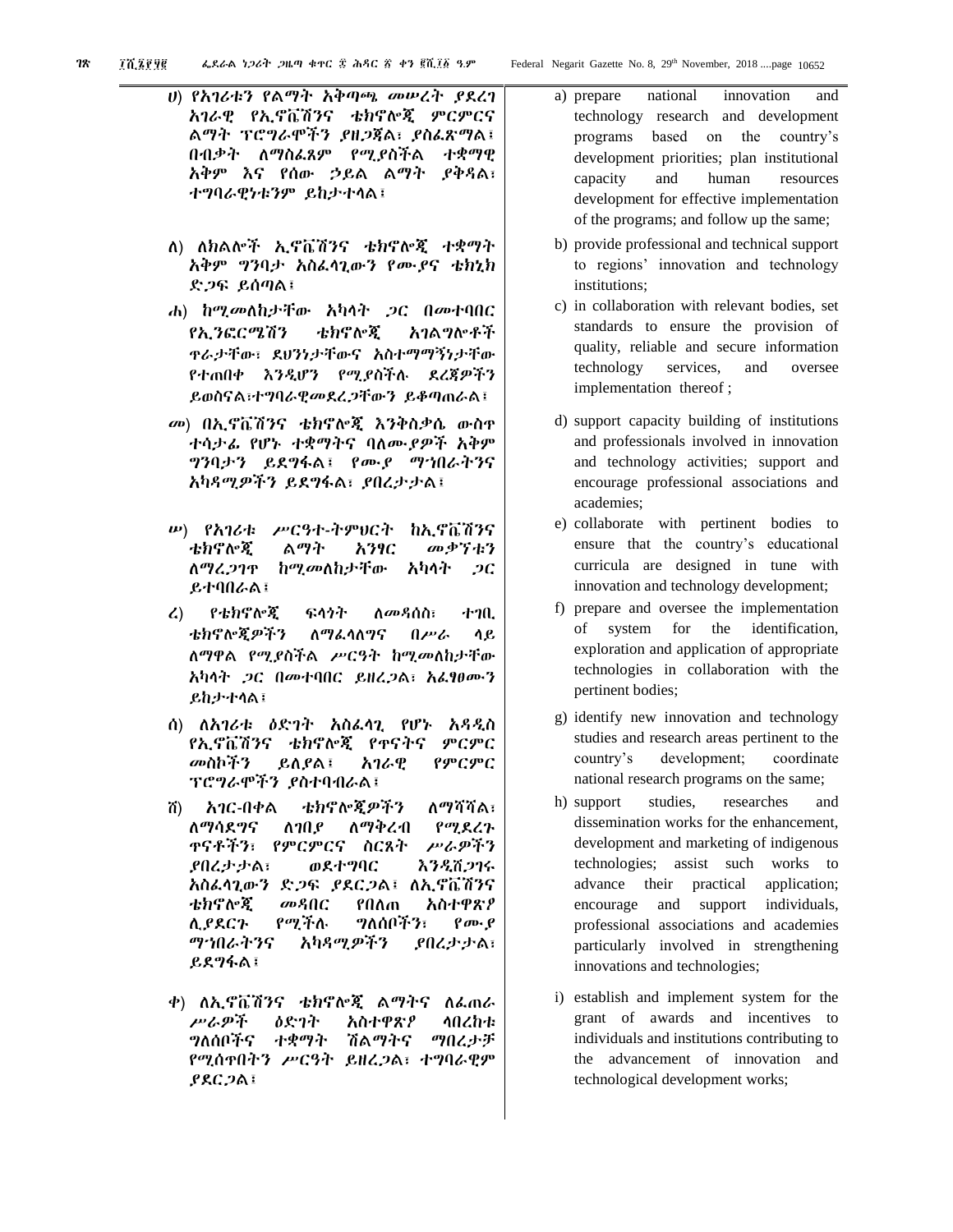ሀ) የአገሪቱን የልማት አቅጣጫ መሠረት ያደረገ አገራዊ የኢኖቬሽንና ቴክኖሎጂ ምርምርና ልማት ፕሮግራሞችን ያዘጋጃል፤ ያስፈጽማል፤ በብቃት ለማስፈጸም የሚያስችል ተቋማዊ አቅም እና የሰው ኃይል ልማት ያቅዳል፤ ተግባራዊነቱንም ይከታተላል፤

ለ) ለክልሎች ኢኖቬሽንና ቴክኖሎጂ ተቋማት አቅም ግንባታ አስፈላጊውን የሙያና ቴክኒክ ድጋፍ ይሰጣል፤

ሐ) ከሚመለከታቸው አካላት ጋር በመተባበር የኢንፎርሜሽን ቴክኖሎጂ አገልግሎቶች ጥራታቸው፣ ደህንነታቸውና አስተማማኝነታቸው የተጠበቀ እንዲሆን የሚያስችሉ ደረጃዎችን ይወስናል፣ተግባራዊመደረጋቸውን ይቆጣጠራል፤

መ) በኢኖቬሽንና ቴክኖሎጂ እንቅስቃሴ ውስጥ ተሳታፊ የሆኑ ተቋማትና ባለሙያዎች አቅም ግንባታን ይደግፋል፤ የሙያ ማኅበራትንና አካዳሚዎችን ይደግፋል፣ ያበረታታል፤

ሠ) የአገሪቱ ሥርዓተ-ትምህርት ከኢኖቬሽንና ቴክኖሎጂ ልማት አንፃር መቃኘቱን ለማረጋገጥ ከሚመለከታቸው አካላት ጋር ይተባበራል፤

ረ) የቴክኖሎጂ ፍላጎት ለመዳሰስ፣ ተገቢ ቴክኖሎጂዎችን ለማፈላለግና በሥራ ላይ ለማዋል የሚያስችል ሥርዓት ከሚመለከታቸው አካላት ጋር በመተባበር ይዘረጋል፤ አፈፃፀሙን ይከታተላል፤

ሰ) ለአገሪቱ ዕድገት አስፈላጊ የሆኑ አዳዲስ የኢኖቬሽንና ቴክኖሎጂ የጥናትና ምርምር መስኮችን ይለያል፤ አገራዊ የምርምር ፕሮግራሞችን ያስተባብራል፤

ሸ) አገር-በቀል ቴክኖሎጂዎችን ለማሻሻል፣ ለማሳደግና ለገበያ ለማቅረብ የሚደረጉ ጥናቶችን፣ የምርምርና ስርጸት ሥራዎችን ያበረታታል፣ ወደተግባር እንዲሸጋገሩ አስፈላጊውን ድጋፍ ያደርጋል፤ ለኢኖቬሽንና ቴክኖሎጂ መዳበር የበለጠ አስተዋጽዖ ሊያደርጉ የሚችሉ ግለሰቦችን፣ የሙያ ማኅበራትንና አካዳሚዎችን ያበረታታል፣ ይደግፋል፤

ቀ) ለኢኖቬሽንና ቴክኖሎጂ ልማትና ለፈጠራ ሥራዎች ዕድገት አስተዋጽዖ ላበረከቱ ግለሰቦችና ተቋማት ሽልማትና ማበረታቻ የሚሰጥበትን ሥርዓት ይዘረጋል፣ ተግባራዊም ያደርጋል፤

a) prepare national innovation and technology research and development programs based on the country's development priorities; plan institutional capacity and human resources development for effective implementation of the programs; and follow up the same;

b) provide professional and technical support to regions' innovation and technology institutions;

c) in collaboration with relevant bodies, set standards to ensure the provision of quality, reliable and secure information technology services, and oversee implementation thereof ;

d) support capacity building of institutions and professionals involved in innovation and technology activities; support and encourage professional associations and academies;

e) collaborate with pertinent bodies to ensure that the country's educational curricula are designed in tune with innovation and technology development;

f) prepare and oversee the implementation of system for the identification, exploration and application of appropriate technologies in collaboration with the pertinent bodies;

g) identify new innovation and technology studies and research areas pertinent to the country's development; coordinate national research programs on the same;

h) support studies, researches and dissemination works for the enhancement, development and marketing of indigenous technologies; assist such works to advance their practical application; encourage and support individuals, professional associations and academies particularly involved in strengthening innovations and technologies;

i) establish and implement system for the grant of awards and incentives to individuals and institutions contributing to the advancement of innovation and technological development works;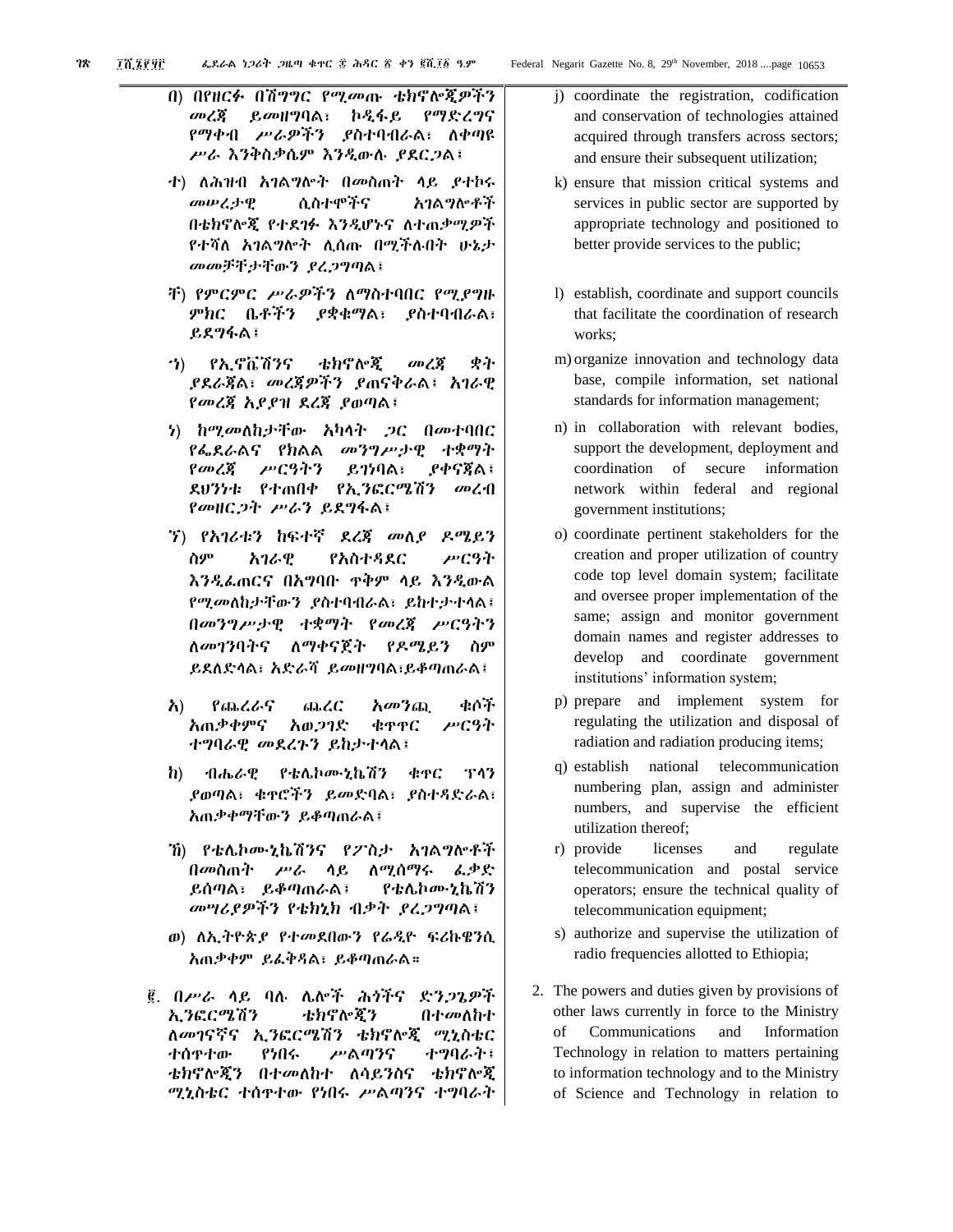በ) በየዘርፉ በሽግግር የሚመጡ ቴክኖሎጂዎችን መረጃ ይመዘግባል፣ ኮዲፋይ የማድረግና የማቀብ ሥራዎችን ያስተባብራል፤ ለቀጣዩ ሥራ እንቅስቃሴም እንዲውሉ ያደርጋል፤

ተ) ለሕዝብ አገልግሎት በመስጠት ላይ ያተኮሩ መሠረታዊ ሲስተሞችና አገልግሎቶች በቴክኖሎጂ የተደገፉ እንዲሆኑና ለተጠቃሚዎች የተሻለ አገልግሎት ሊሰጡ በሚችሉበት ሁኔታ መመቻቸታቸውን ያረጋግጣል፤

ቸ) የምርምር ሥራዎችን ለማስተባበር የሚያግዙ ምክር ቤቶችን ያቋቁማል፣ ያስተባብራል፣ ይደግፋል፤

ኀ) የኢኖቬሽንና ቴክኖሎጂ መረጃ ቋት ያደራጃል፣ መረጃዎችን ያጠናቅራል፣ አገራዊ የመረጃ አያያዝ ደረጃ ያወጣል፤

ነ) ከሚመለከታቸው አካላት ጋር በመተባበር የፌደራልና የክልል መንግሥታዊ ተቋማት የመረጃ ሥርዓትን ይገነባል፣ ያቀናጃል፣ ደህንነቱ የተጠበቀ የኢንፎርሜሽን መረብ የመዘርጋት ሥራን ይደግፋል፤

ኘ) የአገሪቱን ከፍተኛ ደረጃ መለያ ዶሜይን ስም አገራዊ የአስተዳደር ሥርዓት እንዲፈጠርና በአግባቡ ጥቅም ላይ እንዲውል የሚመለከታቸውን ያስተባብራል፣ ይከተታተላል፣ በመንግሥታዊ ተቋማት የመረጃ ሥርዓትን ለመገንባትና ለማቀናጀት የዶሜይን ስም ይደለድላል፣ አድራሻ ይመዘግባል፣ይቆጣጠራል፤

አ) የጨረራና ጨረር አመንጪ ቁሶች አጠቃቀምና አወጋገድ ቁጥጥር ሥርዓት ተግባራዊ መደረጉን ይከታተላል፤

ከ) ብሔራዊ የቴሌኮሙኒኬሽን ቁጥር ፕላን ያወጣል፣ ቁጥሮችን ይመድባል፣ ያስተዳድራል፣ አጠቃቀማቸውን ይቆጣጠራል፤

ኸ) የቴሌኮሙኒኬሽንና የፖስታ አገልግሎቶች በመስጠት ሥራ ላይ ለሚሰማሩ ፈቃድ ይሰጣል፣ ይቆጣጠራል፤ የቴሌኮሙኒኬሽን መሣሪያዎችን የቴክኒክ ብቃት ያረጋግጣል፤

ወ) ለኢትዮጵያ የተመደበውን የሬዲዮ ፍሪኩዌንሲ አጠቃቀም ይፈቅዳል፣ ይቆጣጠራል።

፪. በሥራ ላይ ባሉ ሌሎች ሕጎችና ድንጋጌዎች ኢንፎርሜሽን ቴክኖሎጂን በተመለከተ ለመገናኛና ኢንፎርሜሽን ቴክኖሎጂ ሚኒስቴር ተሰጥተው የነበሩ ሥልጣንና ተግባራት፣ ቴክኖሎጂን በተመለከተ ለሳይንስና ቴክኖሎጂ ሚኒስቴር ተሰጥተው የነበሩ ሥልጣንና ተግባራት

j) coordinate the registration, codification and conservation of technologies attained acquired through transfers across sectors; and ensure their subsequent utilization;

k) ensure that mission critical systems and services in public sector are supported by appropriate technology and positioned to better provide services to the public;

l) establish, coordinate and support councils that facilitate the coordination of research works;

m) organize innovation and technology data base, compile information, set national standards for information management;

n) in collaboration with relevant bodies, support the development, deployment and coordination of secure information network within federal and regional government institutions;

o) coordinate pertinent stakeholders for the creation and proper utilization of country code top level domain system; facilitate and oversee proper implementation of the same; assign and monitor government domain names and register addresses to develop and coordinate government institutions' information system;

p) prepare and implement system for regulating the utilization and disposal of radiation and radiation producing items;

q) establish national telecommunication numbering plan, assign and administer numbers, and supervise the efficient utilization thereof;

r) provide licenses and regulate telecommunication and postal service operators; ensure the technical quality of telecommunication equipment;

s) authorize and supervise the utilization of radio frequencies allotted to Ethiopia;

2. The powers and duties given by provisions of other laws currently in force to the Ministry of Communications and Information Technology in relation to matters pertaining to information technology and to the Ministry of Science and Technology in relation to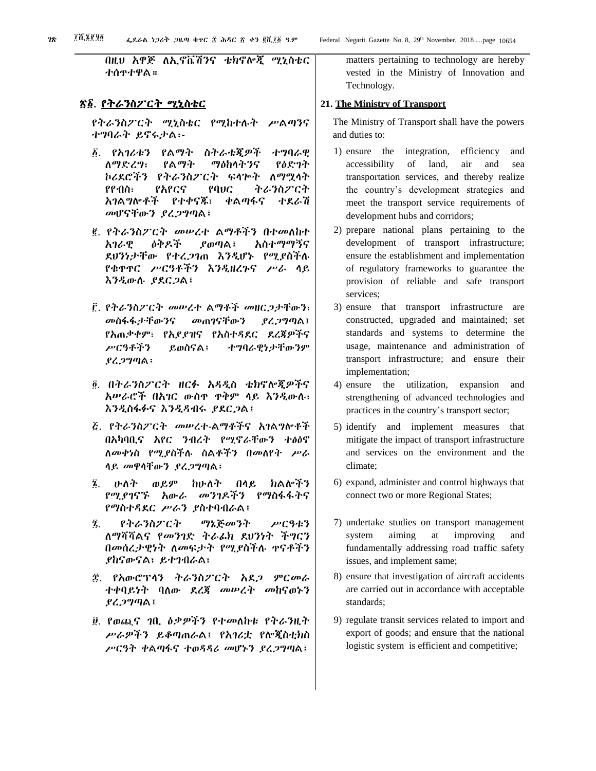በዚህ አዋጅ ለኢኖቬሽንና ቴክኖሎጂ ሚኒስቴር ተሰጥተዋል።

## ፳፩. የትራንስፖርት ሚኒስቴር

የትራንስፖርት ሚኒስቴር የሚከተሉት ሥልጣንና ተግባራት ይኖሩታል፡-

፩. የአገሪቱን የልማት ስትራቴጂዎች ተግባራዊ ለማድረግ፣ የልማት ማዕከላትንና የዕድገት ኮሪደሮችን የትራንስፖርት ፍላጐት ለማሟላት የየብስ፣ የአየርና የባህር ትራንስፖርት አገልግሎቶች የተቀናጁ፣ ቀልጣፋና ተደራሽ መሆናቸውን ያረጋግጣል፤

፪. የትራንስፖርት መሠረተ ልማቶችን በተመለከተ አገራዊ ዕቅዶች ያወጣል፤ አስተማማኝና ደህንነታቸው የተረጋገጠ እንዲሆኑ የሚያስችሉ የቁጥጥር ሥርዓቶችን እንዲዘረጉና ሥራ ላይ እንዲውሉ ያደርጋል፤

፫. የትራንስፖርት መሠረተ ልማቶች መዘርጋታቸውን፣ መስፋፋታቸውንና መጠገናቸውን ያረጋግጣል፤ የአጠቃቀም፣ የአያያዝና የአስተዳደር ደረጃዎችና ሥርዓቶችን ይወስናል፤ ተግባራዊነታቸውንም ያረጋግጣል፤

፬. በትራንስፖርት ዘርፉ አዳዲስ ቴክኖሎጂዎችና አሠራሮች በአገር ውስጥ ጥቅም ላይ እንዲውሉ፣ እንዲስፋፉና እንዲዳብሩ ያደርጋል፤

፭. የትራንስፖርት መሠረተ-ልማቶችና አገልግሎቶች በአካባቢና አየር ንብረት የሚኖራቸውን ተፅዕኖ ለመቀነስ የሚያስችሉ ስልቶችን በመለየት ሥራ ላይ መዋላቸውን ያረጋግጣል፤

፮. ሁለት ወይም ከሁለት በላይ ክልሎችን የሚያገናኙ አውራ መንገዶችን የማስፋፋትና የማስተዳደር ሥራን ያስተባብራል፤

፯. የትራንስፖርት ማኔጅመንት ሥርዓቱን ለማሻሻልና የመንገድ ትራፊክ ደህንነት ችግርን በመሰረታዊነት ለመፍታት የሚያስችሉ ጥናቶችን ያከናውናል፤ ይተገብራል፤

፰. የአውሮፕላን ትራንስፖርት አደጋ ምርመራ ተቀባይነት ባለው ደረጃ መሠረት መከናወኑን ያረጋግጣል፤

፱. የወጪና ገቢ ዕቃዎችን የተመለከቱ የትራንዚት ሥራዎችን ይቆጣጠራል፤ የአገሪቷ የሎጂስቲክስ ሥርዓት ቀልጣፋና ተወዳዳሪ መሆኑን ያረጋግጣል፤

matters pertaining to technology are hereby vested in the Ministry of Innovation and Technology.

## 21. The Ministry of Transport

The Ministry of Transport shall have the powers and duties to:

1) ensure the integration, efficiency and accessibility of land, air and sea transportation services, and thereby realize the country's development strategies and meet the transport service requirements of development hubs and corridors;

2) prepare national plans pertaining to the development of transport infrastructure; ensure the establishment and implementation of regulatory frameworks to guarantee the provision of reliable and safe transport services;

3) ensure that transport infrastructure are constructed, upgraded and maintained; set standards and systems to determine the usage, maintenance and administration of transport infrastructure; and ensure their implementation;

4) ensure the utilization, expansion and strengthening of advanced technologies and practices in the country's transport sector;

5) identify and implement measures that mitigate the impact of transport infrastructure and services on the environment and the climate;

6) expand, administer and control highways that connect two or more Regional States;

7) undertake studies on transport management system aiming at improving and fundamentally addressing road traffic safety issues, and implement same;

8) ensure that investigation of aircraft accidents are carried out in accordance with acceptable standards;

9) regulate transit services related to import and export of goods; and ensure that the national logistic system is efficient and competitive;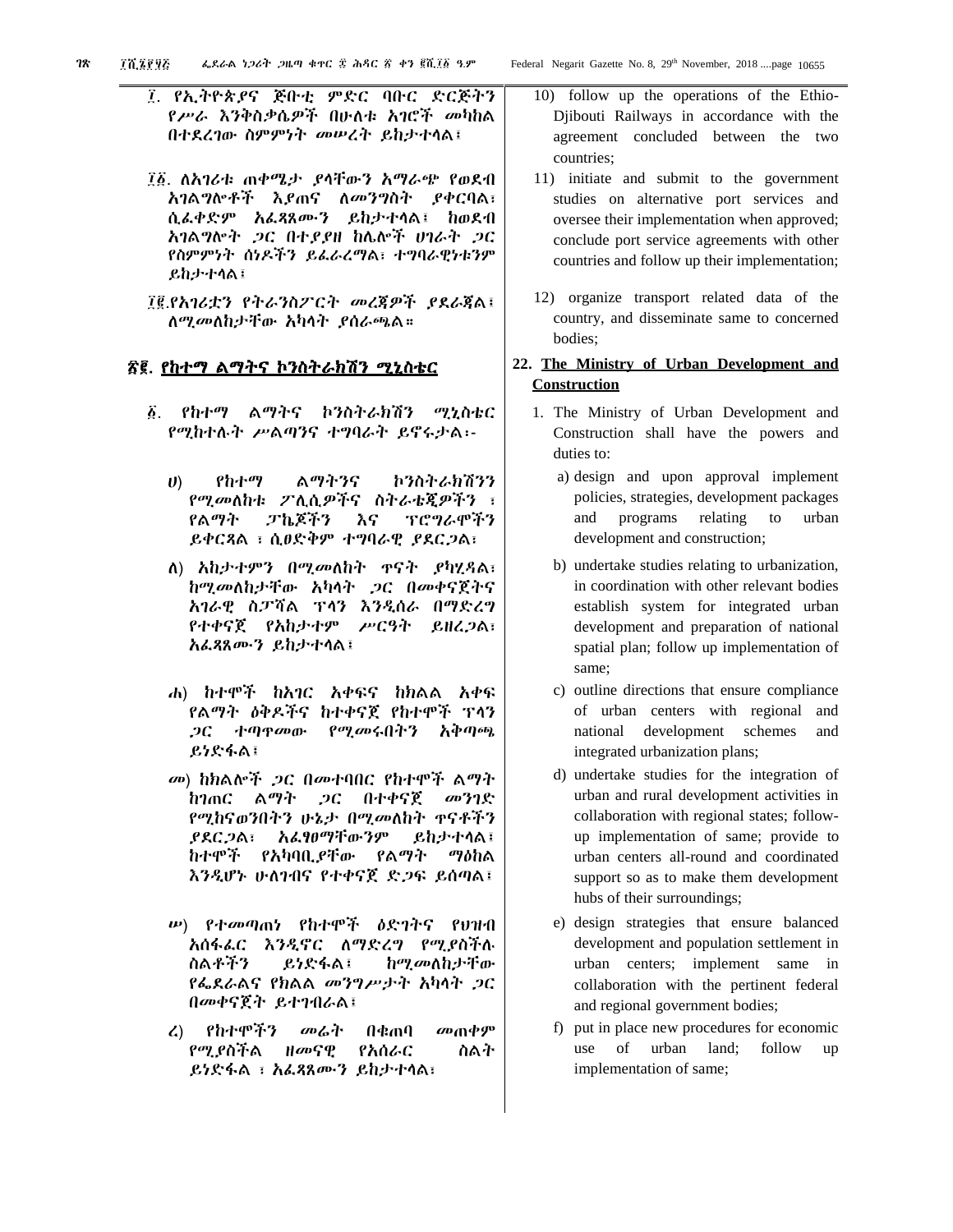፲. የኢትዮጵያና ጅቡቲ ምድር ባቡር ድርጅትን የሥራ እንቅስቃሴዎች በሁለቱ አገሮች መካከል በተደረገው ስምምነት መሠረት ይከታተላል፤

፲፩. ለአገሪቱ ጠቀሜታ ያላቸውን አማራጭ የወደብ አገልግሎቶች እያጠና ለመንግስት ያቀርባል፣ ሲፈቀድም አፈጻጸሙን ይከታተላል፤ ከወደብ አገልግሎት ጋር በተያያዘ ከሌሎች ሀገራት ጋር የስምምነት ሰነዶችን ይፈራረማል፣ ተግባራዊነቱንም ይከታተላል፤

፲፪.የአገሪቷን የትራንስፖርት መረጃዎች ያደራጃል፤ ለሚመለከታቸው አካላት ያሰራጫል።

## ፳፪. የከተማ ልማትና ኮንስትራክሽን ሚኒስቴር

፩. የከተማ ልማትና ኮንስትራክሽን ሚኒስቴር የሚከተሉት ሥልጣንና ተግባራት ይኖሩታል፡-

ሀ) የከተማ ልማትንና ኮንስትራክሽንን የሚመለከቱ ፖሊሲዎችና ስትራቴጂዎችን ፣ የልማት ፓኬጆችን እና ፕሮግራሞችን ይቀርጻል ፣ ሲፀድቅም ተግባራዊ ያደርጋል፤

ለ) አከታተምን በሚመለከት ጥናት ያካሂዳል፣ ከሚመለከታቸው አካላት ጋር በመቀናጀትና አገራዊ ስፓሻል ፕላን እንዲሰራ በማድረግ የተቀናጀ የአከታተም ሥርዓት ይዘረጋል፣ አፈጻጸሙን ይከታተላል፤

ሐ) ከተሞች ከአገር አቀፍና ከክልል አቀፍ የልማት ዕቅዶችና ከተቀናጀ የከተሞች ፕላን ጋር ተጣጥመው የሚመሩበትን አቅጣጫ ይነድፋል፤

መ) ከክልሎች ጋር በመተባበር የከተሞች ልማት ከገጠር ልማት ጋር በተቀናጀ መንገድ የሚከናወንበትን ሁኔታ በሚመለከት ጥናቶችን ያደርጋል፣ አፈፃፀማቸውንም ይከታተላል፤ ከተሞች የአካባቢያቸው የልማት ማዕከል እንዲሆኑ ሁለገብና የተቀናጀ ድጋፍ ይሰጣል፤

ሠ) የተመጣጠነ የከተሞች ዕድገትና የህዝብ አሰፋፈር እንዲኖር ለማድረግ የሚያስችሉ ስልቶችን ይነድፋል፤ ከሚመለከታቸው የፌደራልና የክልል መንግሥታት አካላት ጋር በመቀናጀት ይተገብራል፤

ረ) የከተሞችን መሬት በቁጠባ መጠቀም የሚያስችል ዘመናዊ የአሰራር ስልት ይነድፋል ፣ አፈጻጸሙን ይከታተላል፤

10) follow up the operations of the Ethio-Djibouti Railways in accordance with the agreement concluded between the two countries;

11) initiate and submit to the government studies on alternative port services and oversee their implementation when approved; conclude port service agreements with other countries and follow up their implementation;

12) organize transport related data of the country, and disseminate same to concerned bodies;

## 22. The Ministry of Urban Development and Construction

1. The Ministry of Urban Development and Construction shall have the powers and duties to:

   a) design and upon approval implement policies, strategies, development packages and programs relating to urban development and construction;

   b) undertake studies relating to urbanization, in coordination with other relevant bodies establish system for integrated urban development and preparation of national spatial plan; follow up implementation of same;

   c) outline directions that ensure compliance of urban centers with regional and national development schemes and integrated urbanization plans;

   d) undertake studies for the integration of urban and rural development activities in collaboration with regional states; follow-up implementation of same; provide to urban centers all-round and coordinated support so as to make them development hubs of their surroundings;

   e) design strategies that ensure balanced development and population settlement in urban centers; implement same in collaboration with the pertinent federal and regional government bodies;

   f) put in place new procedures for economic use of urban land; follow up implementation of same;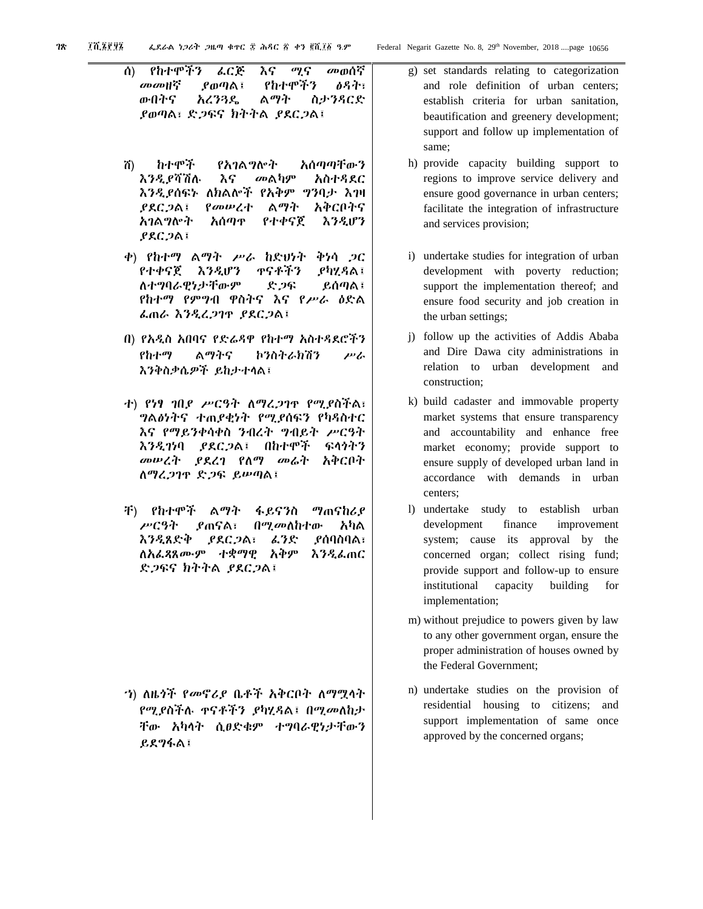ሰ) የከተሞችን ፈርጅ እና ሚና መወሰኛ መመዘኛ ያወጣል፣ የከተሞችን ፅዳት፣ ውበትና አረንጓዴ ልማት ስታንዳርድ ያወጣል፣ ድጋፍና ክትትል ያደርጋል፣

ሸ) ከተሞች የአገልግሎት አሰጣጣቸውን እንዲያሻሽሉ እና መልካም አስተዳደር እንዲያሰፍኑ ለክልሎች የአቅም ግንባታ እገዛ ያደርጋል፣ የመሠረተ ልማት አቅርቦትና አገልግሎት አሰጣጥ የተቀናጀ እንዲሆን ያደርጋል፣

ቀ) የከተማ ልማት ሥራ ከድህነት ቅነሳ ጋር የተቀናጀ እንዲሆን ጥናቶችን ያካሂዳል፣ ለተግባራዊነታቸውም ድጋፍ ይሰጣል፣ የከተማ የምግብ ዋስትና እና የሥራ ዕድል ፈጠራ እንዲረጋገጥ ያደርጋል፣

በ) የአዲስ አበባና የድሬዳዋ የከተማ አስተዳደሮችን የከተማ ልማትና ኮንስትራክሽን ሥራ እንቅስቃሴዎች ይከታተላል፣

ተ) የነፃ ገበያ ሥርዓት ለማረጋገጥ የሚያስችል፣ ግልፅነትና ተጠያቂነት የሚያሰፍን የካዳስተር እና የማይንቀሳቀስ ንብረት ግብይት ሥርዓት እንዲገነባ ያደርጋል፣ በከተሞች ፍላጎትን መሠረት ያደረገ የለማ መሬት አቅርቦት ለማረጋገጥ ድጋፍ ይሠጣል፣

ቸ) የከተሞች ልማት ፋይናንስ ማጠናከሪያ ሥርዓት ያጠናል፣ በሚመለከተው አካል እንዲጸድቅ ያደርጋል፣ ፈንድ ያሰባስባል፣ ለአፈጻጸሙም ተቋማዊ አቅም እንዲፈጠር ድጋፍና ክትትል ያደርጋል፣

ኀ) ለዜጎች የመኖሪያ ቤቶች አቅርቦት ለማሟላት የሚያስችሉ ጥናቶችን ያካሂዳል፣ በሚመለከታቸው አካላት ሲፀድቁም ተግባራዊነታቸውን ይደግፋል፣

g) set standards relating to categorization and role definition of urban centers; establish criteria for urban sanitation, beautification and greenery development; support and follow up implementation of same;

h) provide capacity building support to regions to improve service delivery and ensure good governance in urban centers; facilitate the integration of infrastructure and services provision;

i) undertake studies for integration of urban development with poverty reduction; support the implementation thereof; and ensure food security and job creation in the urban settings;

j) follow up the activities of Addis Ababa and Dire Dawa city administrations in relation to urban development and construction;

k) build cadaster and immovable property market systems that ensure transparency and accountability and enhance free market economy; provide support to ensure supply of developed urban land in accordance with demands in urban centers;

l) undertake study to establish urban development finance improvement system; cause its approval by the concerned organ; collect rising fund; provide support and follow-up to ensure institutional capacity building for implementation;

m) without prejudice to powers given by law to any other government organ, ensure the proper administration of houses owned by the Federal Government;

n) undertake studies on the provision of residential housing to citizens; and support implementation of same once approved by the concerned organs;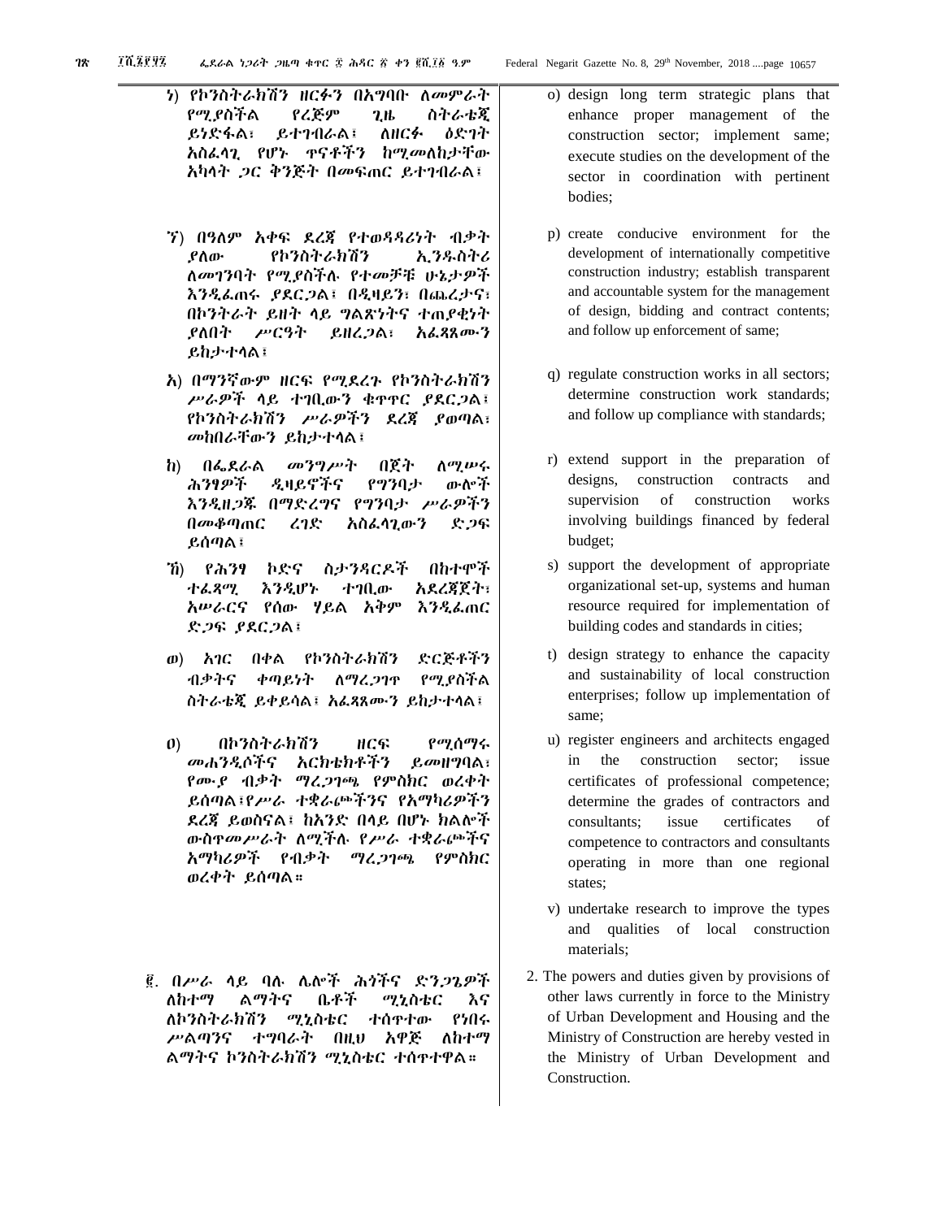ነ) የኮንስትራክሽን ዘርፉን በአግባቡ ለመምራት የሚያስችል የረጅም ጊዜ ስትራቴጂ ይነድፋል፣ ይተገብራል፣ ለዘርፉ ዕድገት አስፈላጊ የሆኑ ጥናቶችን ከሚመለከታቸው አካላት ጋር ቅንጅት በመፍጠር ይተገብራል፤

ኘ) በዓለም አቀፍ ደረጃ የተወዳዳሪነት ብቃት ያለው የኮንስትራክሽን ኢንዱስትሪ ለመገንባት የሚያስችሉ የተመቻቹ ሁኔታዎች እንዲፈጠሩ ያደርጋል፤ በዲዛይን፣ በጨረታና፣ በኮንትራት ይዘት ላይ ግልጽነትና ተጠያቂነት ያለበት ሥርዓት ይዘረጋል፣ አፈጻጸሙን ይከታተላል፤

አ) በማንኛውም ዘርፍ የሚደረጉ የኮንስትራክሽን ሥራዎች ላይ ተገቢውን ቁጥጥር ያደርጋል፣ የኮንስትራክሽን ሥራዎችን ደረጃ ያወጣል፣ መከበራቸውን ይከታተላል፤

ከ) በፌደራል መንግሥት በጀት ለሚሠሩ ሕንፃዎች ዲዛይኖችና የግንባታ ውሎች እንዲዘጋጁ በማድረግና የግንባታ ሥራዎችን በመቆጣጠር ረገድ አስፈላጊውን ድጋፍ ይሰጣል፤

ኸ) የሕንፃ ኮድና ስታንዳርዶች በከተሞች ተፈጻሚ እንዲሆኑ ተገቢው አደረጃጀት፣ አሠራርና የሰው ሃይል አቅም እንዲፈጠር ድጋፍ ያደርጋል፤

ወ) አገር በቀል የኮንስትራክሽን ድርጅቶችን ብቃትና ቀጣይነት ለማረጋገጥ የሚያስችል ስትራቴጂ ይቀይሳል፤ አፈጻጸሙን ይከታተላል፤

ዐ) በኮንስትራክሽን ዘርፍ የሚሰማሩ መሐንዲሶችና አርክቴክቶችን ይመዘግባል፣ የሙያ ብቃት ማረጋገጫ የምስክር ወረቀት ይሰጣል፤የሥራ ተቋራጮችንና የአማካሪዎችን ደረጃ ይወስናል፤ ከአንድ በላይ በሆኑ ክልሎች ውስጥመሥራት ለሚችሉ የሥራ ተቋራጮችና አማካሪዎች የብቃት ማረጋገጫ የምስክር ወረቀት ይሰጣል።

፪. በሥራ ላይ ባሉ ሌሎች ሕጎችና ድንጋጌዎች ለከተማ ልማትና ቤቶች ሚኒስቴር እና ለኮንስትራክሽን ሚኒስቴር ተሰጥተው የነበሩ ሥልጣንና ተግባራት በዚህ አዋጅ ለከተማ ልማትና ኮንስትራክሽን ሚኒስቴር ተሰጥተዋል።

o) design long term strategic plans that enhance proper management of the construction sector; implement same; execute studies on the development of the sector in coordination with pertinent bodies;

p) create conducive environment for the development of internationally competitive construction industry; establish transparent and accountable system for the management of design, bidding and contract contents; and follow up enforcement of same;

q) regulate construction works in all sectors; determine construction work standards; and follow up compliance with standards;

r) extend support in the preparation of designs, construction contracts and supervision of construction works involving buildings financed by federal budget;

s) support the development of appropriate organizational set-up, systems and human resource required for implementation of building codes and standards in cities;

t) design strategy to enhance the capacity and sustainability of local construction enterprises; follow up implementation of same;

u) register engineers and architects engaged in the construction sector; issue certificates of professional competence; determine the grades of contractors and consultants; issue certificates of competence to contractors and consultants operating in more than one regional states;

v) undertake research to improve the types and qualities of local construction materials;

2. The powers and duties given by provisions of other laws currently in force to the Ministry of Urban Development and Housing and the Ministry of Construction are hereby vested in the Ministry of Urban Development and Construction.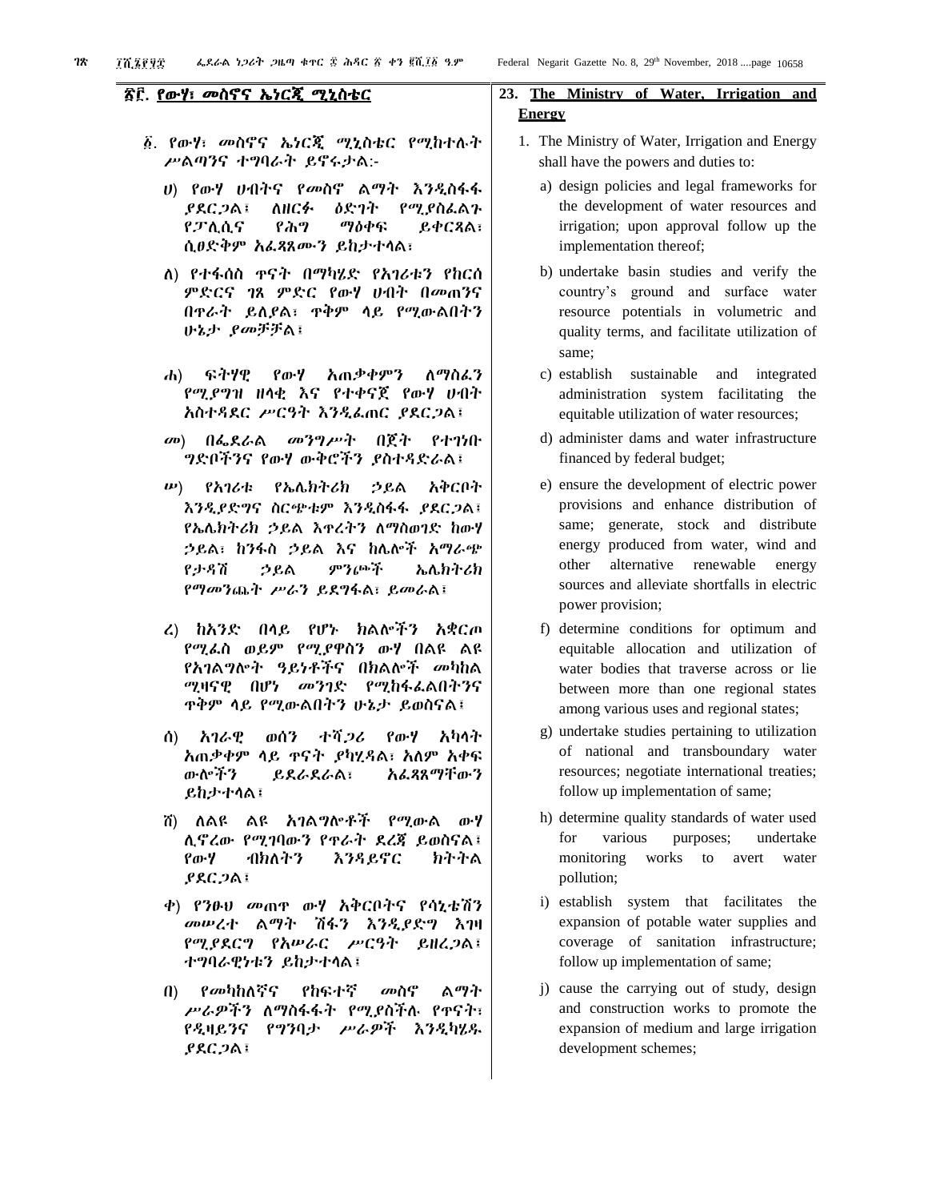## ፳፫. የውሃ፣ መስኖና ኤነርጂ ሚኒስቴር

፩. የውሃ፣ መስኖና ኤነርጂ ሚኒስቴር የሚከተሉት ሥልጣንና ተግባራት ይኖሩታል:-

ሀ) የውሃ ሀብትና የመስኖ ልማት እንዲስፋፋ ያደርጋል፤ ለዘርፉ ዕድገት የሚያስፈልጉ የፖሊሲና የሕግ ማዕቀፍ ይቀርጻል፣ ሲፀድቅም አፈጻጸሙን ይከታተላል፤

ለ) የተፋሰስ ጥናት በማካሄድ የአገሪቱን የከርሰ ምድርና ገጸ ምድር የውሃ ሀብት በመጠንና በጥራት ይለያል፣ ጥቅም ላይ የሚውልበትን ሁኔታ ያመቻቻል፤

ሐ) ፍትሃዊ የውሃ አጠቃቀምን ለማስፈን የሚያግዝ ዘላቂ እና የተቀናጀ የውሃ ሀብት አስተዳደር ሥርዓት እንዲፈጠር ያደርጋል፤

መ) በፌደራል መንግሥት በጀት የተገነቡ ግድቦችንና የውሃ ውቅሮችን ያስተዳድራል፤

ሠ) የአገሪቱ የኤሌክትሪክ ኃይል አቅርቦት እንዲያድግና ስርጭቱም እንዲስፋፋ ያደርጋል፤ የኤሌክትሪክ ኃይል እጥረትን ለማስወገድ ከውሃ ኃይል፣ ከንፋስ ኃይል እና ከሌሎች አማራጭ የታዳሽ ኃይል ምንጮች ኤሌክትሪክ የማመንጨት ሥራን ይደግፋል፣ ይመራል፤

ረ) ከአንድ በላይ የሆኑ ክልሎችን አቋርጦ የሚፈስ ወይም የሚያዋስን ውሃ በልዩ ልዩ የአገልግሎት ዓይነቶችና በክልሎች መካከል ሚዛናዊ በሆነ መንገድ የሚከፋፈልበትንና ጥቅም ላይ የሚውልበትን ሁኔታ ይወስናል፤

ሰ) አገራዊ ወሰን ተሻጋሪ የውሃ አካላት አጠቃቀም ላይ ጥናት ያካሂዳል፣ አለም አቀፍ ውሎችን ይደራደራል፣ አፈጻጸማቸውን ይከታተላል፤

ሸ) ለልዩ ልዩ አገልግሎቶች የሚውል ውሃ ሊኖረው የሚገባውን የጥራት ደረጃ ይወስናል፤ የውሃ ብክለትን እንዳይኖር ክትትል ያደርጋል፤

ቀ) የንፁህ መጠጥ ውሃ አቅርቦትና የሳኒቴሽን መሠረተ ልማት ሽፋን እንዲያድግ እገዛ የሚያደርግ የአሠራር ሥርዓት ይዘረጋል፤ ተግባራዊነቱን ይከታተላል፤

በ) የመካከለኛና የከፍተኛ መስኖ ልማት ሥራዎችን ለማስፋፋት የሚያስችሉ የጥናት፣ የዲዛይንና የግንባታ ሥራዎች እንዲካሄዱ ያደርጋል፤

## 23. The Ministry of Water, Irrigation and Energy

1. The Ministry of Water, Irrigation and Energy shall have the powers and duties to:

a) design policies and legal frameworks for the development of water resources and irrigation; upon approval follow up the implementation thereof;

b) undertake basin studies and verify the country's ground and surface water resource potentials in volumetric and quality terms, and facilitate utilization of same;

c) establish sustainable and integrated administration system facilitating the equitable utilization of water resources;

d) administer dams and water infrastructure financed by federal budget;

e) ensure the development of electric power provisions and enhance distribution of same; generate, stock and distribute energy produced from water, wind and other alternative renewable energy sources and alleviate shortfalls in electric power provision;

f) determine conditions for optimum and equitable allocation and utilization of water bodies that traverse across or lie between more than one regional states among various uses and regional states;

g) undertake studies pertaining to utilization of national and transboundary water resources; negotiate international treaties; follow up implementation of same;

h) determine quality standards of water used for various purposes; undertake monitoring works to avert water pollution;

i) establish system that facilitates the expansion of potable water supplies and coverage of sanitation infrastructure; follow up implementation of same;

j) cause the carrying out of study, design and construction works to promote the expansion of medium and large irrigation development schemes;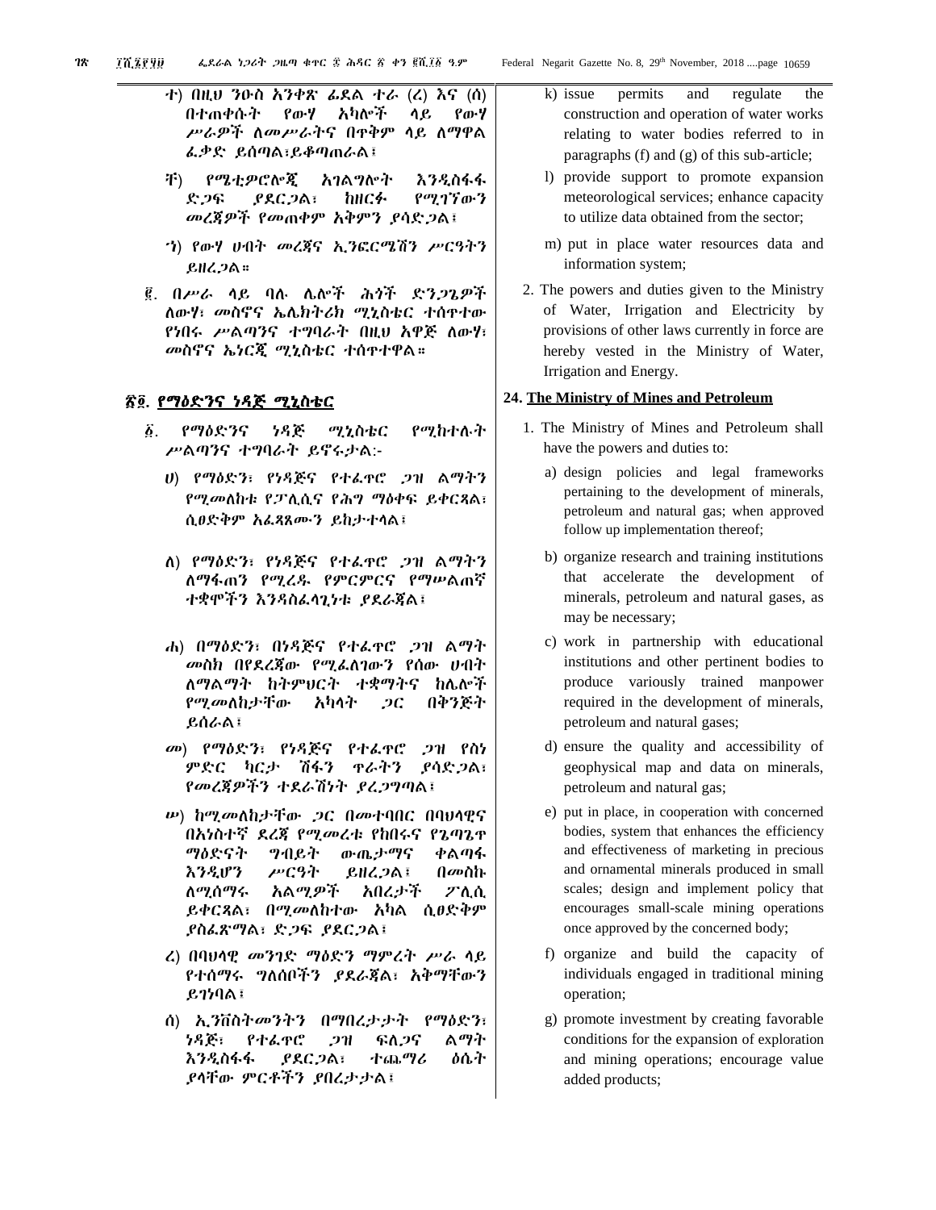ተ) በዚህ ንዑስ አንቀጽ ፊደል ተራ (ረ) እና (ሰ) በተጠቀሱት የውሃ አካሎች ላይ የውሃ ሥራዎች ለመሥራትና በጥቅም ላይ ለማዋል ፈቃድ ይሰጣል፣ይቆጣጠራል፤

ቸ) የሜቲዎሮሎጂ አገልግሎት እንዲስፋፋ ድጋፍ ያደርጋል፣ ከዘርፉ የሚገኘውን መረጃዎች የመጠቀም አቅምን ያሳድጋል፤

ኀ) የውሃ ሀብት መረጃና ኢንፎርሜሽን ሥርዓትን ይዘረጋል።

፪. በሥራ ላይ ባሉ ሌሎች ሕጎች ድንጋጌዎች ለውሃ፣ መስኖና ኤሌክትሪክ ሚኒስቴር ተሰጥተው የነበሩ ሥልጣንና ተግባራት በዚህ አዋጅ ለውሃ፣ መስኖና ኤነርጂ ሚኒስቴር ተሰጥተዋል።

## ፳፬. የማዕድንና ነዳጅ ሚኒስቴር

፩. የማዕድንና ነዳጅ ሚኒስቴር የሚከተሉት ሥልጣንና ተግባራት ይኖሩታል:-

ሀ) የማዕድን፣ የነዳጅና የተፈጥሮ ጋዝ ልማትን የሚመለከቱ የፖሊሲና የሕግ ማዕቀፍ ይቀርጻል፣ ሲፀድቅም አፈጻጸሙን ይከታተላል፤

ለ) የማዕድን፣ የነዳጅና የተፈጥሮ ጋዝ ልማትን ለማፋጠን የሚረዱ የምርምርና የማሠልጠኛ ተቋሞችን እንዳስፈላጊነቱ ያደራጃል፤

ሐ) በማዕድን፣ በነዳጅና የተፈጥሮ ጋዝ ልማት መስክ በየደረጃው የሚፈለገውን የሰው ሀብት ለማልማት ከትምህርት ተቋማትና ከሌሎች የሚመለከታቸው አካላት ጋር በቅንጅት ይሰራል፤

መ) የማዕድን፣ የነዳጅና የተፈጥሮ ጋዝ የስነ ምድር ካርታ ሽፋን ጥራትን ያሳድጋል፣ የመረጃዎችን ተደራሽነት ያረጋግጣል፤

ሠ) ከሚመለከታቸው ጋር በመተባበር በባህላዊና በአነስተኛ ደረጃ የሚመረቱ የከበሩና የጌጣጌጥ ማዕድናት ግብይት ውጤታማና ቀልጣፋ እንዲሆን ሥርዓት ይዘረጋል፤ በመስኩ ለሚሰማሩ አልሚዎች አበረታች ፖሊሲ ይቀርጻል፣ በሚመለከተው አካል ሲፀድቅም ያስፈጽማል፣ ድጋፍ ያደርጋል፤

ረ) በባህላዊ መንገድ ማዕድን ማምረት ሥራ ላይ የተሰማሩ ግለሰቦችን ያደራጃል፣ አቅማቸውን ይገነባል፤

ሰ) ኢንቨስትመንትን በማበረታታት የማዕድን፣ ነዳጅ፣ የተፈጥሮ ጋዝ ፍለጋና ልማት እንዲስፋፋ ያደርጋል፣ ተጨማሪ ዕሴት ያላቸው ምርቶችን ያበረታታል፤

k) issue permits and regulate the construction and operation of water works relating to water bodies referred to in paragraphs (f) and (g) of this sub-article;

l) provide support to promote expansion meteorological services; enhance capacity to utilize data obtained from the sector;

m) put in place water resources data and information system;

2. The powers and duties given to the Ministry of Water, Irrigation and Electricity by provisions of other laws currently in force are hereby vested in the Ministry of Water, Irrigation and Energy.

## 24. The Ministry of Mines and Petroleum

1. The Ministry of Mines and Petroleum shall have the powers and duties to:

a) design policies and legal frameworks pertaining to the development of minerals, petroleum and natural gas; when approved follow up implementation thereof;

b) organize research and training institutions that accelerate the development of minerals, petroleum and natural gases, as may be necessary;

c) work in partnership with educational institutions and other pertinent bodies to produce variously trained manpower required in the development of minerals, petroleum and natural gases;

d) ensure the quality and accessibility of geophysical map and data on minerals, petroleum and natural gas;

e) put in place, in cooperation with concerned bodies, system that enhances the efficiency and effectiveness of marketing in precious and ornamental minerals produced in small scales; design and implement policy that encourages small-scale mining operations once approved by the concerned body;

f) organize and build the capacity of individuals engaged in traditional mining operation;

g) promote investment by creating favorable conditions for the expansion of exploration and mining operations; encourage value added products;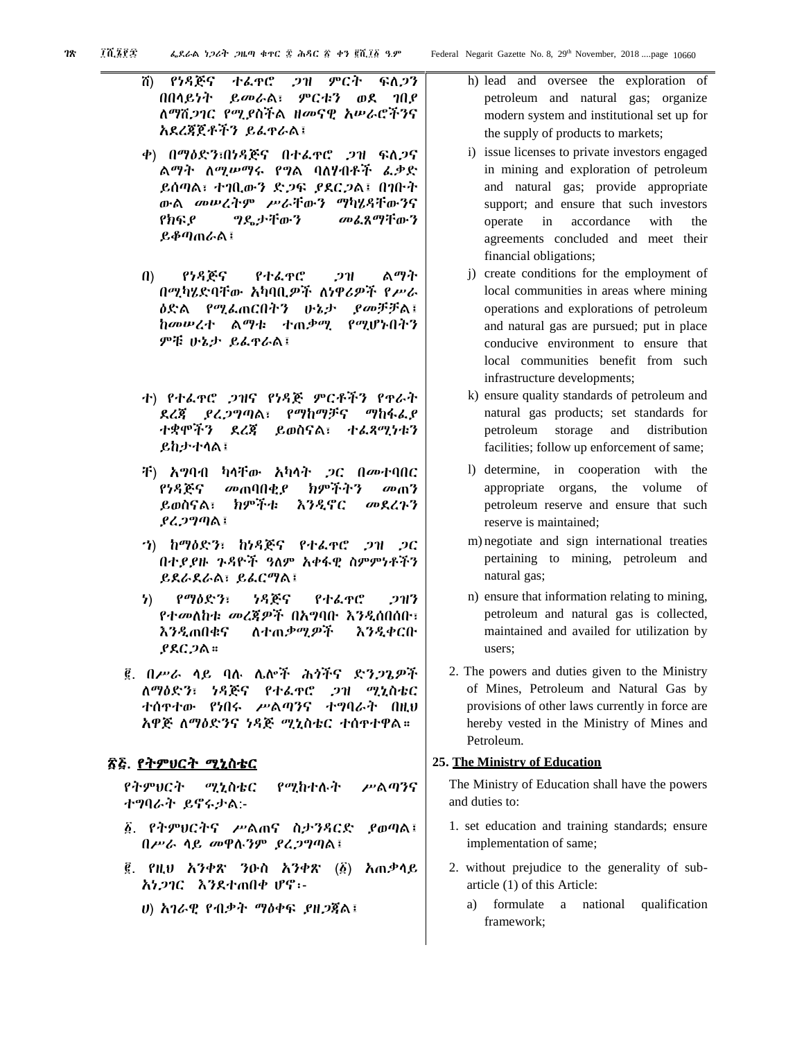ሸ) የነዳጅና ተፈጥሮ ጋዝ ምርት ፍለጋን በበላይነት ይመራል፣ ምርቱን ወደ ገበያ ለማሸጋገር የሚያስችል ዘመናዊ አሠራሮችንና አደረጃጀቶችን ይፈጥራል፤

ቀ) በማዕድን፣በነዳጅና በተፈጥሮ ጋዝ ፍለጋና ልማት ለሚሠማሩ የግል ባለሃብቶች ፈቃድ ይሰጣል፣ ተገቢውን ድጋፍ ያደርጋል፤ በገቡት ውል መሠረትም ሥራቸውን ማካሄዳቸውንና የክፍያ ግዴታቸውን መፈጸማቸውን ይቆጣጠራል፤

በ) የነዳጅና የተፈጥሮ ጋዝ ልማት በሚካሄድባቸው አካባቢዎች ለነዋሪዎች የሥራ ዕድል የሚፈጠርበትን ሁኔታ ያመቻቻል፣ ከመሠረተ ልማቱ ተጠቃሚ የሚሆኑበትን ምቹ ሁኔታ ይፈጥራል፤

ተ) የተፈጥሮ ጋዝና የነዳጅ ምርቶችን የጥራት ደረጃ ያረጋግጣል፣ የማከማቻና ማከፋፈያ ተቋሞችን ደረጃ ይወስናል፣ ተፈጻሚነቱን ይከታተላል፤

ቸ) አግባብ ካላቸው አካላት ጋር በመተባበር የነዳጅና መጠባበቂያ ክምችትን መጠን ይወስናል፣ ክምችቱ እንዲኖር መደረጉን ያረጋግጣል፤

ኀ) ከማዕድን፣ ከነዳጅና የተፈጥሮ ጋዝ ጋር በተያያዙ ጉዳዮች ዓለም አቀፋዊ ስምምነቶችን ይደራደራል፣ ይፈርማል፤

ነ) የማዕድን፣ ነዳጅና የተፈጥሮ ጋዝን የተመለከቱ መረጃዎች በአግባቡ እንዲሰበሰቡ፣ እንዲጠበቁና ለተጠቃሚዎች እንዲቀርቡ ያደርጋል።

፪. በሥራ ላይ ባሉ ሌሎች ሕጎችና ድንጋጌዎች ለማዕድን፣ ነዳጅና የተፈጥሮ ጋዝ ሚኒስቴር ተሰጥተው የነበሩ ሥልጣንና ተግባራት በዚህ አዋጅ ለማዕድንና ነዳጅ ሚኒስቴር ተሰጥተዋል።

h) lead and oversee the exploration of petroleum and natural gas; organize modern system and institutional set up for the supply of products to markets;

i) issue licenses to private investors engaged in mining and exploration of petroleum and natural gas; provide appropriate support; and ensure that such investors operate in accordance with the agreements concluded and meet their financial obligations;

j) create conditions for the employment of local communities in areas where mining operations and explorations of petroleum and natural gas are pursued; put in place conducive environment to ensure that local communities benefit from such infrastructure developments;

k) ensure quality standards of petroleum and natural gas products; set standards for petroleum storage and distribution facilities; follow up enforcement of same;

l) determine, in cooperation with the appropriate organs, the volume of petroleum reserve and ensure that such reserve is maintained;

m) negotiate and sign international treaties pertaining to mining, petroleum and natural gas;

n) ensure that information relating to mining, petroleum and natural gas is collected, maintained and availed for utilization by users;

2. The powers and duties given to the Ministry of Mines, Petroleum and Natural Gas by provisions of other laws currently in force are hereby vested in the Ministry of Mines and Petroleum.

## ፳፭. የትምህርት ሚኒስቴር

የትምህርት ሚኒስቴር የሚከተሉት ሥልጣንና ተግባራት ይኖሩታል:-

፩. የትምህርትና ሥልጠና ስታንዳርድ ያወጣል፣ በሥራ ላይ መዋሉንም ያረጋግጣል፤

፪. የዚህ አንቀጽ ንዑስ አንቀጽ (፩) አጠቃላይ አነጋገር እንደተጠበቀ ሆኖ፡-

ሀ) አገራዊ የብቃት ማዕቀፍ ያዘጋጃል፤

## 25. The Ministry of Education

The Ministry of Education shall have the powers and duties to:

1. set education and training standards; ensure implementation of same;

2. without prejudice to the generality of sub-article (1) of this Article:

   a) formulate a national qualification framework;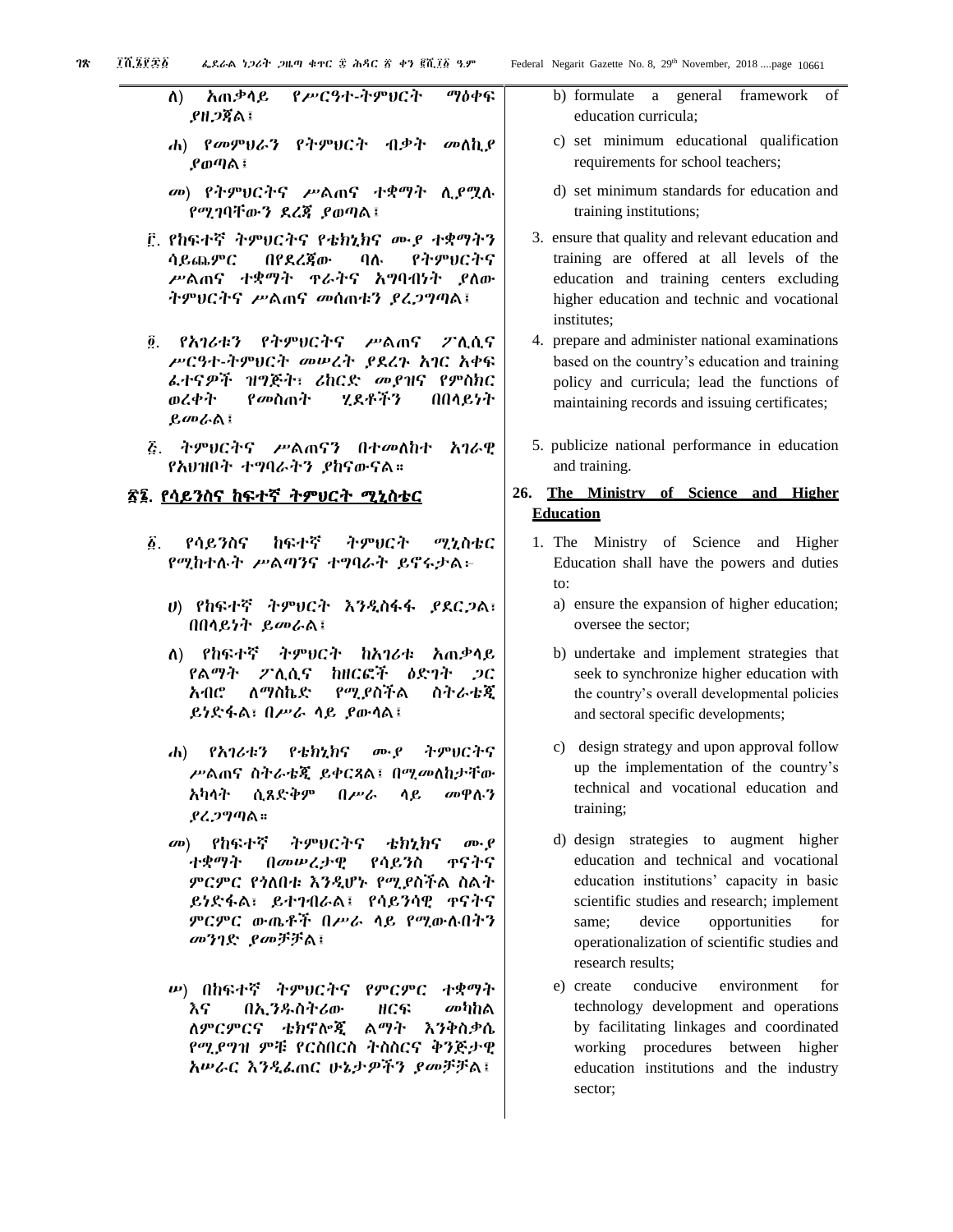ለ) አጠቃላይ የሥርዓት-ትምህርት ማዕቀፍ ያዘጋጃል፣

ሐ) የመምህራን የትምህርት ብቃት መለኪያ ያወጣል፣

መ) የትምህርትና ሥልጠና ተቋማት ሊያሟሉ የሚገባቸውን ደረጃ ያወጣል፣

፫. የከፍተኛ ትምህርትና የቴክኒክና ሙያ ተቋማትን ሳይጨምር በየደረጃው ባሉ የትምህርትና ሥልጠና ተቋማት ጥራትና አግባብነት ያለው ትምህርትና ሥልጠና መሰጠቱን ያረጋግጣል፣

፬. የአገሪቱን የትምህርትና ሥልጠና ፖሊሲና ሥርዓት-ትምህርት መሠረት ያደረጉ አገር አቀፍ ፈተናዎች ዝግጅት፣ ሪከርድ መያዝና የምስክር ወረቀት የመስጠት ሂደቶችን በበላይነት ይመራል፣

፭. ትምህርትና ሥልጠናን በተመለከተ አገራዊ የአህዛቦት ተግባራትን ያከናውናል።

## ፳፮. የሳይንስና ከፍተኛ ትምህርት ሚኒስቴር

፩. የሳይንስና ከፍተኛ ትምህርት ሚኒስቴር የሚከተሉት ሥልጣንና ተግባራት ይኖሩታል፡-

ሀ) የከፍተኛ ትምህርት እንዲስፋፋ ያደርጋል፣ በበላይነት ይመራል፣

ለ) የከፍተኛ ትምህርት ከአገሪቱ አጠቃላይ የልማት ፖሊሲና ከዘርፎች ዕድገት ጋር አብሮ ለማስኬድ የሚያስችል ስትራቴጂ ይነድፋል፣ በሥራ ላይ ያውላል፣

ሐ) የአገሪቱን የቴክኒክና ሙያ ትምህርትና ሥልጠና ስትራቴጂ ይቀርጻል፣ በሚመለከታቸው አካላት ሲጸድቅም በሥራ ላይ መዋሉን ያረጋግጣል።

መ) የከፍተኛ ትምህርትና ቴክኒክና ሙያ ተቋማት በመሠረታዊ የሳይንስ ጥናትና ምርምር የጎለበቱ እንዲሆኑ የሚያስችል ስልት ይነድፋል፣ ይተገብራል፣ የሳይንሳዊ ጥናትና ምርምር ውጤቶች በሥራ ላይ የሚውሉበትን መንገድ ያመቻቻል፣

ሠ) በከፍተኛ ትምህርትና የምርምር ተቋማት እና በኢንዱስትሪው ዘርፍ መካከል ለምርምርና ቴክኖሎጂ ልማት እንቅስቃሴ የሚያግዝ ምቹ የርስበርስ ትስስርና ቅንጅታዊ አሠራር እንዲፈጠር ሁኔታዎችን ያመቻቻል፣

b) formulate a general framework of education curricula;

c) set minimum educational qualification requirements for school teachers;

d) set minimum standards for education and training institutions;

3. ensure that quality and relevant education and training are offered at all levels of the education and training centers excluding higher education and technic and vocational institutes;

4. prepare and administer national examinations based on the country's education and training policy and curricula; lead the functions of maintaining records and issuing certificates;

5. publicize national performance in education and training.

## 26. The Ministry of Science and Higher Education

1. The Ministry of Science and Higher Education shall have the powers and duties to:

   a) ensure the expansion of higher education; oversee the sector;

   b) undertake and implement strategies that seek to synchronize higher education with the country's overall developmental policies and sectoral specific developments;

   c) design strategy and upon approval follow up the implementation of the country's technical and vocational education and training;

   d) design strategies to augment higher education and technical and vocational education institutions' capacity in basic scientific studies and research; implement same; device opportunities for operationalization of scientific studies and research results;

   e) create conducive environment for technology development and operations by facilitating linkages and coordinated working procedures between higher education institutions and the industry sector;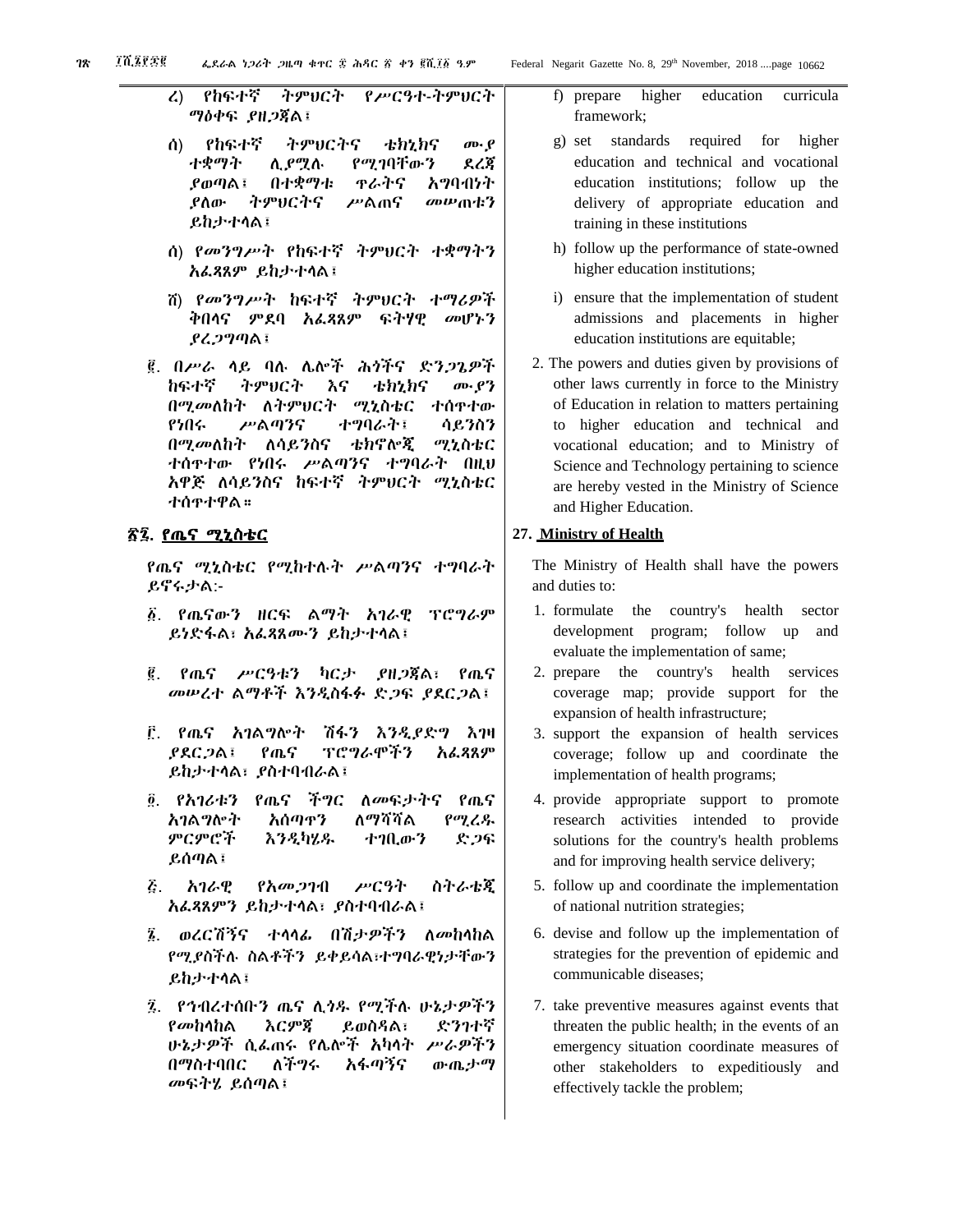ረ) የከፍተኛ ትምህርት የሥርዓተ-ትምህርት ማዕቀፍ ያዘጋጃል፣

ሰ) የከፍተኛ ትምህርትና ቴክኒክና ሙያ ተቋማት ሊያሟሉ የሚገባቸውን ደረጃ ያወጣል፤ በተቋማቱ ጥራትና አግባብነት ያለው ትምህርትና ሥልጠና መሠጠቱን ይከታተላል፣

ሰ) የመንግሥት የከፍተኛ ትምህርት ተቋማትን አፈጻጸም ይከታተላል፣

ሸ) የመንግሥት ከፍተኛ ትምህርት ተማሪዎች ቅበላና ምደባ አፈጻጸም ፍትሃዊ መሆኑን ያረጋግጣል፣

፪. በሥራ ላይ ባሉ ሌሎች ሕጎችና ድንጋጌዎች ከፍተኛ ትምህርት እና ቴክኒክና ሙያን በሚመለከት ለትምህርት ሚኒስቴር ተሰጥተው የነበሩ ሥልጣንና ተግባራት፣ ሳይንስን በሚመለከት ለሳይንስና ቴክኖሎጂ ሚኒስቴር ተሰጥተው የነበሩ ሥልጣንና ተግባራት በዚህ አዋጅ ለሳይንስና ከፍተኛ ትምህርት ሚኒስቴር ተሰጥተዋል።

## ፳፯. የጤና ሚኒስቴር

የጤና ሚኒስቴር የሚከተሉት ሥልጣንና ተግባራት ይኖሩታል:-

፩. የጤናውን ዘርፍ ልማት አገራዊ ፕሮግራም ይነድፋል፣ አፈጻጸሙን ይከታተላል፣

፪. የጤና ሥርዓቱን ካርታ ያዘጋጃል፣ የጤና መሠረተ ልማቶች እንዲስፋፉ ድጋፍ ያደርጋል፣

፫. የጤና አገልግሎት ሽፋን እንዲያድግ እገዛ ያደርጋል፣ የጤና ፕሮግራሞችን አፈጻጸም ይከታተላል፣ ያስተባብራል፣

፬. የአገሪቱን የጤና ችግር ለመፍታትና የጤና አገልግሎት አሰጣጥን ለማሻሻል የሚረዱ ምርምሮች እንዲካሄዱ ተገቢውን ድጋፍ ይሰጣል፣

፭. አገራዊ የአመጋገብ ሥርዓት ስትራቴጂ አፈጻጸምን ይከታተላል፣ ያስተባብራል፣

፮. ወረርሽኝና ተላላፊ በሽታዎችን ለመከላከል የሚያስችሉ ስልቶችን ይቀይሳል፣ተግባራዊነታቸውን ይከታተላል፣

፯. የኅብረተሰቡን ጤና ሊጎዱ የሚችሉ ሁኔታዎችን የመከላከል እርምጃ ይወስዳል፣ ድንገተኛ ሁኔታዎች ሲፈጠሩ የሌሎች አካላት ሥራዎችን በማስተባበር ለችግሩ አፋጣኝና ውጤታማ መፍትሄ ይሰጣል፣

f) prepare higher education curricula framework;

g) set standards required for higher education and technical and vocational education institutions; follow up the delivery of appropriate education and training in these institutions

h) follow up the performance of state-owned higher education institutions;

i) ensure that the implementation of student admissions and placements in higher education institutions are equitable;

2. The powers and duties given by provisions of other laws currently in force to the Ministry of Education in relation to matters pertaining to higher education and technical and vocational education; and to Ministry of Science and Technology pertaining to science are hereby vested in the Ministry of Science and Higher Education.

## 27. Ministry of Health

The Ministry of Health shall have the powers and duties to:

1. formulate the country's health sector development program; follow up and evaluate the implementation of same;
2. prepare the country's health services coverage map; provide support for the expansion of health infrastructure;
3. support the expansion of health services coverage; follow up and coordinate the implementation of health programs;
4. provide appropriate support to promote research activities intended to provide solutions for the country's health problems and for improving health service delivery;
5. follow up and coordinate the implementation of national nutrition strategies;
6. devise and follow up the implementation of strategies for the prevention of epidemic and communicable diseases;
7. take preventive measures against events that threaten the public health; in the events of an emergency situation coordinate measures of other stakeholders to expeditiously and effectively tackle the problem;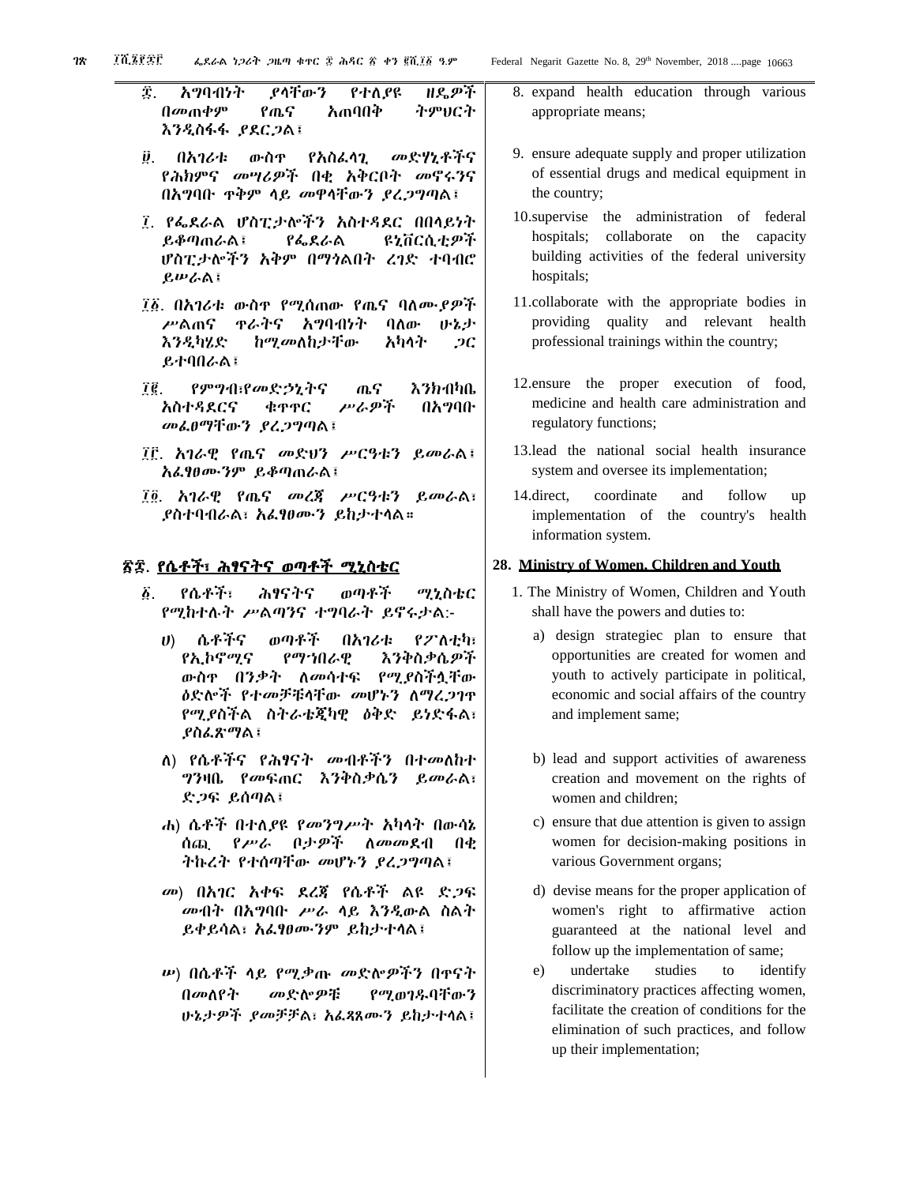፰. አግባብነት ያላቸውን የተለያዩ ዘዴዎች በመጠቀም የጤና አጠባበቅ ትምህርት እንዲስፋፋ ያደርጋል፤

፱. በአገሪቱ ውስጥ የአስፈላጊ መድሃኒቶችና የሕክምና መሣሪያዎች በቂ አቅርቦት መኖሩንና በአግባቡ ጥቅም ላይ መዋላቸውን ያረጋግጣል፤

፲. የፌደራል ሆስፒታሎችን አስተዳደር በበላይነት ይቆጣጠራል፤ የፌደራል ዩኒቨርሲቲዎች ሆስፒታሎችን አቅም በማጎልበት ረገድ ተባብሮ ይሠራል፤

፲፩. በአገሪቱ ውስጥ የሚሰጠው የጤና ባለሙያዎች ሥልጠና ጥራትና አግባብነት ባለው ሁኔታ እንዲካሄድ ከሚመለከታቸው አካላት ጋር ይተባበራል፤

፲፪. የምግብ፣የመድኃኒትና ጤና እንክብካቤ አስተዳደርና ቁጥጥር ሥራዎች በአግባቡ መፈፀማቸውን ያረጋግጣል፤

፲፫. አገራዊ የጤና መድህን ሥርዓቱን ይመራል፣ አፈፃፀሙንም ይቆጣጠራል፤

፲፬. አገራዊ የጤና መረጃ ሥርዓቱን ይመራል፣ ያስተባብራል፣ አፈፃፀሙን ይከታተላል።

## ፳፰. የሴቶች፣ ሕፃናትና ወጣቶች ሚኒስቴር

፩. የሴቶች፣ ሕፃናትና ወጣቶች ሚኒስቴር የሚከተሉት ሥልጣንና ተግባራት ይኖሩታል:-

ሀ) ሴቶችና ወጣቶች በአገሪቱ የፖለቲካ፣ የኢኮኖሚና የማኀበራዊ እንቅስቃሴዎች ውስጥ በንቃት ለመሳተፍ የሚያስችሏቸው ዕድሎች የተመቻቹላቸው መሆኑን ለማረጋገጥ የሚያስችል ስትራቴጂካዊ ዕቅድ ይነድፋል፣ ያስፈጽማል፤

ለ) የሴቶችና የሕፃናት መብቶችን በተመለከተ ግንዛቤ የመፍጠር እንቅስቃሴን ይመራል፣ ድጋፍ ይሰጣል፤

ሐ) ሴቶች በተለያዩ የመንግሥት አካላት በውሳኔ ሰጪ የሥራ ቦታዎች ለመመደብ በቂ ትኩረት የተሰጣቸው መሆኑን ያረጋግጣል፤

መ) በአገር አቀፍ ደረጃ የሴቶች ልዩ ድጋፍ መብት በአግባቡ ሥራ ላይ እንዲውል ስልት ይቀይሳል፣ አፈፃፀሙንም ይከታተላል፤

ሠ) በሴቶች ላይ የሚቃጡ መድሎዎችን በጥናት በመለየት መድሎዎቹ የሚወገዱባቸውን ሁኔታዎች ያመቻቻል፣ አፈጻጸሙን ይከታተላል፤

8. expand health education through various appropriate means;

9. ensure adequate supply and proper utilization of essential drugs and medical equipment in the country;

10. supervise the administration of federal hospitals; collaborate on the capacity building activities of the federal university hospitals;

11. collaborate with the appropriate bodies in providing quality and relevant health professional trainings within the country;

12. ensure the proper execution of food, medicine and health care administration and regulatory functions;

13. lead the national social health insurance system and oversee its implementation;

14. direct, coordinate and follow up implementation of the country's health information system.

## 28. Ministry of Women, Children and Youth

1. The Ministry of Women, Children and Youth shall have the powers and duties to:

a) design strategiec plan to ensure that opportunities are created for women and youth to actively participate in political, economic and social affairs of the country and implement same;

b) lead and support activities of awareness creation and movement on the rights of women and children;

c) ensure that due attention is given to assign women for decision-making positions in various Government organs;

d) devise means for the proper application of women's right to affirmative action guaranteed at the national level and follow up the implementation of same;

e) undertake studies to identify discriminatory practices affecting women, facilitate the creation of conditions for the elimination of such practices, and follow up their implementation;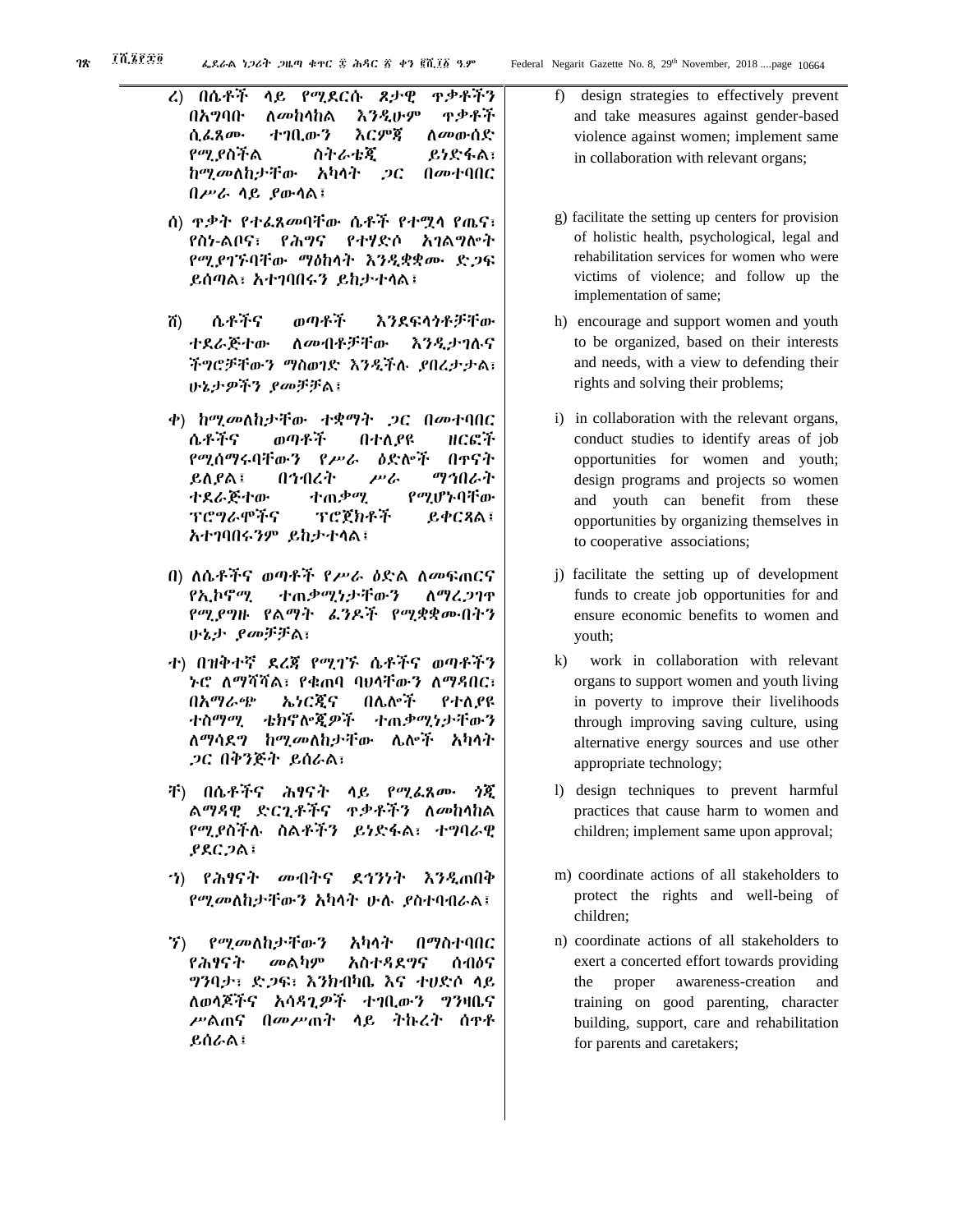ረ) በሴቶች ላይ የሚደርሱ ጾታዊ ጥቃቶችን በአግባቡ ለመከላከል እንዲሁም ጥቃቶች ሲፈጸሙ ተገቢውን እርምጃ ለመውሰድ የሚያስችል ስትራቴጂ ይነድፋል፣ ከሚመለከታቸው አካላት ጋር በመተባበር በሥራ ላይ ያውላል፣

ሰ) ጥቃት የተፈጸመባቸው ሴቶች የተሟላ የጤና፣ የስነ-ልቦና፣ የሕግና የተሃድሶ አገልግሎት የሚያገኙባቸው ማዕከላት እንዲቋቋሙ ድጋፍ ይሰጣል፣ አተገባበሩን ይከታተላል፣

ሸ) ሴቶችና ወጣቶች እንደፍላጎቶቻቸው ተደራጅተው ለመብቶቻቸው እንዲታገሉና ችግሮቻቸውን ማስወገድ እንዲችሉ ያበረታታል፣ ሁኔታዎችን ያመቻቻል፣

ቀ) ከሚመለከታቸው ተቋማት ጋር በመተባበር ሴቶችና ወጣቶች በተለያዩ ዘርፎች የሚሰማሩባቸውን የሥራ ዕድሎች በጥናት ይለያል፣ በኅብረት ሥራ ማኅበራት ተደራጅተው ተጠቃሚ የሚሆኑባቸው ፕሮግራሞችና ፕሮጀክቶች ይቀርጻል፣ አተገባበሩንም ይከታተላል፣

በ) ለሴቶችና ወጣቶች የሥራ ዕድል ለመፍጠርና የኢኮኖሚ ተጠቃሚነታቸውን ለማረጋገጥ የሚያግዙ የልማት ፈንዶች የሚቋቋሙበትን ሁኔታ ያመቻቻል፣

ተ) በዝቅተኛ ደረጃ የሚገኙ ሴቶችና ወጣቶችን ኑሮ ለማሻሻል፣ የቁጠባ ባህላቸውን ለማዳበር፣ በአማራጭ ኤነርጂና በሌሎች የተለያዩ ተስማሚ ቴክኖሎጂዎች ተጠቃሚነታቸውን ለማሳደግ ከሚመለከታቸው ሌሎች አካላት ጋር በቅንጅት ይሰራል፣

ቸ) በሴቶችና ሕፃናት ላይ የሚፈጸሙ ጎጂ ልማዳዊ ድርጊቶችና ጥቃቶችን ለመከላከል የሚያስችሉ ስልቶችን ይነድፋል፣ ተግባራዊ ያደርጋል፣

ኀ) የሕፃናት መብትና ደኅንነት እንዲጠበቅ የሚመለከታቸውን አካላት ሁሉ ያስተባብራል፣

ኘ) የሚመለከታቸውን አካላት በማስተባበር የሕፃናት መልካም አስተዳደግና ሰብዕና ግንባታ፣ ድጋፍ፣ እንክብካቤ እና ተሀድሶ ላይ ለወላጆችና አሳዳጊዎች ተገቢውን ግንዛቤና ሥልጠና በመሥጠት ላይ ትኩረት ሰጥቶ ይሰራል፣

f) design strategies to effectively prevent and take measures against gender-based violence against women; implement same in collaboration with relevant organs;

g) facilitate the setting up centers for provision of holistic health, psychological, legal and rehabilitation services for women who were victims of violence; and follow up the implementation of same;

h) encourage and support women and youth to be organized, based on their interests and needs, with a view to defending their rights and solving their problems;

i) in collaboration with the relevant organs, conduct studies to identify areas of job opportunities for women and youth; design programs and projects so women and youth can benefit from these opportunities by organizing themselves in to cooperative associations;

j) facilitate the setting up of development funds to create job opportunities for and ensure economic benefits to women and youth;

k) work in collaboration with relevant organs to support women and youth living in poverty to improve their livelihoods through improving saving culture, using alternative energy sources and use other appropriate technology;

l) design techniques to prevent harmful practices that cause harm to women and children; implement same upon approval;

m) coordinate actions of all stakeholders to protect the rights and well-being of children;

n) coordinate actions of all stakeholders to exert a concerted effort towards providing the proper awareness-creation and training on good parenting, character building, support, care and rehabilitation for parents and caretakers;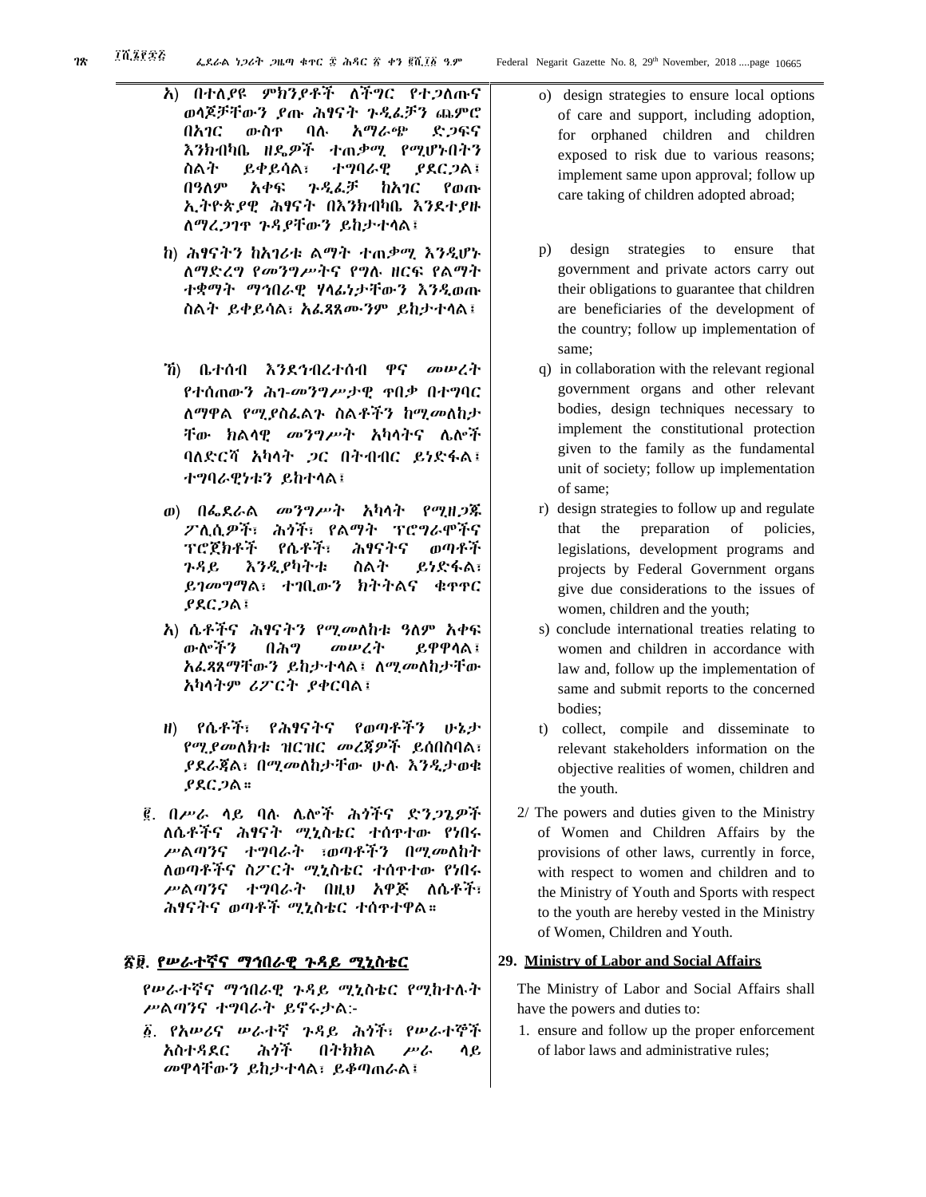ኦ) በተለያዩ ምክንያቶች ለችግር የተጋለጡና ወላጆቻቸውን ያጡ ሕፃናት ጉዲፈቻን ጨምሮ በአገር ውስጥ ባሉ አማራጭ ድጋፍና እንክብካቤ ዘዴዎች ተጠቃሚ የሚሆኑበትን ስልት ይቀይሳል፣ ተግባራዊ ያደርጋል፣ በዓለም አቀፍ ጉዲፈቻ ከአገር የወጡ ኢትዮጵያዊ ሕፃናት በእንክብካቤ እንደተያዙ ለማረጋገጥ ጉዳያቸውን ይከታተላል፤

ከ) ሕፃናትን ከአገሪቱ ልማት ተጠቃሚ እንዲሆኑ ለማድረግ የመንግሥትና የግሉ ዘርፍ የልማት ተቋማት ማኅበራዊ ሃላፊነታቸውን እንዲወጡ ስልት ይቀይሳል፤ አፈጻጸሙንም ይከታተላል፤

ኸ) ቤተሰብ እንደኅብረተሰብ ዋና መሠረት የተሰጠውን ሕገ-መንግሥታዊ ጥበቃ በተግባር ለማዋል የሚያስፈልጉ ስልቶችን ከሚመለከታቸው ክልላዊ መንግሥት አካላትና ሌሎች ባለድርሻ አካላት ጋር በትብብር ይነድፋል፤ ተግባራዊነቱን ይከተላል፤

ወ) በፌደራል መንግሥት አካላት የሚዘጋጁ ፖሊሲዎች፣ ሕጎች፣ የልማት ፕሮግራሞችና ፕሮጀክቶች የሴቶች፣ ሕፃናትና ወጣቶች ጉዳይ እንዲያካትቱ ስልት ይነድፋል፤ ይገመግማል፤ ተገቢውን ክትትልና ቁጥጥር ያደርጋል፤

ዐ) ሴቶችና ሕፃናትን የሚመለከቱ ዓለም አቀፍ ውሎችን በሕግ መሠረት ይዋዋላል፤ አፈጻጸማቸውን ይከታተላል፤ ለሚመለከታቸው አካላትም ሪፖርት ያቀርባል፤

ዘ) የሴቶች፣ የሕፃናትና የወጣቶችን ሁኔታ የሚያመለክቱ ዝርዝር መረጃዎች ይሰበስባል፣ ያደራጃል፣ በሚመለከታቸው ሁሉ እንዲታወቁ ያደርጋል።

፪. በሥራ ላይ ባሉ ሌሎች ሕጎችና ድንጋጌዎች ለሴቶችና ሕፃናት ሚኒስቴር ተሰጥተው የነበሩ ሥልጣንና ተግባራት ፤ወጣቶችን በሚመለከት ለወጣቶችና ስፖርት ሚኒስቴር ተሰጥተው የነበሩ ሥልጣንና ተግባራት በዚህ አዋጅ ለሴቶች፣ ሕፃናትና ወጣቶች ሚኒስቴር ተሰጥተዋል።

## ፳፱. የሥራተኛና ማኅበራዊ ጉዳይ ሚኒስቴር

የሥራተኛና ማኅበራዊ ጉዳይ ሚኒስቴር የሚከተሉት ሥልጣንና ተግባራት ይኖሩታል:-

፩. የአሠሪና ሠራተኛ ጉዳይ ሕጎች፣ የሥራተኞች አስተዳደር ሕጎች በትክክል ሥራ ላይ መዋላቸውን ይከታተላል፤ ይቆጣጠራል፤

o) design strategies to ensure local options of care and support, including adoption, for orphaned children and children exposed to risk due to various reasons; implement same upon approval; follow up care taking of children adopted abroad;

p) design strategies to ensure that government and private actors carry out their obligations to guarantee that children are beneficiaries of the development of the country; follow up implementation of same;

q) in collaboration with the relevant regional government organs and other relevant bodies, design techniques necessary to implement the constitutional protection given to the family as the fundamental unit of society; follow up implementation of same;

r) design strategies to follow up and regulate that the preparation of policies, legislations, development programs and projects by Federal Government organs give due considerations to the issues of women, children and the youth;

s) conclude international treaties relating to women and children in accordance with law and, follow up the implementation of same and submit reports to the concerned bodies;

t) collect, compile and disseminate to relevant stakeholders information on the objective realities of women, children and the youth.

2/ The powers and duties given to the Ministry of Women and Children Affairs by the provisions of other laws, currently in force, with respect to women and children and to the Ministry of Youth and Sports with respect to the youth are hereby vested in the Ministry of Women, Children and Youth.

## 29. Ministry of Labor and Social Affairs

The Ministry of Labor and Social Affairs shall have the powers and duties to:

1. ensure and follow up the proper enforcement of labor laws and administrative rules;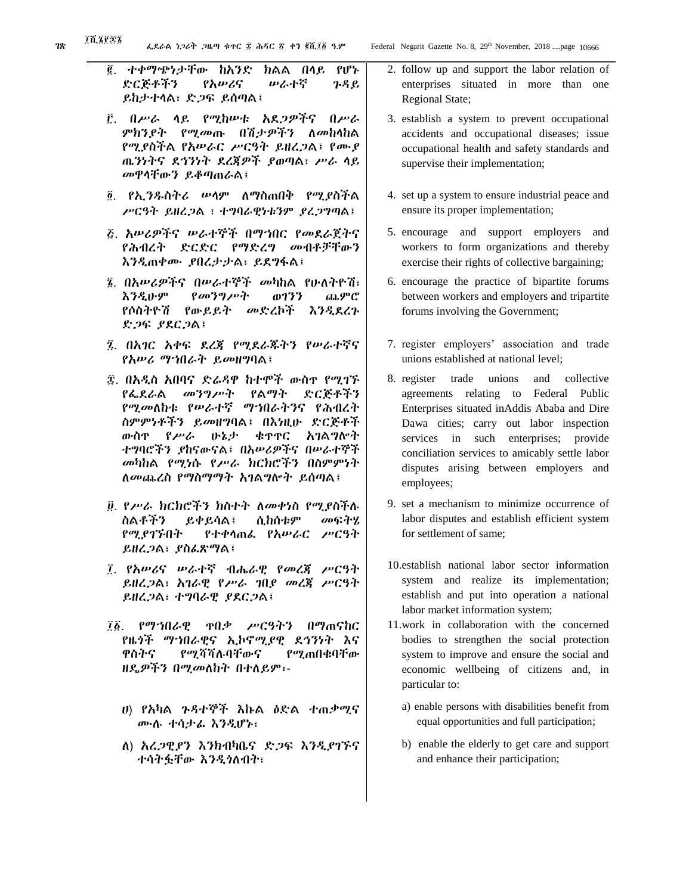፪. ተቀማጭነታቸው ከአንድ ክልል በላይ የሆኑ ድርጅቶችን የአሠሪና ሠራተኛ ጉዳይ ይከታተላል፣ ድጋፍ ይሰጣል፣

፫. በሥራ ላይ የሚከሠቱ አደጋዎችና በሥራ ምክንያት የሚመጡ በሽታዎችን ለመከላከል የሚያስችል የአሠራር ሥርዓት ይዘረጋል፣ የሙያ ጤንነትና ደኅንነት ደረጃዎች ያወጣል፣ ሥራ ላይ መዋላቸውን ይቆጣጠራል፣

፬. የኢንዱስትሪ ሠላም ለማስጠበቅ የሚያስችል ሥርዓት ይዘረጋል ፣ ተግባራዊነቱንም ያረጋግጣል፣

፭. አሠሪዎችና ሠራተኞች በማኅበር የመደራጀትና የሕብረት ድርድር የማድረግ መብቶቻቸውን እንዲጠቀሙ ያበረታታል፣ ይደግፋል፣

፮. በአሠሪዎችና በሠራተኞች መካከል የሁለትዮሽ፣ እንዲሁም የመንግሥት ወገንን ጨምሮ የሶስትዮሽ የውይይት መድረኮች እንዲደረጉ ድጋፍ ያደርጋል፣

፯. በአገር አቀፍ ደረጃ የሚደራጁትን የሠራተኛና የአሠሪ ማኅበራት ይመዘግባል፣

፰. በአዲስ አበባና ድሬዳዋ ከተሞች ውስጥ የሚገኙ የፌደራል መንግሥት የልማት ድርጅቶችን የሚመለከቱ የሠራተኛ ማኅበራትንና የሕብረት ስምምነቶችን ይመዘግባል፣ በእነዚሁ ድርጅቶች ውስጥ የሥራ ሁኔታ ቁጥጥር አገልግሎት ተግባሮችን ያከናውናል፣ በአሠሪዎችና በሠራተኞች መካከል የሚነሱ የሥራ ክርክሮችን በስምምነት ለመጨረስ የማስማማት አገልግሎት ይሰጣል፣

፱. የሥራ ክርክሮችን ክስተት ለመቀነስ የሚያስችሉ ስልቶችን ይቀይሳል፣ ሲከሰቱም መፍትሄ የሚያገኙበት የተቀላጠፈ የአሠራር ሥርዓት ይዘረጋል፣ ያስፈጽማል፣

፲. የአሠሪና ሠራተኛ ብሔራዊ የመረጃ ሥርዓት ይዘረጋል፣ አገራዊ የሥራ ገበያ መረጃ ሥርዓት ይዘረጋል፣ ተግባራዊ ያደርጋል፣

፲፩. የማኅበራዊ ጥበቃ ሥርዓትን በማጠናከር የዜጎች ማኅበራዊና ኢኮኖሚያዊ ደኅንነት እና ዋስትና የሚሻሻሉባቸውና የሚጠበቁባቸው ዘዴዎችን በሚመለከት በተለይም፡-

ሀ) የአካል ጉዳተኞች እኩል ዕድል ተጠቃሚና ሙሉ ተሳታፊ እንዲሆኑ፣

ለ) አረጋዊያን እንክብካቤና ድጋፍ እንዲያገኙና ተሳትፏቸው እንዲጎለብት፣

2. follow up and support the labor relation of enterprises situated in more than one Regional State;

3. establish a system to prevent occupational accidents and occupational diseases; issue occupational health and safety standards and supervise their implementation;

4. set up a system to ensure industrial peace and ensure its proper implementation;

5. encourage and support employers and workers to form organizations and thereby exercise their rights of collective bargaining;

6. encourage the practice of bipartite forums between workers and employers and tripartite forums involving the Government;

7. register employers' association and trade unions established at national level;

8. register trade unions and collective agreements relating to Federal Public Enterprises situated inAddis Ababa and Dire Dawa cities; carry out labor inspection services in such enterprises; provide conciliation services to amicably settle labor disputes arising between employers and employees;

9. set a mechanism to minimize occurrence of labor disputes and establish efficient system for settlement of same;

10. establish national labor sector information system and realize its implementation; establish and put into operation a national labor market information system;

11. work in collaboration with the concerned bodies to strengthen the social protection system to improve and ensure the social and economic wellbeing of citizens and, in particular to:

a) enable persons with disabilities benefit from equal opportunities and full participation;

b) enable the elderly to get care and support and enhance their participation;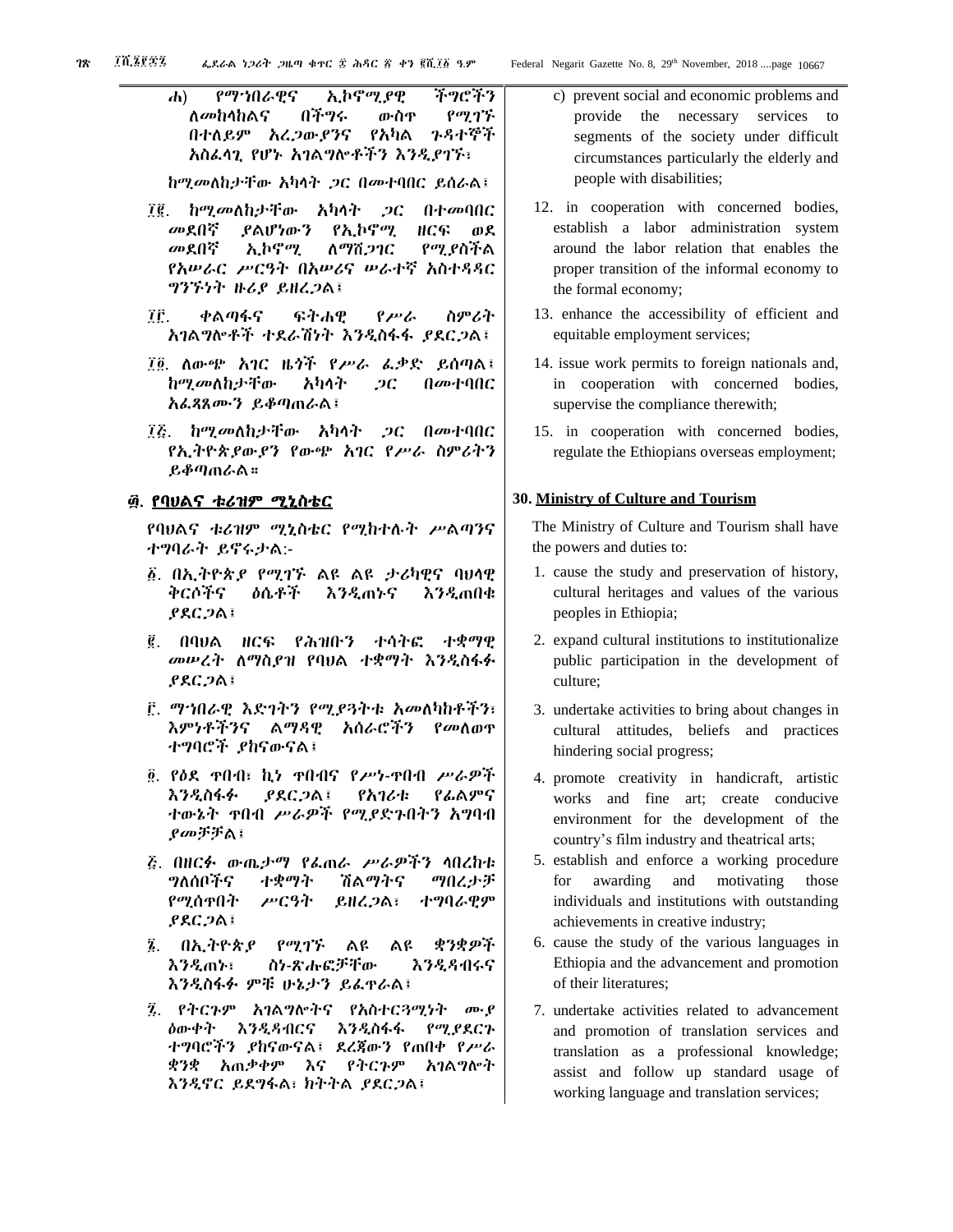ሐ) የማኅበራዊና ኢኮኖሚያዊ ችግሮችን ለመከላከልና በችግሩ ውስጥ የሚገኙ በተለይም አረጋውያንና የአካል ጉዳተኞች አስፈላጊ የሆኑ አገልግሎቶችን እንዲያገኙ፣

ከሚመለከታቸው አካላት ጋር በመተባበር ይሰራል፤

፲፪. ከሚመለከታቸው አካላት ጋር በተመባበር መደበኛ ያልሆነውን የኢኮኖሚ ዘርፍ ወደ መደበኛ ኢኮኖሚ ለማሸጋገር የሚያስችል የአሠራር ሥርዓት በአሠሪና ሠራተኛ አስተዳደር ግንኙነት ዙሪያ ይዘረጋል፤

፲፫. ቀልጣፋና ፍትሐዊ የሥራ ስምሪት አገልግሎቶች ተደራሽነት እንዲስፋፋ ያደርጋል፤

፲፬. ለውጭ አገር ዜጎች የሥራ ፈቃድ ይሰጣል፣ ከሚመለከታቸው አካላት ጋር በመተባበር አፈጻጸሙን ይቆጣጠራል፤

፲፭. ከሚመለከታቸው አካላት ጋር በመተባበር የኢትዮጵያውያን የውጭ አገር የሥራ ስምሪትን ይቆጣጠራል።

c) prevent social and economic problems and provide the necessary services to segments of the society under difficult circumstances particularly the elderly and people with disabilities;

12. in cooperation with concerned bodies, establish a labor administration system around the labor relation that enables the proper transition of the informal economy to the formal economy;

13. enhance the accessibility of efficient and equitable employment services;

14. issue work permits to foreign nationals and, in cooperation with concerned bodies, supervise the compliance therewith;

15. in cooperation with concerned bodies, regulate the Ethiopians overseas employment;

## ፴. የባህልና ቱሪዝም ሚኒስቴር

የባህልና ቱሪዝም ሚኒስቴር የሚከተሉት ሥልጣንና ተግባራት ይኖሩታል:-

፩. በኢትዮጵያ የሚገኙ ልዩ ልዩ ታሪካዊና ባህላዊ ቅርሶችና ዕሴቶች እንዲጠኑና እንዲጠበቁ ያደርጋል፤

፪. በባህል ዘርፍ የሕዝቡን ተሳትፎ ተቋማዊ መሠረት ለማስያዝ የባህል ተቋማት እንዲስፋፉ ያደርጋል፤

፫. ማኅበራዊ እድገትን የሚያጓትቱ አመለካከቶችን፣ እምነቶችንና ልማዳዊ አሰራሮችን የመለወጥ ተግባሮች ያከናውናል፤

፬. የዕደ ጥበብ፣ ኪነ ጥበብና የሥነ-ጥበብ ሥራዎች እንዲስፋፉ ያደርጋል፣ የአገሪቱ የፊልምና ተውኔት ጥበብ ሥራዎች የሚያድጉበትን አግባብ ያመቻቻል፤

፭. በዘርፉ ውጤታማ የፈጠራ ሥራዎችን ላበረከቱ ግለሰቦችና ተቋማት ሽልማትና ማበረታቻ የሚሰጥበት ሥርዓት ይዘረጋል፣ ተግባራዊም ያደርጋል፤

፮. በኢትዮጵያ የሚገኙ ልዩ ልዩ ቋንቋዎች እንዲጠኑ፣ ስነ-ጽሑፎቻቸው እንዲዳብሩና እንዲስፋፉ ምቹ ሁኔታን ይፈጥራል፤

፯. የትርጉም አገልግሎትና የአስተርጓሚነት ሙያ ዕውቀት እንዲዳብርና እንዲስፋፉ የሚያደርጉ ተግባሮችን ያከናውናል፣ ደረጃውን የጠበቀ የሥራ ቋንቋ አጠቃቀም እና የትርጉም አገልግሎት እንዲኖር ይደግፋል፣ ክትትል ያደርጋል፤

## 30. Ministry of Culture and Tourism

The Ministry of Culture and Tourism shall have the powers and duties to:

1. cause the study and preservation of history, cultural heritages and values of the various peoples in Ethiopia;
2. expand cultural institutions to institutionalize public participation in the development of culture;
3. undertake activities to bring about changes in cultural attitudes, beliefs and practices hindering social progress;
4. promote creativity in handicraft, artistic works and fine art; create conducive environment for the development of the country's film industry and theatrical arts;
5. establish and enforce a working procedure for awarding and motivating those individuals and institutions with outstanding achievements in creative industry;
6. cause the study of the various languages in Ethiopia and the advancement and promotion of their literatures;
7. undertake activities related to advancement and promotion of translation services and translation as a professional knowledge; assist and follow up standard usage of working language and translation services;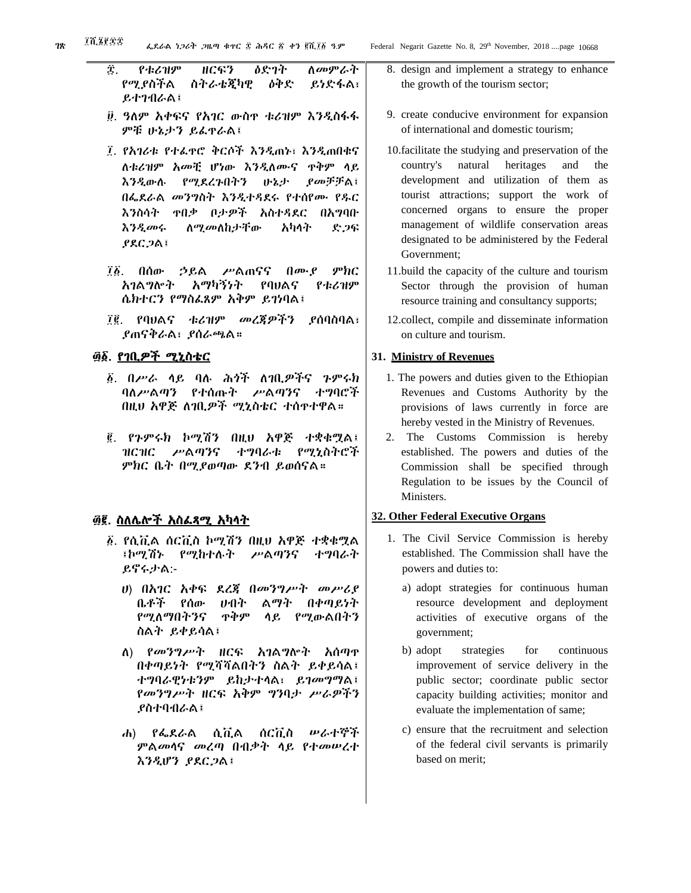፰. የቱሪዝም ዘርፍን ዕድገት ለመምራት የሚያስችል ስትራቴጂካዊ ዕቅድ ይነድፋል፣ ይተገብራል፤

፱. ዓለም አቀፍና የአገር ውስጥ ቱሪዝም እንዲስፋፋ ምቹ ሁኔታን ይፈጥራል፤

፲. የአገሪቱ የተፈጥሮ ቅርሶች እንዲጠኑ፣ እንዲጠበቁና ለቱሪዝም አመቺ ሆነው እንዲለሙና ጥቅም ላይ እንዲውሉ የሚደረጉበትን ሁኔታ ያመቻቻል፤ በፌደራል መንግስት እንዲተዳደሩ የተሰየሙ የዱር እንስሳት ጥበቃ ቦታዎች አስተዳደር በአግባቡ እንዲመሩ ለሚመለከታቸው አካላት ድጋፍ ያደርጋል፤

፲፩. በሰው ኃይል ሥልጠናና በሙያ ምክር አገልግሎት አማካኝነት የባህልና የቱሪዝም ሴክተርን የማስፈጸም አቅም ይገነባል፤

፲፪. የባህልና ቱሪዝም መረጃዎችን ያሰባስባል፣ ያጠናቅራል፣ ያሰራጫል።

## ፴፩. የገቢዎች ሚኒስቴር

፩. በሥራ ላይ ባሉ ሕጎች ለገቢዎችና ጉምሩክ ባለሥልጣን የተሰጡት ሥልጣንና ተግባሮች በዚህ አዋጅ ለገቢዎች ሚኒስቴር ተሰጥተዋል።

፪. የጉምሩክ ኮሚሽን በዚህ አዋጅ ተቋቁሟል፣ ዝርዝር ሥልጣንና ተግባራቱ የሚኒስትሮች ምክር ቤት በሚያወጣው ደንብ ይወሰናል።

## ፴፪. ስለሌሎች አስፈጻሚ አካላት

፩. የሲቪል ሰርቪስ ኮሚሽን በዚህ አዋጅ ተቋቁሟል ፤ኮሚሽኑ የሚከተሉት ሥልጣንና ተግባራት ይኖሩታል:-

ሀ) በአገር አቀፍ ደረጃ በመንግሥት መሥሪያ ቤቶች የሰው ሀብት ልማት በቀጣይነት የሚለማበትንና ጥቅም ላይ የሚውልበትን ስልት ይቀይሳል፤

ለ) የመንግሥት ዘርፍ አገልግሎት አሰጣጥ በቀጣይነት የሚሻሻልበትን ስልት ይቀይሳል፣ ተግባራዊነቱንም ይከታተላል፣ ይገመግማል፣ የመንግሥት ዘርፍ አቅም ግንባታ ሥራዎችን ያስተባብራል፤

ሐ) የፌደራል ሲቪል ሰርቪስ ሠራተኞች ምልመላና መረጣ በብቃት ላይ የተመሠረተ እንዲሆን ያደርጋል፤

8. design and implement a strategy to enhance the growth of the tourism sector;

9. create conducive environment for expansion of international and domestic tourism;

10. facilitate the studying and preservation of the country's natural heritages and the development and utilization of them as tourist attractions; support the work of concerned organs to ensure the proper management of wildlife conservation areas designated to be administered by the Federal Government;

11. build the capacity of the culture and tourism Sector through the provision of human resource training and consultancy supports;

12. collect, compile and disseminate information on culture and tourism.

## 31. Ministry of Revenues

1. The powers and duties given to the Ethiopian Revenues and Customs Authority by the provisions of laws currently in force are hereby vested in the Ministry of Revenues.
2. The Customs Commission is hereby established. The powers and duties of the Commission shall be specified through Regulation to be issues by the Council of Ministers.

## 32. Other Federal Executive Organs

1. The Civil Service Commission is hereby established. The Commission shall have the powers and duties to:

   a) adopt strategies for continuous human resource development and deployment activities of executive organs of the government;

   b) adopt strategies for continuous improvement of service delivery in the public sector; coordinate public sector capacity building activities; monitor and evaluate the implementation of same;

   c) ensure that the recruitment and selection of the federal civil servants is primarily based on merit;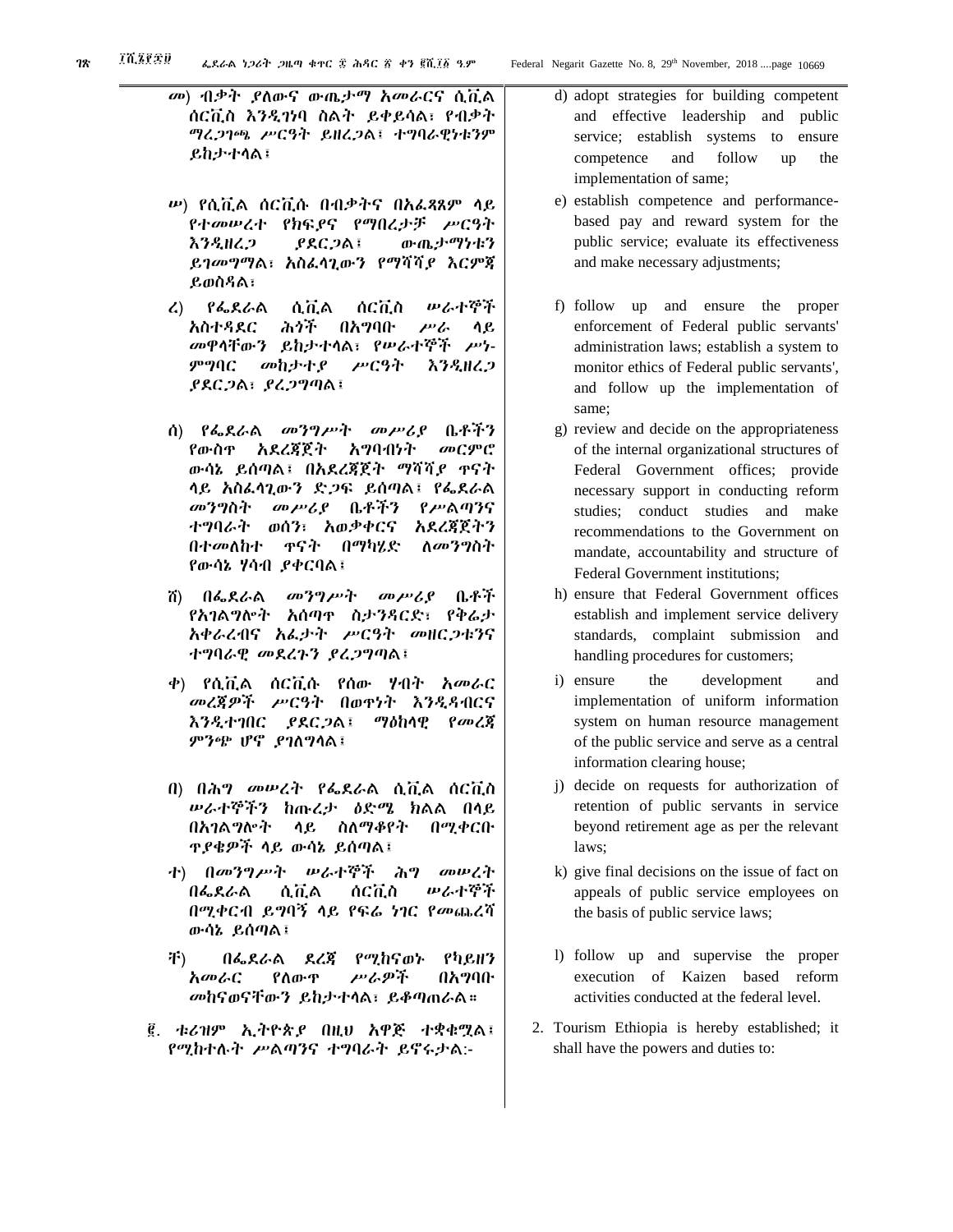መ) ብቃት ያለውና ውጤታማ አመራርና ሲቪል ሰርቪስ እንዲገነባ ስልት ይቀይሳል፣ የብቃት ማረጋገጫ ሥርዓት ይዘረጋል፣ ተግባራዊነቱንም ይከታተላል፤

ሠ) የሲቪል ሰርቪሱ በብቃትና በአፈጻጸም ላይ የተመሠረተ የክፍያና የማበረታቻ ሥርዓት እንዲዘረጋ ያደርጋል፣ ውጤታማነቱን ይገመግማል፣ አስፈላጊውን የማሻሻያ እርምጃ ይወስዳል፤

ረ) የፌደራል ሲቪል ሰርቪስ ሠራተኞች አስተዳደር ሕጎች በአግባቡ ሥራ ላይ መዋላቸውን ይከታተላል፣ የሠራተኞች ሥነ-ምግባር መከታተያ ሥርዓት እንዲዘረጋ ያደርጋል፣ ያረጋግጣል፤

ሰ) የፌደራል መንግሥት መሥሪያ ቤቶችን የውስጥ አደረጃጀት አግባብነት መርምሮ ውሳኔ ይሰጣል፣ በአደረጃጀት ማሻሻያ ጥናት ላይ አስፈላጊውን ድጋፍ ይሰጣል፣ የፌደራል መንግስት መሥሪያ ቤቶችን የሥልጣንና ተግባራት ወሰን፣ አወቃቀርና አደረጃጀትን በተመለከተ ጥናት በማካሄድ ለመንግስት የውሳኔ ሃሳብ ያቀርባል፤

ሸ) በፌደራል መንግሥት መሥሪያ ቤቶች የአገልግሎት አሰጣጥ ስታንዳርድ፣ የቅሬታ አቀራረብና አፈታት ሥርዓት መዘርጋቱንና ተግባራዊ መደረጉን ያረጋግጣል፤

ቀ) የሲቪል ሰርቪሱ የሰው ሃብት አመራር መረጃዎች ሥርዓት በወጥነት እንዲዳብርና እንዲተገበር ያደርጋል፣ ማዕከላዊ የመረጃ ምንጭ ሆኖ ያገለግላል፤

በ) በሕግ መሠረት የፌደራል ሲቪል ሰርቪስ ሠራተኞችን ከጡረታ ዕድሜ ክልል በላይ በአገልግሎት ላይ ስለማቆየት በሚቀርቡ ጥያቄዎች ላይ ውሳኔ ይሰጣል፤

ተ) በመንግሥት ሠራተኞች ሕግ መሠረት በፌደራል ሲቪል ሰርቪስ ሠራተኞች በሚቀርብ ይግባኝ ላይ የፍሬ ነገር የመጨረሻ ውሳኔ ይሰጣል፤

ቸ) በፌደራል ደረጃ የሚከናወኑ የካይዘን አመራር የለውጥ ሥራዎች በአግባቡ መከናወናቸውን ይከታተላል፣ ይቆጣጠራል።

፪. ቱሪዝም ኢትዮጵያ በዚህ አዋጅ ተቋቁሟል፣ የሚከተሉት ሥልጣንና ተግባራት ይኖሩታል:-

d) adopt strategies for building competent and effective leadership and public service; establish systems to ensure competence and follow up the implementation of same;

e) establish competence and performance-based pay and reward system for the public service; evaluate its effectiveness and make necessary adjustments;

f) follow up and ensure the proper enforcement of Federal public servants' administration laws; establish a system to monitor ethics of Federal public servants', and follow up the implementation of same;

g) review and decide on the appropriateness of the internal organizational structures of Federal Government offices; provide necessary support in conducting reform studies; conduct studies and make recommendations to the Government on mandate, accountability and structure of Federal Government institutions;

h) ensure that Federal Government offices establish and implement service delivery standards, complaint submission and handling procedures for customers;

i) ensure the development and implementation of uniform information system on human resource management of the public service and serve as a central information clearing house;

j) decide on requests for authorization of retention of public servants in service beyond retirement age as per the relevant laws;

k) give final decisions on the issue of fact on appeals of public service employees on the basis of public service laws;

l) follow up and supervise the proper execution of Kaizen based reform activities conducted at the federal level.

2. Tourism Ethiopia is hereby established; it shall have the powers and duties to: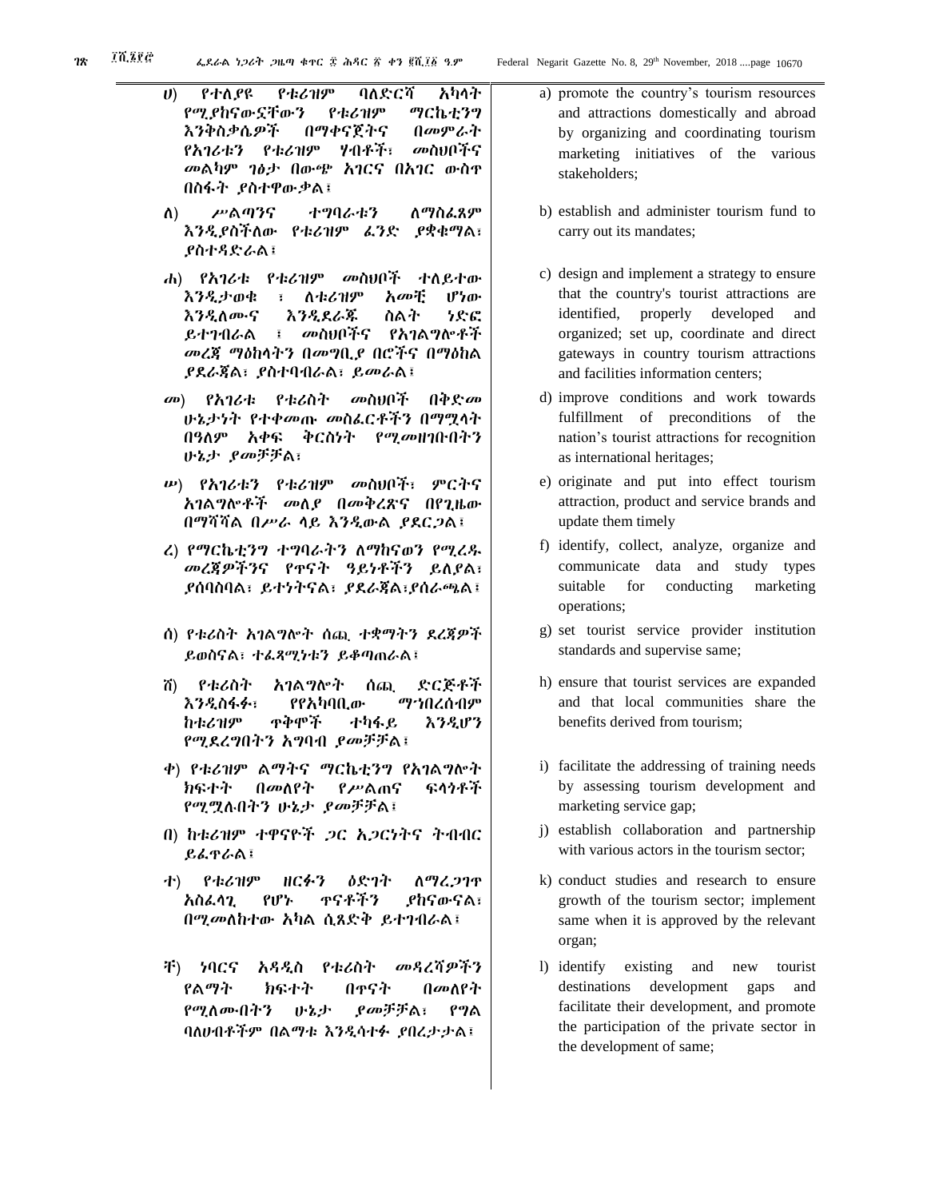ሀ) የተለያዩ የቱሪዝም ባለድርሻ አካላት የሚያከናውኗቸውን የቱሪዝም ማርኬቲንግ እንቅስቃሴዎች በማቀናጀትና በመምራት የአገሪቱን የቱሪዝም ሃብቶች፣ መስህቦችና መልካም ገፅታ በውጭ አገርና በአገር ውስጥ በስፋት ያስተዋውቃል፤

ለ) ሥልጣንና ተግባራቱን ለማስፈጸም እንዲያስችለው የቱሪዝም ፈንድ ያቋቁማል፣ ያስተዳድራል፤

ሐ) የአገሪቱ የቱሪዝም መስህቦች ተለይተው እንዲታወቁ ፣ ለቱሪዝም አመቺ ሆነው እንዲለሙና እንዲደራጁ ስልት ነድፎ ይተገብራል ፣ መስህቦችና የአገልግሎቶች መረጃ ማዕከላትን በመግቢያ በሮችና በማዕከል ያደራጃል፣ ያስተባብራል፣ ይመራል፤

መ) የአገሪቱ የቱሪስት መስህቦች በቅድመ ሁኔታነት የተቀመጡ መስፈርቶችን በማሟላት በዓለም አቀፍ ቅርስነት የሚመዘገቡበትን ሁኔታ ያመቻቻል፣

ሠ) የአገሪቱን የቱሪዝም መስህቦች፣ ምርትና አገልግሎቶች መለያ በመቅረጽና በየጊዜው በማሻሻል በሥራ ላይ እንዲውል ያደርጋል፤

ረ) የማርኬቲንግ ተግባራትን ለማከናወን የሚረዱ መረጃዎችንና የጥናት ዓይነቶችን ይለያል፣ ያሰባስባል፣ ይተነትናል፣ ያደራጃል፣ያሰራጫል፤

ሰ) የቱሪስት አገልግሎት ሰጪ ተቋማትን ደረጃዎች ይወስናል፣ ተፈጻሚነቱን ይቆጣጠራል፤

ሸ) የቱሪስት አገልግሎት ሰጪ ድርጅቶች እንዲስፋፉ፣ የየአካባቢው ማኅበረሰብም ከቱሪዝም ጥቅሞች ተካፋይ እንዲሆን የሚደረግበትን አግባብ ያመቻቻል፤

ቀ) የቱሪዝም ልማትና ማርኬቲንግ የአገልግሎት ክፍተት በመለየት የሥልጠና ፍላጎቶች የሚሟሉበትን ሁኔታ ያመቻቻል፤

በ) ከቱሪዝም ተዋናዮች ጋር አጋርነትና ትብብር ይፈጥራል፤

ተ) የቱሪዝም ዘርፉን ዕድገት ለማረጋገጥ አስፈላጊ የሆኑ ጥናቶችን ያከናውናል፣ በሚመለከተው አካል ሲጸድቅ ይተገብራል፤

ቸ) ነባርና አዳዲስ የቱሪስት መዳረሻዎችን የልማት ክፍተት በጥናት በመለየት የሚለሙበትን ሁኔታ ያመቻቻል፣ የግል ባለሀብቶችም በልማቱ እንዲሳተፉ ያበረታታል፤

a) promote the country's tourism resources and attractions domestically and abroad by organizing and coordinating tourism marketing initiatives of the various stakeholders;

b) establish and administer tourism fund to carry out its mandates;

c) design and implement a strategy to ensure that the country's tourist attractions are identified, properly developed and organized; set up, coordinate and direct gateways in country tourism attractions and facilities information centers;

d) improve conditions and work towards fulfillment of preconditions of the nation's tourist attractions for recognition as international heritages;

e) originate and put into effect tourism attraction, product and service brands and update them timely

f) identify, collect, analyze, organize and communicate data and study types suitable for conducting marketing operations;

g) set tourist service provider institution standards and supervise same;

h) ensure that tourist services are expanded and that local communities share the benefits derived from tourism;

i) facilitate the addressing of training needs by assessing tourism development and marketing service gap;

j) establish collaboration and partnership with various actors in the tourism sector;

k) conduct studies and research to ensure growth of the tourism sector; implement same when it is approved by the relevant organ;

l) identify existing and new tourist destinations development gaps and facilitate their development, and promote the participation of the private sector in the development of same;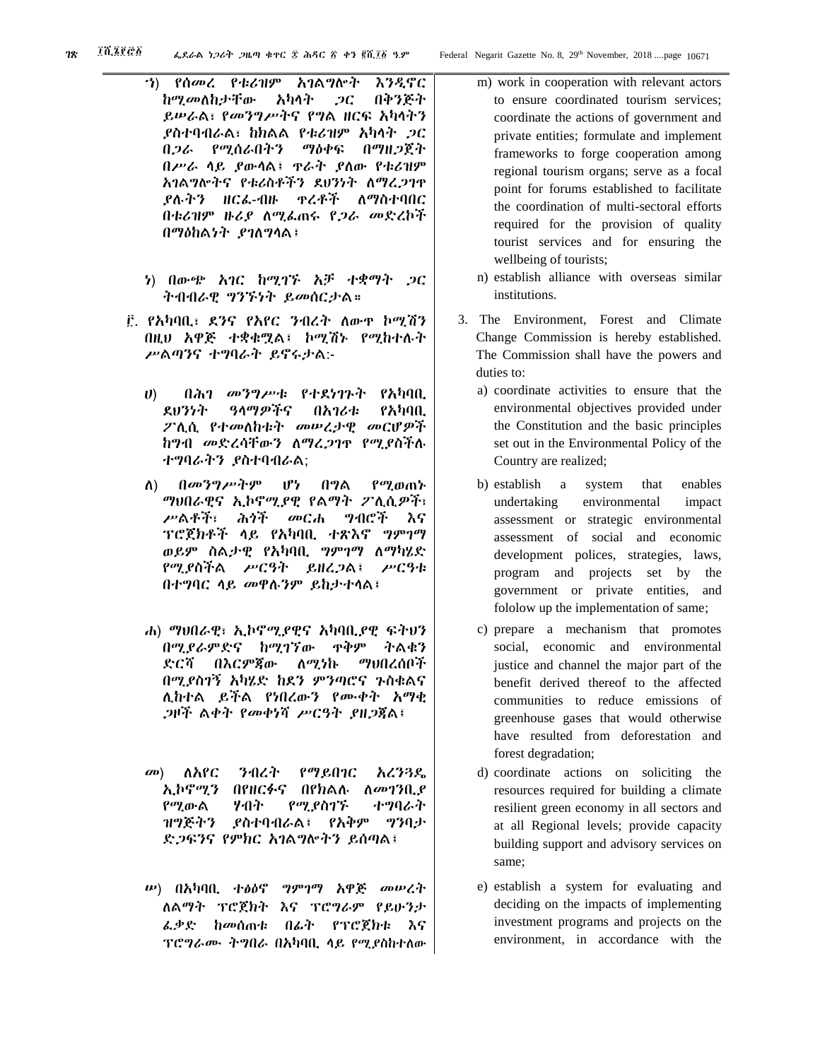ኀ) የሰመረ የቱሪዝም አገልግሎት እንዲኖር ከሚመለከታቸው አካላት ጋር በቅንጅት ይሠራል፣ የመንግሥትና የግል ዘርፍ አካላትን ያስተባብራል፣ ከክልል የቱሪዝም አካላት ጋር በጋራ የሚሰራበትን ማዕቀፍ በማዘጋጀት በሥራ ላይ ያውላል፣ ጥራት ያለው የቱሪዝም አገልግሎትና የቱሪስቶችን ደህንነት ለማረጋገጥ ያሉትን ዘርፈ-ብዙ ጥረቶች ለማስተባበር በቱሪዝም ዙሪያ ለሚፈጠሩ የጋራ መድረኮች በማዕከልነት ያገለግላል፤

ነ) በውጭ አገር ከሚገኙ አቻ ተቋማት ጋር ትብብራዊ ግንኙነት ይመሰርታል።

፫. የአካባቢ፣ ደንና የአየር ንብረት ለውጥ ኮሚሽን በዚህ አዋጅ ተቋቁሟል፤ ኮሚሽኑ የሚከተሉት ሥልጣንና ተግባራት ይኖሩታል:-

ሀ) በሕገ መንግሥቱ የተደነገጉት የአካባቢ ደህንነት ዓላማዎችና በአገሪቱ የአካባቢ ፖሊሲ የተመለከቱት መሠረታዊ መርሆዎች ከግብ መድረሳቸውን ለማረጋገጥ የሚያስችሉ ተግባራትን ያስተባብራል;

ለ) በመንግሥትም ሆነ በግል የሚወጡ ማህበራዊና ኢኮኖሚያዊ የልማት ፖሊሲዎች፣ ሥልቶች፣ ሕጎች መርሐ ግብሮች እና ፕሮጀክቶች ላይ የአካባቢ ተጽእኖ ግምገማ ወይም ስልታዊ የአካባቢ ግምገማ ለማካሄድ የሚያስችል ሥርዓት ይዘረጋል፤ ሥርዓቱ በተግባር ላይ መዋሉንም ይከታተላል፤

ሐ) ማህበራዊ፣ ኢኮኖሚያዊና አካባቢያዊ ፍትህን በሚያራምድና ከሚገኘው ጥቅም ትልቁን ድርሻ በእርምጃው ለሚነኩ ማህበረሰቦች በሚያስገኝ አካሄድ ከደን ምንጣሮና ጉስቁልና ሊከተል ይችል የነበረውን የሙቀት አማቂ ጋዞች ልቀት የመቀነሻ ሥርዓት ያዘጋጃል፤

መ) ለአየር ንብረት የማይበገር አረንጓዴ ኢኮኖሚን በየዘርፉና በየክልሉ ለመገንቢያ የሚውል ሃብት የሚያስገኙ ተግባራት ዝግጅትን ያስተባብራል፤ የአቅም ግንባታ ድጋፍንና የምክር አገልግሎትን ይሰጣል፤

ሠ) በአካባቢ ተፅዕኖ ግምገማ አዋጅ መሠረት ለልማት ፕሮጀክት እና ፕሮግራም የይሁንታ ፈቃድ ከመሰጠቱ በፊት የፕሮጀክቱ እና ፕሮግራሙ ትግበራ በአካባቢ ላይ የሚያስከተለው

m) work in cooperation with relevant actors to ensure coordinated tourism services; coordinate the actions of government and private entities; formulate and implement frameworks to forge cooperation among regional tourism organs; serve as a focal point for forums established to facilitate the coordination of multi-sectoral efforts required for the provision of quality tourist services and for ensuring the wellbeing of tourists;

n) establish alliance with overseas similar institutions.

3. The Environment, Forest and Climate Change Commission is hereby established. The Commission shall have the powers and duties to:

a) coordinate activities to ensure that the environmental objectives provided under the Constitution and the basic principles set out in the Environmental Policy of the Country are realized;

b) establish a system that enables undertaking environmental impact assessment or strategic environmental assessment of social and economic development polices, strategies, laws, program and projects set by the government or private entities, and fololow up the implementation of same;

c) prepare a mechanism that promotes social, economic and environmental justice and channel the major part of the benefit derived thereof to the affected communities to reduce emissions of greenhouse gases that would otherwise have resulted from deforestation and forest degradation;

d) coordinate actions on soliciting the resources required for building a climate resilient green economy in all sectors and at all Regional levels; provide capacity building support and advisory services on same;

e) establish a system for evaluating and deciding on the impacts of implementing investment programs and projects on the environment, in accordance with the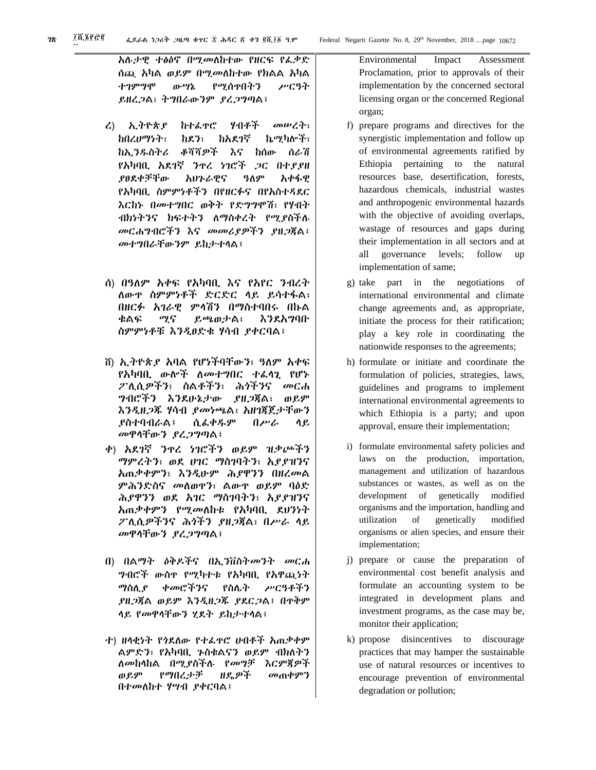አሉታዊ ተፅዕኖ በሚመለከተው የዘርፍ የፈቃድ ሰጪ አካል ወይም በሚመለከተው የክልል አካል ተገምግሞ ውሣኔ የሚሰጥበትን ሥርዓት ይዘረጋል፣ ትግበራውንም ያረጋግጣል፤

ረ) ኢትዮጵያ ከተፈጥሮ ሃብቶች መሠረት፣ ከበረሀማነት፣ ከደን፣ ከአደገኛ ኬሚካሎች፣ ከኢንዱስትሪ ቆሻሻዎች እና ከሰው ሰራሽ የአካባቢ አደገኛ ንጥረ ነገሮች ጋር በተያያዘ ያፀደቀቻቸው አህጉራዊና ዓለም አቀፋዊ የአካባቢ ስምምነቶችን በየዘርፉና በየአስተዳደር እርከኑ በመተግበር ወቅት የድግግሞሽ፣ የሃብት ብክነትንና ክፍተትን ለማስቀረት የሚያስችሉ መርሐግብሮችን እና መመሪያዎችን ያዘጋጃል፣ መተግበራቸውንም ይከታተላል፤

ሰ) በዓለም አቀፍ የአካባቢ እና የአየር ንብረት ለውጥ ስምምነቶች ድርድር ላይ ይሳተፋል፣ በዘርፉ አገራዊ ምላሽን በማስተባበሩ በኩል ቁልፍ ሚና ይጫወታል፣ እንደአግባቡ ስምምነቶቹ እንዲፀድቁ ሃሳብ ያቀርባል፤

ሸ) ኢትዮጵያ አባል የሆነችባቸውን፣ ዓለም አቀፍ የአካባቢ ውሎች ለመተግበር ተፈላጊ የሆኑ ፖሊሲዎችን፣ ስልቶችን፣ ሕጎችንና መርሐ ግብሮችን እንደሁኔታው ያዘጋጃል፣ ወይም እንዲዘጋጁ ሃሳብ ያመነጫል፣ አዘገጃጀታቸውን ያስተባብራል፤ ሲፈቀዱም በሥራ ላይ መዋላቸውን ያረጋግጣል፤

ቀ) አደገኛ ንጥረ ነገሮችን ወይም ዝቃጮችን ማምረትን፣ ወደ ሀገር ማስገባትን፣ አያያዝንና አጠቃቀምን፣ እንዲሁም ሕያዋንን በዘረመል ምሕንድስና መለወጥን፣ ልውጥ ወይም ባዕድ ሕያዋንን ወደ አገር ማስገባትን፣ አያያዝንና አጠቃቀምን የሚመለከቱ የአካባቢ ደህንነት ፖሊሲዎችንና ሕጎችን ያዘጋጃል፣ በሥራ ላይ መዋላቸውን ያረጋግጣል፤

በ) በልማት ዕቅዶችና በኢንቨስትመንት መርሐ ግብሮች ውስጥ የሚካተቱ የአካባቢ የአዋጪነት ማስሊያ ቀመሮችንና የስሌት ሥርዓቶችን ያዘጋጃል ወይም እንዲዘጋጁ ያደርጋል፣ በጥቅም ላይ የመዋላቸውን ሂደት ይከታተላል፤

ተ) ዘላቂነት የጎደለው የተፈጥሮ ሀብቶች አጠቃቀም ልምድን፣ የአካባቢ ጉስቁልናን ወይም ብክለትን ለመከላከል በሚያስችሉ የመግቻ እርምጃዎች ወይም የማበረታቻ ዘዴዎች መጠቀምን በተመለከተ ሃሣብ ያቀርባል፤

Environmental Impact Assessment Proclamation, prior to approvals of their implementation by the concerned sectoral licensing organ or the concerned Regional organ;

f) prepare programs and directives for the synergistic implementation and follow up of environmental agreements ratified by Ethiopia pertaining to the natural resources base, desertification, forests, hazardous chemicals, industrial wastes and anthropogenic environmental hazards with the objective of avoiding overlaps, wastage of resources and gaps during their implementation in all sectors and at all governance levels; follow up implementation of same;

g) take part in the negotiations of international environmental and climate change agreements and, as appropriate, initiate the process for their ratification; play a key role in coordinating the nationwide responses to the agreements;

h) formulate or initiate and coordinate the formulation of policies, strategies, laws, guidelines and programs to implement international environmental agreements to which Ethiopia is a party; and upon approval, ensure their implementation;

i) formulate environmental safety policies and laws on the production, importation, management and utilization of hazardous substances or wastes, as well as on the development of genetically modified organisms and the importation, handling and utilization of genetically modified organisms or alien species, and ensure their implementation;

j) prepare or cause the preparation of environmental cost benefit analysis and formulate an accounting system to be integrated in development plans and investment programs, as the case may be, monitor their application;

k) propose disincentives to discourage practices that may hamper the sustainable use of natural resources or incentives to encourage prevention of environmental degradation or pollution;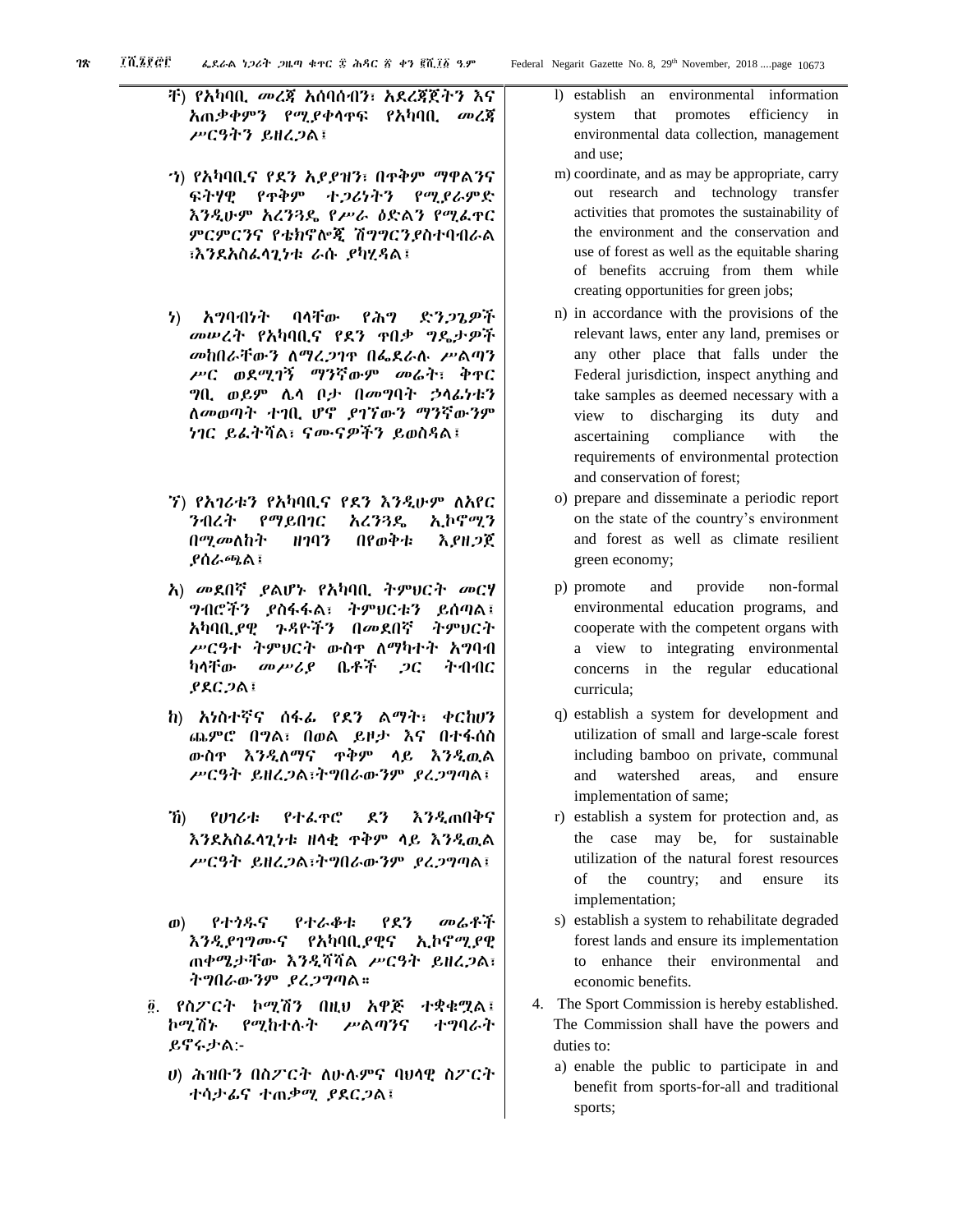ቸ) የአካባቢ መረጃ አሰባሰብን፣ አደረጃጀትን እና አጠቃቀምን የሚያቀላጥፍ የአካባቢ መረጃ ሥርዓትን ይዘረጋል፤

ኀ) የአካባቢና የደን አያያዝን፣ በጥቅም ማዋልንና ፍትሃዊ የጥቅም ተጋሪነትን የሚያራምድ እንዲሁም አረንጓዴ የሥራ ዕድልን የሚፈጥር ምርምርንና የቴክኖሎጂ ሽግግርን ያስተባብራል ፣እንደአስፈላጊነቱ ራሱ ያካሂዳል፤

ነ) አግባብነት ባላቸው የሕግ ድንጋጌዎች መሠረት የአካባቢና የደን ጥበቃ ግዴታዎች መከበራቸውን ለማረጋገጥ በፌደራሉ ሥልጣን ሥር ወደሚገኝ ማንኛውም መሬት፣ ቅጥር ግቢ ወይም ሌላ ቦታ በመግባት ኃላፊነቱን ለመወጣት ተገቢ ሆኖ ያገኘውን ማንኛውንም ነገር ይፈትሻል፣ ናሙናዎችን ይወስዳል፤

ኘ) የአገሪቱን የአካባቢና የደን እንዲሁም ለአየር ንብረት የማይበገር አረንጓዴ ኢኮኖሚን በሚመለከት ዘገባን በየወቅቱ እያዘጋጀ ያሰራጫል፤

አ) መደበኛ ያልሆኑ የአካባቢ ትምህርት መርሃ ግብሮችን ያስፋፋል፣ ትምህርቱን ይሰጣል፤ አካባቢያዊ ጉዳዮችን በመደበኛ ትምህርት ሥርዓት ትምህርት ውስጥ ለማካተት አግባብ ካላቸው መሥሪያ ቤቶች ጋር ትብብር ያደርጋል፤

ከ) አነስተኛና ሰፋፊ የደን ልማት፣ ቀርከሀን ጨምሮ በግል፣ በወል ይዞታ እና በተፋሰስ ውስጥ እንዲለማና ጥቅም ላይ እንዲዉል ሥርዓት ይዘረጋል፣ትግበራውንም ያረጋግጣል፤

ኸ) የሀገሪቱ የተፈጥሮ ደን እንዲጠበቅና እንደአስፈላጊነቱ ዘላቂ ጥቅም ላይ እንዲዉል ሥርዓት ይዘረጋል፣ትግበራውንም ያረጋግጣል፤

ወ) የተጎዱና የተራቆቱ የደን መሬቶች እንዲያገግሙና የአካባቢያዊና ኢኮኖሚያዊ ጠቀሜታቸው እንዲሻሻል ሥርዓት ይዘረጋል፣ ትግበራውንም ያረጋግጣል።

፬. የስፖርት ኮሚሽን በዚህ አዋጅ ተቋቁሟል፤ ኮሚሽኑ የሚከተሉት ሥልጣንና ተግባራት ይኖሩታል:-

ሀ) ሕዝቡን በስፖርት ለሁሉምና ባህላዊ ስፖርት ተሳታፊና ተጠቃሚ ያደርጋል፤

l) establish an environmental information system that promotes efficiency in environmental data collection, management and use;

m) coordinate, and as may be appropriate, carry out research and technology transfer activities that promotes the sustainability of the environment and the conservation and use of forest as well as the equitable sharing of benefits accruing from them while creating opportunities for green jobs;

n) in accordance with the provisions of the relevant laws, enter any land, premises or any other place that falls under the Federal jurisdiction, inspect anything and take samples as deemed necessary with a view to discharging its duty and ascertaining compliance with the requirements of environmental protection and conservation of forest;

o) prepare and disseminate a periodic report on the state of the country's environment and forest as well as climate resilient green economy;

p) promote and provide non-formal environmental education programs, and cooperate with the competent organs with a view to integrating environmental concerns in the regular educational curricula;

q) establish a system for development and utilization of small and large-scale forest including bamboo on private, communal and watershed areas, and ensure implementation of same;

r) establish a system for protection and, as the case may be, for sustainable utilization of the natural forest resources of the country; and ensure its implementation;

s) establish a system to rehabilitate degraded forest lands and ensure its implementation to enhance their environmental and economic benefits.

4. The Sport Commission is hereby established. The Commission shall have the powers and duties to:

a) enable the public to participate in and benefit from sports-for-all and traditional sports;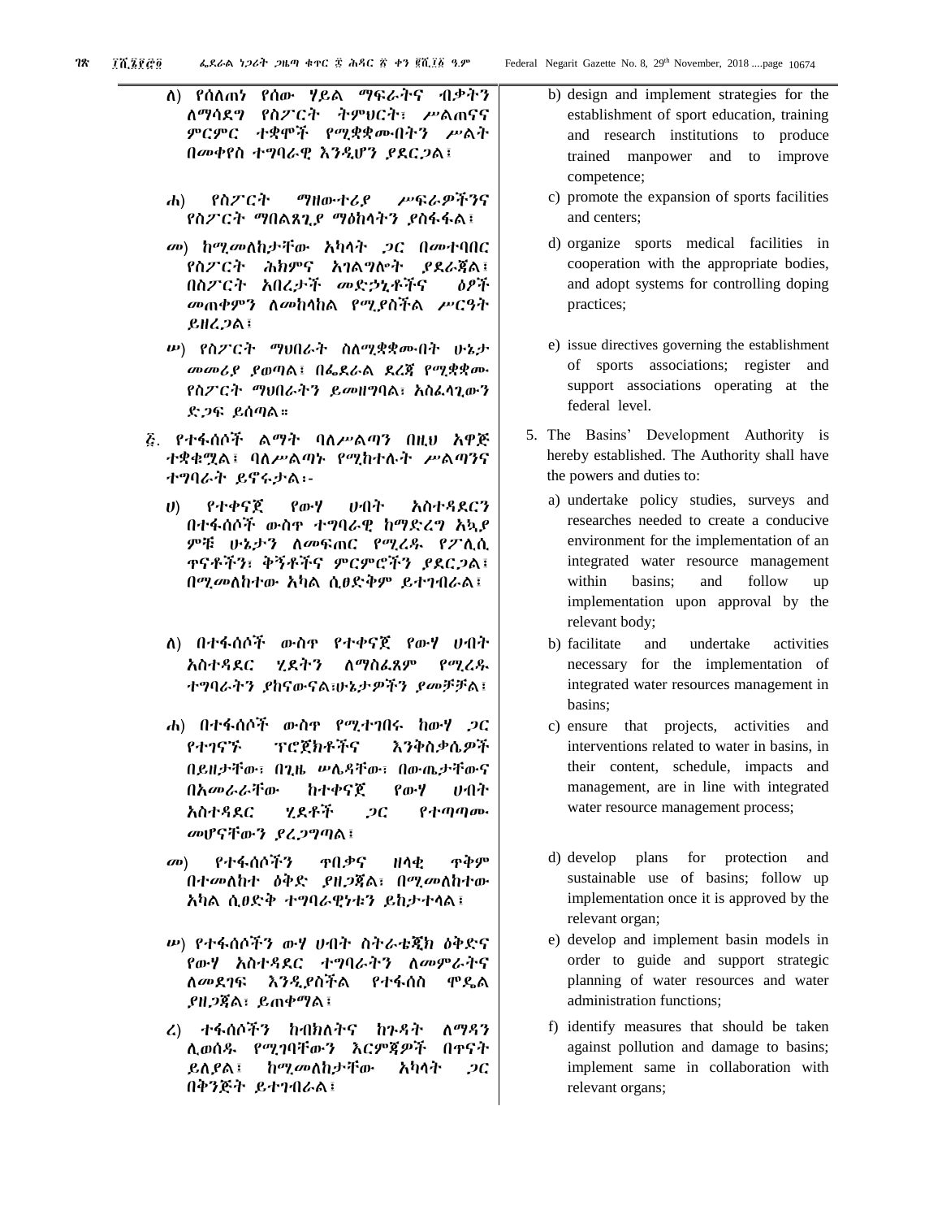ለ) የሰለጠነ የሰው ሃይል ማፍራትና ብቃትን ለማሳደግ የስፖርት ትምህርት፣ ሥልጠናና ምርምር ተቋሞች የሚቋቋሙበትን ሥልት በመቀየስ ተግባራዊ እንዲሆን ያደርጋል፤

ሐ) የስፖርት ማዘውተሪያ ሥፍራዎችንና የስፖርት ማበልጸጊያ ማዕከላትን ያስፋፋል፤

መ) ከሚመለከታቸው አካላት ጋር በመተባበር የስፖርት ሕክምና አገልግሎት ያደራጃል፤ በስፖርት አበረታች መድኃኒቶችና ዕፆች መጠቀምን ለመከላከል የሚያስችል ሥርዓት ይዘረጋል፤

ሠ) የስፖርት ማህበራት ስለሚቋቋሙበት ሁኔታ መመሪያ ያወጣል፤ በፌደራል ደረጃ የሚቋቋሙ የስፖርት ማህበራትን ይመዘግባል፤ አስፈላጊውን ድጋፍ ይሰጣል።

፩. የተፋሰሶች ልማት ባለሥልጣን በዚህ አዋጅ ተቋቁሟል፤ ባለሥልጣኑ የሚከተሉት ሥልጣንና ተግባራት ይኖሩታል፡-

ሀ) የተቀናጀ የውሃ ሀብት አስተዳደርን በተፋሰሶች ውስጥ ተግባራዊ ከማድረግ አኳያ ምቹ ሁኔታን ለመፍጠር የሚረዱ የፖሊሲ ጥናቶችን፣ ቅኝቶችና ምርምሮችን ያደርጋል፤ በሚመለከተው አካል ሲፀድቅም ይተገብራል፤

ለ) በተፋሰሶች ውስጥ የተቀናጀ የውሃ ሀብት አስተዳደር ሂደትን ለማስፈጸም የሚረዱ ተግባራትን ያከናውናል፤ሁኔታዎችን ያመቻቻል፤

ሐ) በተፋሰሶች ውስጥ የሚተገበሩ ከውሃ ጋር የተገናኙ ፕሮጀክቶችና እንቅስቃሴዎች በይዘታቸው፣ በጊዜ ሠሌዳቸው፣ በውጤታቸውና በአመራራቸው ከተቀናጀ የውሃ ሀብት አስተዳደር ሂደቶች ጋር የተጣጣሙ መሆናቸውን ያረጋግጣል፤

መ) የተፋሰሶችን ጥበቃና ዘላቂ ጥቅም በተመለከተ ዕቅድ ያዘጋጃል፣ በሚመለከተው አካል ሲፀድቅ ተግባራዊነቱን ይከታተላል፤

ሠ) የተፋሰሶችን ውሃ ሀብት ስትራቴጂክ ዕቅድና የውሃ አስተዳደር ተግባራትን ለመምራትና ለመደገፍ እንዲያስችል የተፋሰስ ሞዴል ያዘጋጃል፣ ይጠቀማል፤

ረ) ተፋሰሶችን ከብክለትና ከጉዳት ለማዳን ሊወሰዱ የሚገባቸውን እርምጃዎች በጥናት ይለያል፤ ከሚመለከታቸው አካላት ጋር በቅንጅት ይተገብራል፤

b) design and implement strategies for the establishment of sport education, training and research institutions to produce trained manpower and to improve competence;

c) promote the expansion of sports facilities and centers;

d) organize sports medical facilities in cooperation with the appropriate bodies, and adopt systems for controlling doping practices;

e) issue directives governing the establishment of sports associations; register and support associations operating at the federal level.

5. The Basins' Development Authority is hereby established. The Authority shall have the powers and duties to:

a) undertake policy studies, surveys and researches needed to create a conducive environment for the implementation of an integrated water resource management within basins; and follow up implementation upon approval by the relevant body;

b) facilitate and undertake activities necessary for the implementation of integrated water resources management in basins;

c) ensure that projects, activities and interventions related to water in basins, in their content, schedule, impacts and management, are in line with integrated water resource management process;

d) develop plans for protection and sustainable use of basins; follow up implementation once it is approved by the relevant organ;

e) develop and implement basin models in order to guide and support strategic planning of water resources and water administration functions;

f) identify measures that should be taken against pollution and damage to basins; implement same in collaboration with relevant organs;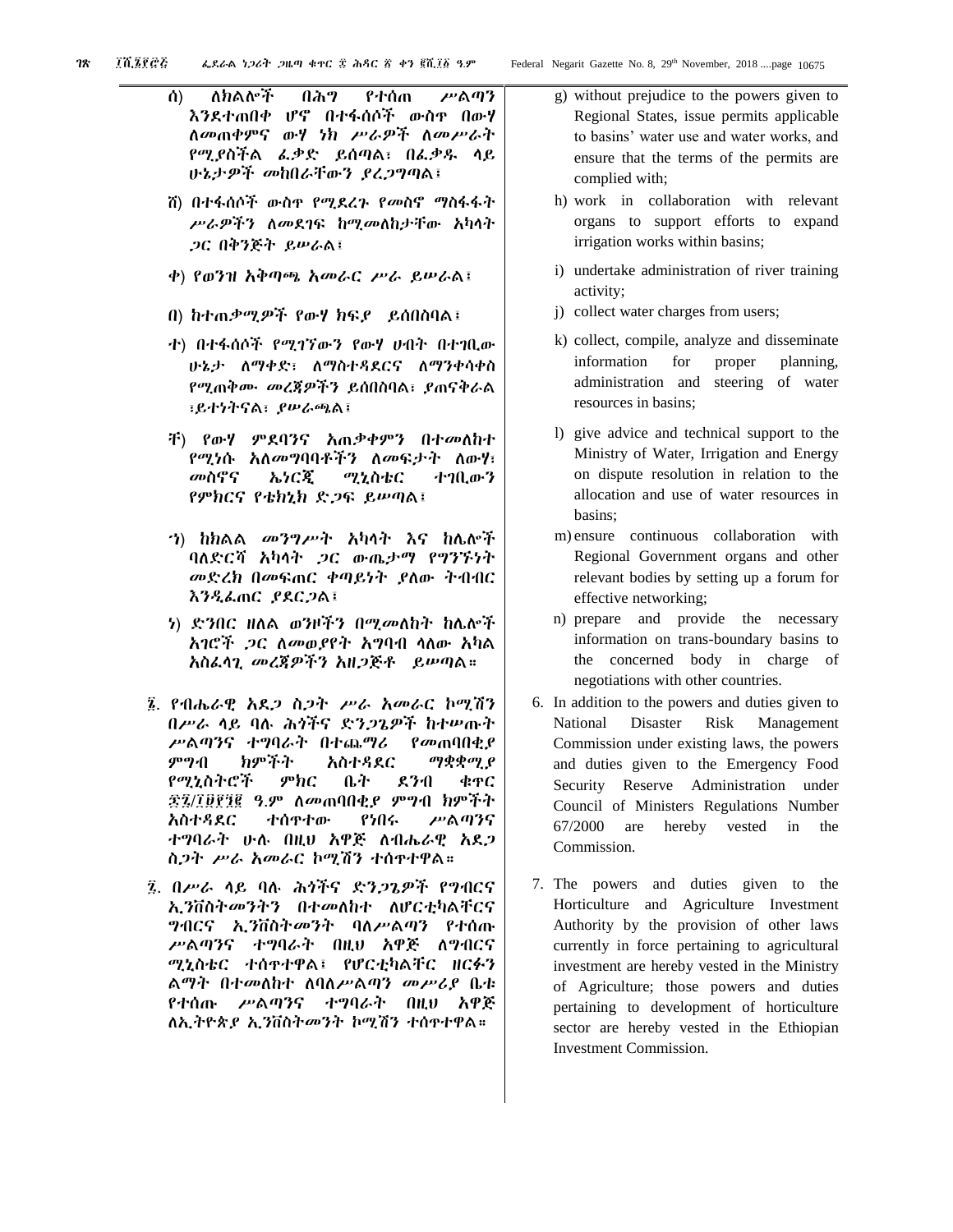ሰ) ለክልሎች በሕግ የተሰጠ ሥልጣን እንደተጠበቀ ሆኖ በተፋሰሶች ውስጥ በውሃ ለመጠቀምና ውሃ ነክ ሥራዎች ለመሥራት የሚያስችል ፈቃድ ይሰጣል፤ በፈቃዱ ላይ ሁኔታዎች መከበራቸውን ያረጋግጣል፤

ሸ) በተፋሰሶች ውስጥ የሚደረጉ የመስኖ ማስፋፋት ሥራዎችን ለመደገፍ ከሚመለከታቸው አካላት ጋር በቅንጅት ይሠራል፤

ቀ) የወንዝ አቅጣጫ አመራር ሥራ ይሠራል፤

በ) ከተጠቃሚዎች የውሃ ክፍያ ይሰበስባል፤

ተ) በተፋሰሶች የሚገኘውን የውሃ ሀብት በተገቢው ሁኔታ ለማቀድ፣ ለማስተዳደርና ለማንቀሳቀስ የሚጠቅሙ መረጃዎችን ይሰበስባል፣ ያጠናቅራል ፣ይተነትናል፣ ያሠራጫል፤

ቸ) የውሃ ምደባንና አጠቃቀምን በተመለከተ የሚነሱ አለመግባባቶችን ለመፍታት ለውሃ፣ መስኖና ኤነርጂ ሚኒስቴር ተገቢውን የምክርና የቴክኒክ ድጋፍ ይሠጣል፤

ኀ) ከክልል መንግሥት አካላት እና ከሌሎች ባለድርሻ አካላት ጋር ውጤታማ የግንኙነት መድረክ በመፍጠር ቀጣይነት ያለው ትብብር እንዲፈጠር ያደርጋል፤

ነ) ድንበር ዘለል ወንዞችን በሚመለከት ከሌሎች አገሮች ጋር ለመወያየት አግባብ ላለው አካል አስፈላጊ መረጃዎችን አዘጋጅቶ ይሠጣል።

፮. የብሔራዊ አደጋ ስጋት ሥራ አመራር ኮሚሽን በሥራ ላይ ባሉ ሕጎችና ድንጋጌዎች ከተሠጡት ሥልጣንና ተግባራት በተጨማሪ የመጠባበቂያ ምግብ ክምችት አስተዳደር ማቋቋሚያ የሚኒስትሮች ምክር ቤት ደንብ ቁጥር ፷፯/፲፱፻፺፪ ዓ.ም ለመጠባበቂያ ምግብ ክምችት አስተዳደር ተሰጥተው የነበሩ ሥልጣንና ተግባራት ሁሉ በዚህ አዋጅ ለብሔራዊ አደጋ ስጋት ሥራ አመራር ኮሚሽን ተሰጥተዋል።

፯. በሥራ ላይ ባሉ ሕጎችና ድንጋጌዎች የግብርና ኢንቨስትመንትን በተመለከተ ለሆርቲካልቸርና ግብርና ኢንቨስትመንት ባለሥልጣን የተሰጡ ሥልጣንና ተግባራት በዚህ አዋጅ ለግብርና ሚኒስቴር ተሰጥተዋል፤ የሆርቲካልቸር ዘርፉን ልማት በተመለከተ ለባለሥልጣን መሥሪያ ቤቱ የተሰጡ ሥልጣንና ተግባራት በዚህ አዋጅ ለኢትዮጵያ ኢንቨስትመንት ኮሚሽን ተሰጥተዋል።

g) without prejudice to the powers given to Regional States, issue permits applicable to basins' water use and water works, and ensure that the terms of the permits are complied with;

h) work in collaboration with relevant organs to support efforts to expand irrigation works within basins;

i) undertake administration of river training activity;

j) collect water charges from users;

k) collect, compile, analyze and disseminate information for proper planning, administration and steering of water resources in basins;

l) give advice and technical support to the Ministry of Water, Irrigation and Energy on dispute resolution in relation to the allocation and use of water resources in basins;

m) ensure continuous collaboration with Regional Government organs and other relevant bodies by setting up a forum for effective networking;

n) prepare and provide the necessary information on trans-boundary basins to the concerned body in charge of negotiations with other countries.

6. In addition to the powers and duties given to National Disaster Risk Management Commission under existing laws, the powers and duties given to the Emergency Food Security Reserve Administration under Council of Ministers Regulations Number 67/2000 are hereby vested in the Commission.

7. The powers and duties given to the Horticulture and Agriculture Investment Authority by the provision of other laws currently in force pertaining to agricultural investment are hereby vested in the Ministry of Agriculture; those powers and duties pertaining to development of horticulture sector are hereby vested in the Ethiopian Investment Commission.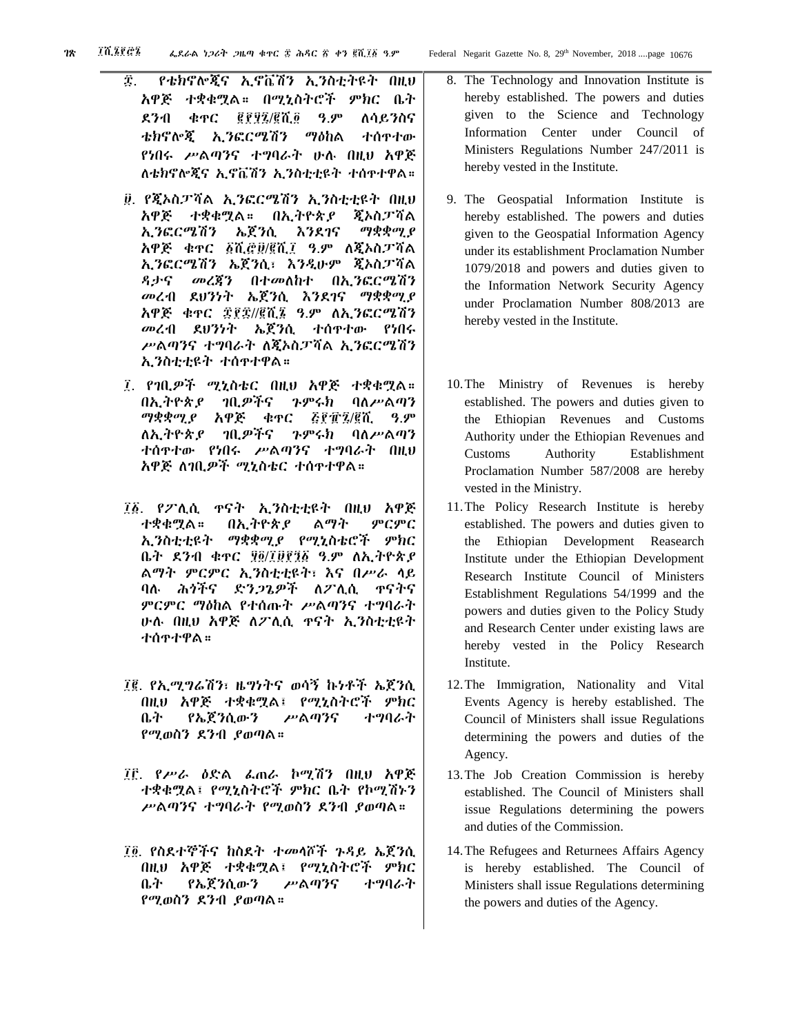፰. የቴክኖሎጂና ኢኖቬሽን ኢንስቲትዩት በዚህ አዋጅ ተቋቁሟል። በሚኒስትሮች ምክር ቤት ደንብ ቁጥር ፪፻፵፯/፪ሺ፬ ዓ.ም ለሳይንስና ቴክኖሎጂ ኢንፎርሜሽን ማዕከል ተሰጥተው የነበሩ ሥልጣንና ተግባራት ሁሉ በዚህ አዋጅ ለቴክኖሎጂና ኢኖቬሽን ኢንስቲቲዩት ተሰጥተዋል።

፱. የጂኦስፓሻል ኢንፎርሜሽን ኢንስቲቲዩት በዚህ አዋጅ ተቋቁሟል። በኢትዮጵያ ጂኦስፓሻል ኢንፎርሜሽን ኤጀንሲ እንደገና ማቋቋሚያ አዋጅ ቁጥር ፩ሺ፸፱/፪ሺ፲ ዓ.ም ለጂኦስፓሻል ኢንፎርሜሽን ኤጀንሲ፣ እንዲሁም ጂኦስፓሻል ዳታና መረጃን በተመለከተ በኢንፎርሜሽን መረብ ደህንነት ኤጀንሲ እንደገና ማቋቋሚያ አዋጅ ቁጥር ፰፻፰//፪ሺ፮ ዓ.ም ለኢንፎርሜሽን መረብ ደህንነት ኤጀንሲ ተሰጥተው የነበሩ ሥልጣንና ተግባራት ለጂኦስፓሻል ኢንፎርሜሽን ኢንስቲቲዩት ተሰጥተዋል።

፲. የገቢዎች ሚኒስቴር በዚህ አዋጅ ተቋቁሟል። በኢትዮጵያ ገቢዎችና ጉምሩክ ባለሥልጣን ማቋቋሚያ አዋጅ ቁጥር ፭፻፹፯/፪ሺ ዓ.ም ለኢትዮጵያ ገቢዎችና ጉምሩክ ባለሥልጣን ተሰጥተው የነበሩ ሥልጣንና ተግባራት በዚህ አዋጅ ለገቢዎች ሚኒስቴር ተሰጥተዋል።

፲፩. የፖሊሲ ጥናት ኢንስቲቲዩት በዚህ አዋጅ ተቋቁሟል። በኢትዮጵያ ልማት ምርምር ኢንስቲቲዩት ማቋቋሚያ የሚኒስቴሮች ምክር ቤት ደንብ ቁጥር ፶፬/፲፱፻፺፩ ዓ.ም ለኢትዮጵያ ልማት ምርምር ኢንስቲቲዩት፣ እና በሥራ ላይ ባሉ ሕጎችና ድንጋጌዎች ለፖሊሲ ጥናትና ምርምር ማዕከል የተሰጡት ሥልጣንና ተግባራት ሁሉ በዚህ አዋጅ ለፖሊሲ ጥናት ኢንስቲቲዩት ተሰጥተዋል።

፲፪. የኢሚግሬሽን፣ ዜግነትና ወሳኝ ኩነቶች ኤጀንሲ በዚህ አዋጅ ተቋቁሟል፤ የሚኒስትሮች ምክር ቤት የኤጀንሲውን ሥልጣንና ተግባራት የሚወስን ደንብ ያወጣል።

፲፫. የሥራ ዕድል ፈጠራ ኮሚሽን በዚህ አዋጅ ተቋቁሟል፤ የሚኒስትሮች ምክር ቤት የኮሚሽኑን ሥልጣንና ተግባራት የሚወስን ደንብ ያወጣል።

፲፬. የስደተኞችና ከስደት ተመላሾች ጉዳይ ኤጀንሲ በዚህ አዋጅ ተቋቁሟል፤ የሚኒስትሮች ምክር ቤት የኤጀንሲውን ሥልጣንና ተግባራት የሚወስን ደንብ ያወጣል።

8. The Technology and Innovation Institute is hereby established. The powers and duties given to the Science and Technology Information Center under Council of Ministers Regulations Number 247/2011 is hereby vested in the Institute.

9. The Geospatial Information Institute is hereby established. The powers and duties given to the Geospatial Information Agency under its establishment Proclamation Number 1079/2018 and powers and duties given to the Information Network Security Agency under Proclamation Number 808/2013 are hereby vested in the Institute.

10. The Ministry of Revenues is hereby established. The powers and duties given to the Ethiopian Revenues and Customs Authority under the Ethiopian Revenues and Customs Authority Establishment Proclamation Number 587/2008 are hereby vested in the Ministry.

11. The Policy Research Institute is hereby established. The powers and duties given to the Ethiopian Development Reasearch Institute under the Ethiopian Development Research Institute Council of Ministers Establishment Regulations 54/1999 and the powers and duties given to the Policy Study and Research Center under existing laws are hereby vested in the Policy Research Institute.

12. The Immigration, Nationality and Vital Events Agency is hereby established. The Council of Ministers shall issue Regulations determining the powers and duties of the Agency.

13. The Job Creation Commission is hereby established. The Council of Ministers shall issue Regulations determining the powers and duties of the Commission.

14. The Refugees and Returnees Affairs Agency is hereby established. The Council of Ministers shall issue Regulations determining the powers and duties of the Agency.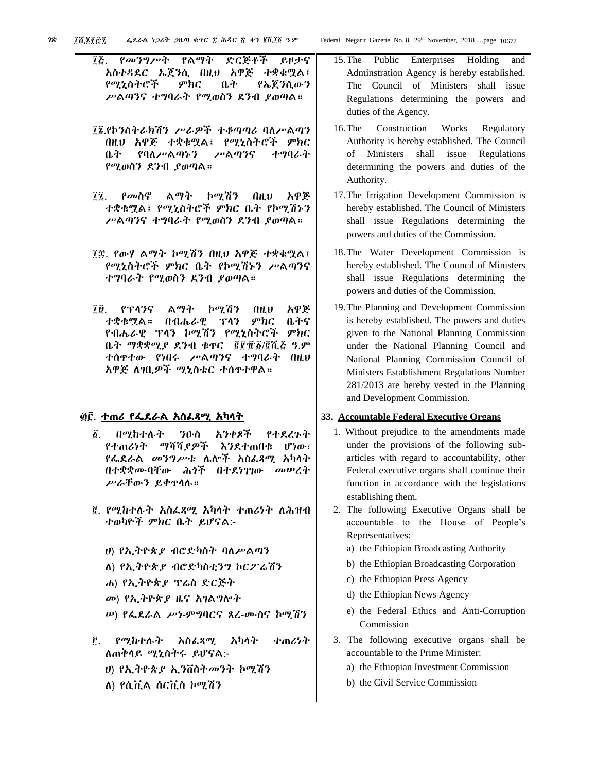፲፭. የመንግሥት የልማት ድርጅቶች ይዞታና አስተዳደር ኤጀንሲ በዚህ አዋጅ ተቋቁሟል፤ የሚኒስትሮች ምክር ቤት የኤጀንሲውን ሥልጣንና ተግባራት የሚወስን ደንብ ያወጣል።

፲፮.የኮንስትራክሽን ሥራዎች ተቆጣጣሪ ባለሥልጣን በዚህ አዋጅ ተቋቁሟል፤ የሚኒስትሮች ምክር ቤት የባለሥልጣኑን ሥልጣንና ተግባራት የሚወስን ደንብ ያወጣል።

፲፯. የመስኖ ልማት ኮሚሽን በዚህ አዋጅ ተቋቁሟል፤ የሚኒስትሮች ምክር ቤት የኮሚሽኑን ሥልጣንና ተግባራት የሚወስን ደንብ ያወጣል።

፲፰. የውሃ ልማት ኮሚሽን በዚህ አዋጅ ተቋቁሟል፤ የሚኒስትሮች ምክር ቤት የኮሚሽኑን ሥልጣንና ተግባራት የሚወስን ደንብ ያወጣል።

፲፱. የፕላንና ልማት ኮሚሽን በዚህ አዋጅ ተቋቁሟል። በብሔራዊ ፕላን ምክር ቤትና የብሔራዊ ፕላን ኮሚሽን የሚኒስትሮች ምክር ቤት ማቋቋሚያ ደንብ ቁጥር ፪፻፹፩/፪ሺ፮ ዓ.ም ተሰጥተው የነበሩ ሥልጣንና ተግባራት በዚህ አዋጅ ለገቢዎች ሚኒስቴር ተሰጥተዋል።

## ፴፫. ተጠሪ የፌደራል አስፈጻሚ አካላት

፩. በሚከተሉት ንዑስ አንቀጾች የተደረጉት የተጠሪነት ማሻሻያዎች እንደተጠበቁ ሆነው፣ የፌደራል መንግሥቱ ሌሎች አስፈጻሚ አካላት በተቋቋሙባቸው ሕጎች በተደነገገው መሠረት ሥራቸውን ይቀጥላሉ።

፪. የሚከተሉት አስፈጻሚ አካላት ተጠሪነት ለሕዝብ ተወካዮች ምክር ቤት ይሆናል:-

ሀ) የኢትዮጵያ ብሮድካስት ባለሥልጣን

ለ) የኢትዮጵያ ብሮድካስቲንግ ኮርፖሬሽን

ሐ) የኢትዮጵያ ፕሬስ ድርጅት

መ) የኢትዮጵያ ዜና አገልግሎት

ሠ) የፌደራል ሥነ-ምግባርና ጸረ-ሙስና ኮሚሽን

፫. የሚከተሉት አስፈጻሚ አካላት ተጠሪነት ለጠቅላይ ሚኒስትሩ ይሆናል:-

ሀ) የኢትዮጵያ ኢንቨስትመንት ኮሚሽን

ለ) የሲቪል ሰርቪስ ኮሚሽን

15. The Public Enterprises Holding and Adminstration Agency is hereby established. The Council of Ministers shall issue Regulations determining the powers and duties of the Agency.

16. The Construction Works Regulatory Authority is hereby established. The Council of Ministers shall issue Regulations determining the powers and duties of the Authority.

17. The Irrigation Development Commission is hereby established. The Council of Ministers shall issue Regulations determining the powers and duties of the Commission.

18. The Water Development Commission is hereby established. The Council of Ministers shall issue Regulations determining the powers and duties of the Commission.

19. The Planning and Development Commission is hereby established. The powers and duties given to the National Planning Commission under the National Planning Council and National Planning Commission Council of Ministers Establishment Regulations Number 281/2013 are hereby vested in the Planning and Development Commission.

## 33. Accountable Federal Executive Organs

1. Without prejudice to the amendments made under the provisions of the following sub-articles with regard to accountability, other Federal executive organs shall continue their function in accordance with the legislations establishing them.
2. The following Executive Organs shall be accountable to the House of People's Representatives:
   a) the Ethiopian Broadcasting Authority
   b) the Ethiopian Broadcasting Corporation
   c) the Ethiopian Press Agency
   d) the Ethiopian News Agency
   e) the Federal Ethics and Anti-Corruption Commission
3. The following executive organs shall be accountable to the Prime Minister:
   a) the Ethiopian Investment Commission
   b) the Civil Service Commission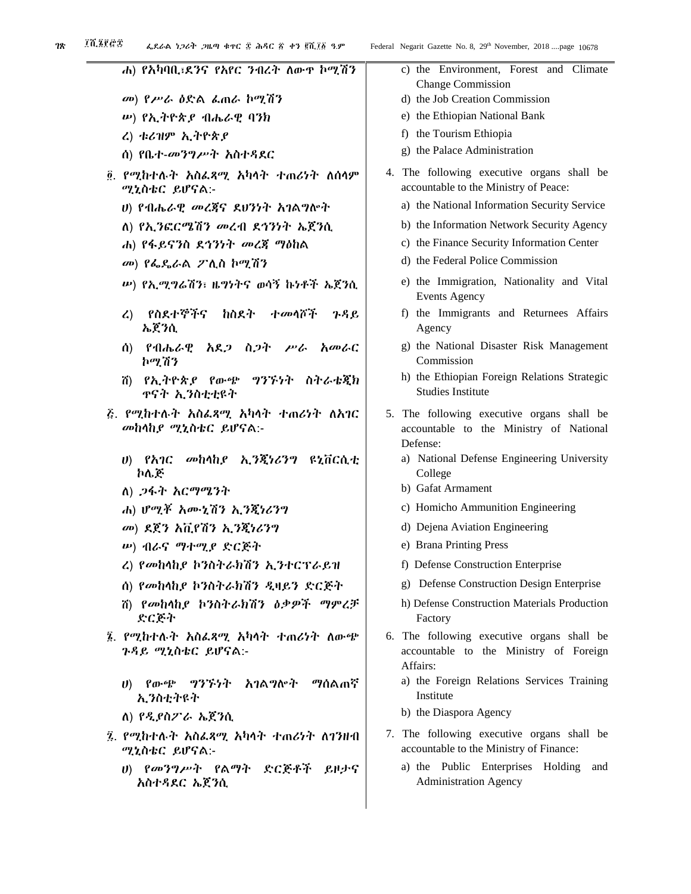ሐ) የአካባቢ፣ደንና የአየር ንብረት ለውጥ ኮሚሽን

መ) የሥራ ዕድል ፈጠራ ኮሚሽን

ሠ) የኢትዮጵያ ብሔራዊ ባንክ

ረ) ቱሪዝም ኢትዮጵያ

ሰ) የቤተ-መንግሥት አስተዳደር

፬. የሚከተሉት አስፈጻሚ አካላት ተጠሪነት ለሰላም ሚኒስቴር ይሆናል:-

ሀ) የብሔራዊ መረጃና ደህንነት አገልግሎት

ለ) የኢንፎርሜሽን መረብ ደኅንነት ኤጀንሲ

ሐ) የፋይናንስ ደኅንነት መረጃ ማዕከል

መ) የፌዴራል ፖሊስ ኮሚሽን

ሠ) የኢሚግሬሽን፣ ዜግነትና ወሳኝ ኩነቶች ኤጀንሲ

ረ) የስደተኞችና ከስደት ተመላሾች ጉዳይ ኤጀንሲ

ሰ) የብሔራዊ አደጋ ስጋት ሥራ አመራር ኮሚሽን

ሸ) የኢትዮጵያ የውጭ ግንኙነት ስትራቴጂክ ጥናት ኢንስቲቲዩት

፭. የሚከተሉት አስፈጻሚ አካላት ተጠሪነት ለአገር መከላከያ ሚኒስቴር ይሆናል:-

ሀ) የአገር መከላከያ ኢንጂነሪንግ ዩኒቨርሲቲ ኮሌጅ

ለ) ጋፋት አርማሜንት

ሐ) ሆሚቾ አሙኒሽን ኢንጂነሪንግ

መ) ደጀን አቪየሽን ኢንጂነሪንግ

ሠ) ብራና ማተሚያ ድርጅት

ረ) የመከላከያ ኮንስትራክሽን ኢንተርፕራይዝ

ሰ) የመከላከያ ኮንስትራክሽን ዲዛይን ድርጅት

ሸ) የመከላከያ ኮንስትራክሽን ዕቃዎች ማምረቻ ድርጅት

፮. የሚከተሉት አስፈጻሚ አካላት ተጠሪነት ለውጭ ጉዳይ ሚኒስቴር ይሆናል:-

ሀ) የውጭ ግንኙነት አገልግሎት ማሰልጠኛ ኢንስቲትዩት

ለ) የዲያስፖራ ኤጀንሲ

፯. የሚከተሉት አስፈጻሚ አካላት ተጠሪነት ለገንዘብ ሚኒስቴር ይሆናል:-

ሀ) የመንግሥት የልማት ድርጅቶች ይዞታና አስተዳደር ኤጀንሲ

c) the Environment, Forest and Climate Change Commission
d) the Job Creation Commission
e) the Ethiopian National Bank
f) the Tourism Ethiopia
g) the Palace Administration

4. The following executive organs shall be accountable to the Ministry of Peace:
   a) the National Information Security Service
   b) the Information Network Security Agency
   c) the Finance Security Information Center
   d) the Federal Police Commission
   e) the Immigration, Nationality and Vital Events Agency
   f) the Immigrants and Returnees Affairs Agency
   g) the National Disaster Risk Management Commission
   h) the Ethiopian Foreign Relations Strategic Studies Institute

5. The following executive organs shall be accountable to the Ministry of National Defense:
   a) National Defense Engineering University College
   b) Gafat Armament
   c) Homicho Ammunition Engineering
   d) Dejena Aviation Engineering
   e) Brana Printing Press
   f) Defense Construction Enterprise
   g) Defense Construction Design Enterprise
   h) Defense Construction Materials Production Factory

6. The following executive organs shall be accountable to the Ministry of Foreign Affairs:
   a) the Foreign Relations Services Training Institute
   b) the Diaspora Agency

7. The following executive organs shall be accountable to the Ministry of Finance:
   a) the Public Enterprises Holding and Administration Agency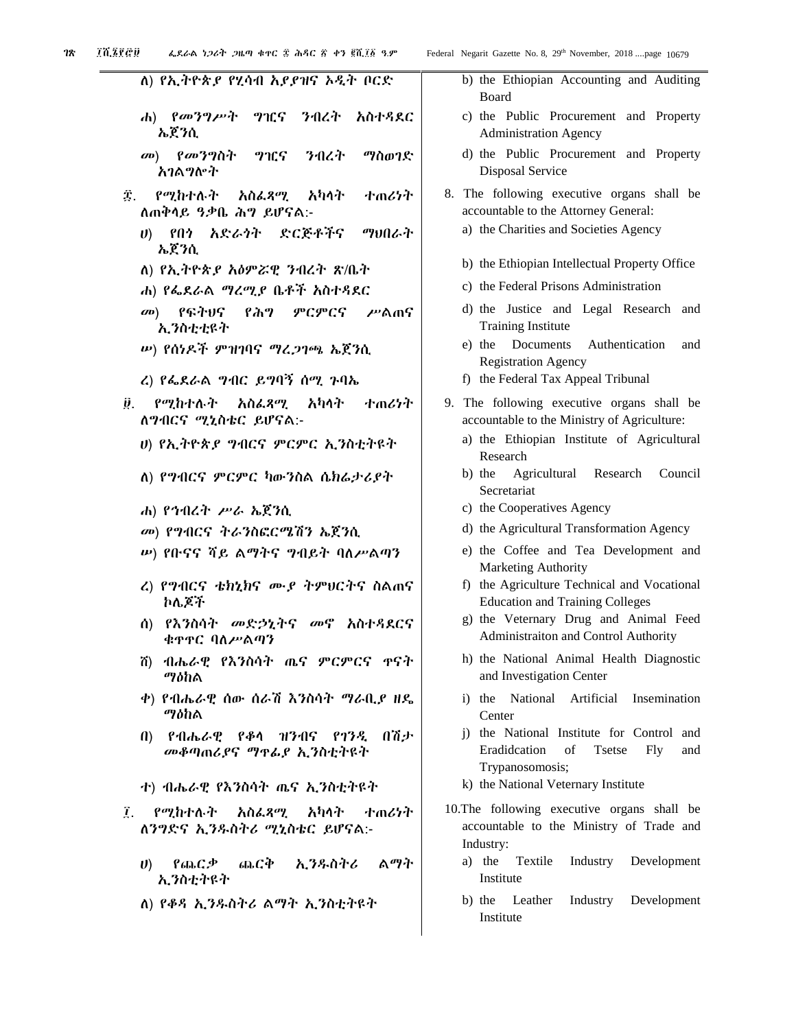ለ) የኢትዮጵያ የሂሳብ አያያዝና ኦዲት ቦርድ

ሐ) የመንግሥት ግዢና ንብረት አስተዳደር ኤጀንሲ

መ) የመንግስት ግዢና ንብረት ማስወገድ አገልግሎት

፰. የሚከተሉት አስፈጻሚ አካላት ተጠሪነት ለጠቅላይ ዓቃቤ ሕግ ይሆናል:-

ሀ) የበጎ አድራጎት ድርጅቶችና ማህበራት ኤጀንሲ

ለ) የኢትዮጵያ አዕምሯዊ ንብረት ጽ/ቤት

ሐ) የፌደራል ማረሚያ ቤቶች አስተዳደር

መ) የፍትህና የሕግ ምርምርና ሥልጠና ኢንስቲቲዩት

ሠ) የሰነዶች ምዝገባና ማረጋገጫ ኤጀንሲ

ረ) የፌደራል ግብር ይግባኝ ሰሚ ጉባኤ

፱. የሚከተሉት አስፈጻሚ አካላት ተጠሪነት ለግብርና ሚኒስቴር ይሆናል:-

ሀ) የኢትዮጵያ ግብርና ምርምር ኢንስቲትዩት

ለ) የግብርና ምርምር ካውንስል ሴክሬታሪያት

ሐ) የኅብረት ሥራ ኤጀንሲ

መ) የግብርና ትራንስፎርሜሽን ኤጀንሲ

ሠ) የቡናና ሻይ ልማትና ግብይት ባለሥልጣን

ረ) የግብርና ቴክኒክና ሙያ ትምህርትና ስልጠና ኮሌጆች

ሰ) የእንስሳት መድኃኒትና መኖ አስተዳደርና ቁጥጥር ባለሥልጣን

ሸ) ብሔራዊ የእንስሳት ጤና ምርምርና ጥናት ማዕከል

ቀ) የብሔራዊ ሰው ሰራሽ እንስሳት ማራቢያ ዘዴ ማዕከል

በ) የብሔራዊ የቆላ ዝንብና የገንዲ በሽታ መቆጣጠሪያና ማጥፊያ ኢንስቲትዩት

ተ) ብሔራዊ የእንስሳት ጤና ኢንስቲትዩት

፲. የሚከተሉት አስፈጻሚ አካላት ተጠሪነት ለንግድና ኢንዱስትሪ ሚኒስቴር ይሆናል:-

ሀ) የጨርቃ ጨርቅ ኢንዱስትሪ ልማት ኢንስቲትዩት

ለ) የቆዳ ኢንዱስትሪ ልማት ኢንስቲትዩት

b) the Ethiopian Accounting and Auditing Board

c) the Public Procurement and Property Administration Agency

d) the Public Procurement and Property Disposal Service

8. The following executive organs shall be accountable to the Attorney General:
   a) the Charities and Societies Agency
   b) the Ethiopian Intellectual Property Office
   c) the Federal Prisons Administration
   d) the Justice and Legal Research and Training Institute
   e) the Documents Authentication and Registration Agency
   f) the Federal Tax Appeal Tribunal

9. The following executive organs shall be accountable to the Ministry of Agriculture:
   a) the Ethiopian Institute of Agricultural Research
   b) the Agricultural Research Council Secretariat
   c) the Cooperatives Agency
   d) the Agricultural Transformation Agency
   e) the Coffee and Tea Development and Marketing Authority
   f) the Agriculture Technical and Vocational Education and Training Colleges
   g) the Veternary Drug and Animal Feed Administraiton and Control Authority
   h) the National Animal Health Diagnostic and Investigation Center
   i) the National Artificial Insemination Center
   j) the National Institute for Control and Eradidcation of Tsetse Fly and Trypanosomosis;
   k) the National Veternary Institute

10. The following executive organs shall be accountable to the Ministry of Trade and Industry:
   a) the Textile Industry Development Institute
   b) the Leather Industry Development Institute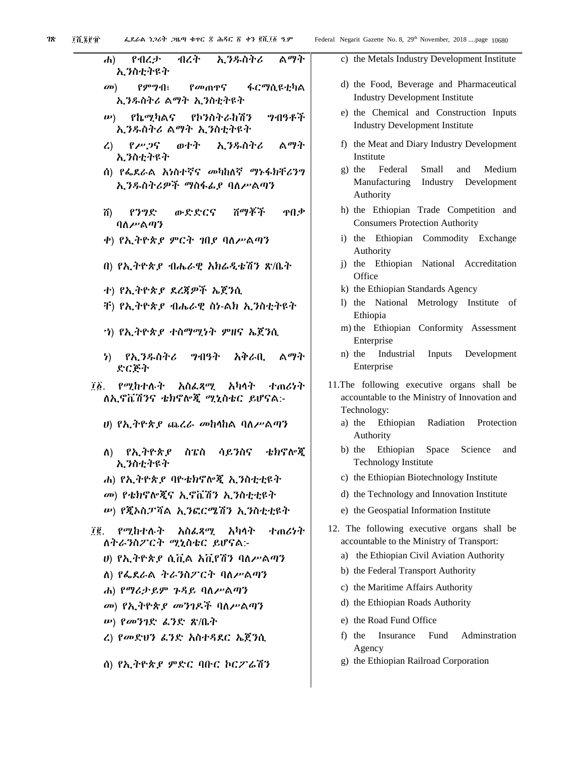ሐ) የብረታ ብረት ኢንዱስትሪ ልማት ኢንስቲትዩት

መ) የምግብ፣ የመጠጥና ፋርማሲዩቲካል ኢንዱስትሪ ልማት ኢንስቲትዩት

ሠ) የኬሚካልና የኮንስትራክሽን ግብዓቶች ኢንዱስትሪ ልማት ኢንስቲትዩት

ረ) የሥጋና ወተት ኢንዱስትሪ ልማት ኢንስቲትዩት

ሰ) የፌደራል አነስተኛና መካከለኛ ማኑፋክቸሪንግ ኢንዱስትሪዎች ማስፋፊያ ባለሥልጣን

ሸ) የንግድ ውድድርና ሸማቾች ጥበቃ ባለሥልጣን

ቀ) የኢትዮጵያ ምርት ገበያ ባለሥልጣን

በ) የኢትዮጵያ ብሔራዊ አክሬዲቴሽን ጽ/ቤት

ተ) የኢትዮጵያ ደረጃዎች ኤጀንሲ

ቸ) የኢትዮጵያ ብሔራዊ ስነ-ልክ ኢንስቲትዩት

ኀ) የኢትዮጵያ ተስማሚነት ምዘና ኤጀንሲ

ነ) የኢንዱስትሪ ግብዓት አቅራቢ ልማት ድርጅት

፲፩. የሚከተሉት አስፈጻሚ አካላት ተጠሪነት ለኢኖቬሽንና ቴክኖሎጂ ሚኒስቴር ይሆናል:-

ሀ) የኢትዮጵያ ጨረራ መከላከል ባለሥልጣን

ለ) የኢትዮጵያ ስፔስ ሳይንስና ቴክኖሎጂ ኢንስቲትዩት

ሐ) የኢትዮጵያ ባዮቴክኖሎጂ ኢንስቲቲዩት

መ) የቴክኖሎጂና ኢኖቬሽን ኢንስቲቲዩት

ሠ) የጂኦስፓሻል ኢንፎርሜሽን ኢንስቲቲዩት

፲፪. የሚከተሉት አስፈጻሚ አካላት ተጠሪነት ለትራንስፖርት ሚኒስቴር ይሆናል:-

ሀ) የኢትዮጵያ ሲቪል አቪየሽን ባለሥልጣን

ለ) የፌደራል ትራንስፖርት ባለሥልጣን

ሐ) የማሪታይም ጉዳይ ባለሥልጣን

መ) የኢትዮጵያ መንገዶች ባለሥልጣን

ሠ) የመንገድ ፈንድ ጽ/ቤት

ረ) የመድህን ፈንድ አስተዳደር ኤጀንሲ

ሰ) የኢትዮጵያ ምድር ባቡር ኮርፖሬሽን

c) the Metals Industry Development Institute

d) the Food, Beverage and Pharmaceutical Industry Development Institute

e) the Chemical and Construction Inputs Industry Development Institute

f) the Meat and Diary Industry Development Institute

g) the Federal Small and Medium Manufacturing Industry Development Authority

h) the Ethiopian Trade Competition and Consumers Protection Authority

i) the Ethiopian Commodity Exchange Authority

j) the Ethiopian National Accreditation Office

k) the Ethiopian Standards Agency

l) the National Metrology Institute of Ethiopia

m) the Ethiopian Conformity Assessment Enterprise

n) the Industrial Inputs Development Enterprise

11. The following executive organs shall be accountable to the Ministry of Innovation and Technology:

a) the Ethiopian Radiation Protection Authority

b) the Ethiopian Space Science and Technology Institute

c) the Ethiopian Biotechnology Institute

d) the Technology and Innovation Institute

e) the Geospatial Information Institute

12. The following executive organs shall be accountable to the Ministry of Transport:

a) the Ethiopian Civil Aviation Authority

b) the Federal Transport Authority

c) the Maritime Affairs Authority

d) the Ethiopian Roads Authority

e) the Road Fund Office

f) the Insurance Fund Adminstration Agency

g) the Ethiopian Railroad Corporation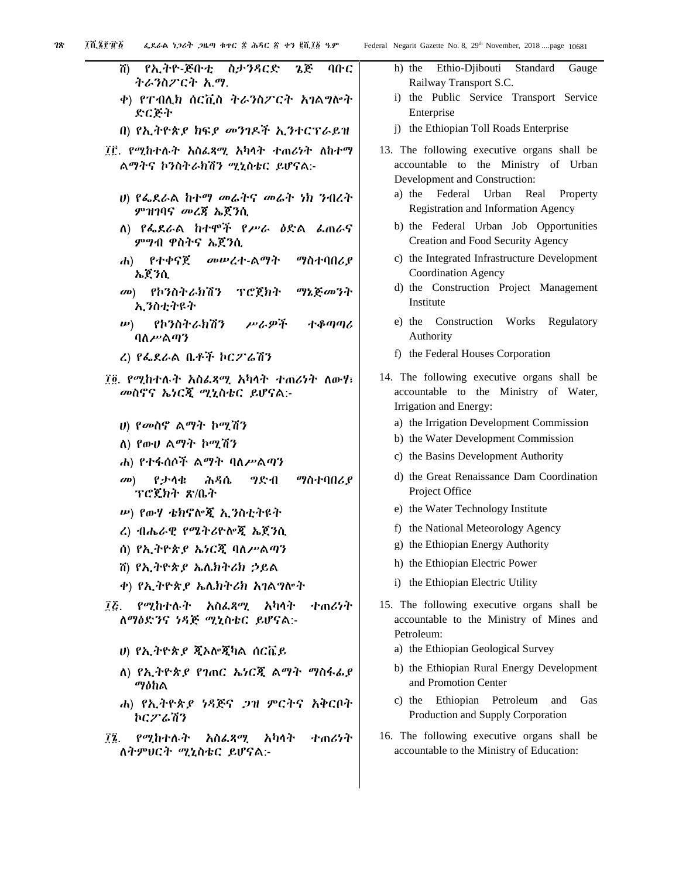ሸ) የኢትዮ-ጅቡቲ ስታንዳርድ ጌጅ ባቡር ትራንስፖርት አ.ማ.

ቀ) የፐብሊክ ሰርቪስ ትራንስፖርት አገልግሎት ድርጅት

በ) የኢትዮጵያ ክፍያ መንገዶች ኢንተርፕራይዝ

፲፫. የሚከተሉት አስፈጻሚ አካላት ተጠሪነት ለከተማ ልማትና ኮንስትራክሽን ሚኒስቴር ይሆናል፡-

ሀ) የፌደራል ከተማ መሬትና መሬት ነክ ንብረት ምዝገባና መረጃ ኤጀንሲ

ለ) የፌደራል ከተሞች የሥራ ዕድል ፈጠራና ምግብ ዋስትና ኤጀንሲ

ሐ) የተቀናጀ መሠረተ-ልማት ማስተባበሪያ ኤጀንሲ

መ) የኮንስትራክሽን ፕሮጀክት ማኔጅመንት ኢንስቲትዩት

ሠ) የኮንስትራክሽን ሥራዎች ተቆጣጣሪ ባለሥልጣን

ረ) የፌደራል ቤቶች ኮርፖሬሽን

፲፬. የሚከተሉት አስፈጻሚ አካላት ተጠሪነት ለውሃ፣ መስኖና ኤነርጂ ሚኒስቴር ይሆናል፡-

ሀ) የመስኖ ልማት ኮሚሽን

ለ) የውሀ ልማት ኮሚሽን

ሐ) የተፋሰሶች ልማት ባለሥልጣን

መ) የታላቁ ሕዳሴ ግድብ ማስተባበሪያ ፕሮጀክት ጽ/ቤት

ሠ) የውሃ ቴክኖሎጂ ኢንስቲትዩት

ረ) ብሔራዊ የሜትሪዮሎጂ ኤጀንሲ

ሰ) የኢትዮጵያ ኤነርጂ ባለሥልጣን

ሸ) የኢትዮጵያ ኤሌክትሪክ ኃይል

ቀ) የኢትዮጵያ ኤሌክትሪክ አገልግሎት

፲፭. የሚከተሉት አስፈጻሚ አካላት ተጠሪነት ለማዕድንና ነዳጅ ሚኒስቴር ይሆናል፡-

ሀ) የኢትዮጵያ ጂኦሎጂካል ሰርቬይ

ለ) የኢትዮጵያ የገጠር ኤነርጂ ልማት ማስፋፊያ ማዕከል

ሐ) የኢትዮጵያ ነዳጅና ጋዝ ምርትና አቅርቦት ኮርፖሬሽን

፲፮. የሚከተሉት አስፈጻሚ አካላት ተጠሪነት ለትምህርት ሚኒስቴር ይሆናል፡-

h) the Ethio-Djibouti Standard Gauge Railway Transport S.C.

i) the Public Service Transport Service Enterprise

j) the Ethiopian Toll Roads Enterprise

13. The following executive organs shall be accountable to the Ministry of Urban Development and Construction:

a) the Federal Urban Real Property Registration and Information Agency

b) the Federal Urban Job Opportunities Creation and Food Security Agency

c) the Integrated Infrastructure Development Coordination Agency

d) the Construction Project Management Institute

e) the Construction Works Regulatory Authority

f) the Federal Houses Corporation

14. The following executive organs shall be accountable to the Ministry of Water, Irrigation and Energy:

a) the Irrigation Development Commission

b) the Water Development Commission

c) the Basins Development Authority

d) the Great Renaissance Dam Coordination Project Office

e) the Water Technology Institute

f) the National Meteorology Agency

g) the Ethiopian Energy Authority

h) the Ethiopian Electric Power

i) the Ethiopian Electric Utility

15. The following executive organs shall be accountable to the Ministry of Mines and Petroleum:

a) the Ethiopian Geological Survey

b) the Ethiopian Rural Energy Development and Promotion Center

c) the Ethiopian Petroleum and Gas Production and Supply Corporation

16. The following executive organs shall be accountable to the Ministry of Education: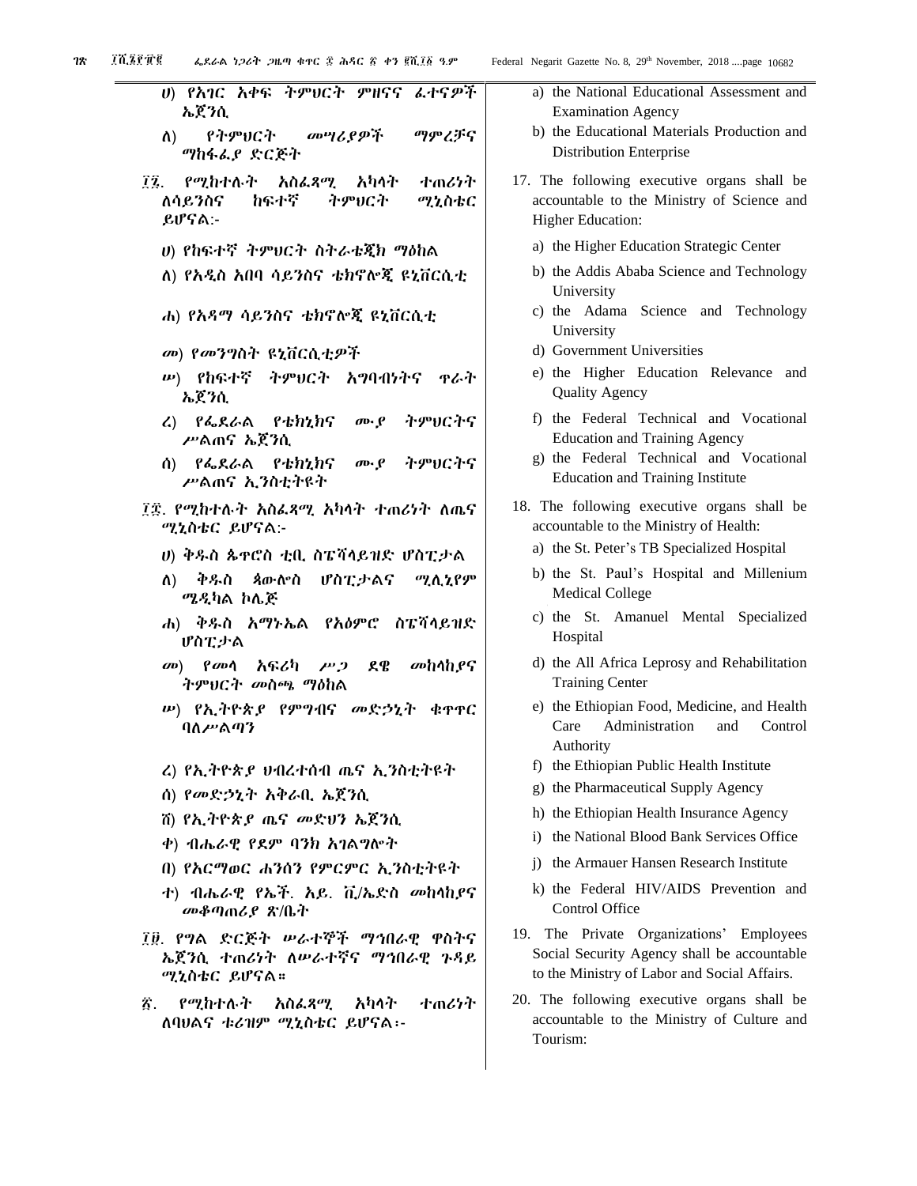ሀ) የአገር አቀፍ ትምህርት ምዘናና ፈተናዎች ኤጀንሲ

ለ) የትምህርት መሣሪያዎች ማምረቻና ማከፋፈያ ድርጅት

፲፯. የሚከተሉት አስፈጻሚ አካላት ተጠሪነት ለሳይንስና ከፍተኛ ትምህርት ሚኒስቴር ይሆናል:-

ሀ) የከፍተኛ ትምህርት ስትራቴጂክ ማዕከል

ለ) የአዲስ አበባ ሳይንስና ቴክኖሎጂ ዩኒቨርሲቲ

ሐ) የአዳማ ሳይንስና ቴክኖሎጂ ዩኒቨርሲቲ

መ) የመንግስት ዩኒቨርሲቲዎች

ሠ) የከፍተኛ ትምህርት አግባብነትና ጥራት ኤጀንሲ

ረ) የፌደራል የቴክኒክና ሙያ ትምህርትና ሥልጠና ኤጀንሲ

ሰ) የፌደራል የቴክኒክና ሙያ ትምህርትና ሥልጠና ኢንስቲትዩት

፲፰. የሚከተሉት አስፈጻሚ አካላት ተጠሪነት ለጤና ሚኒስቴር ይሆናል:-

ሀ) ቅዱስ ጴጥሮስ ቲቢ ስፔሻላይዝድ ሆስፒታል

ለ) ቅዱስ ጳውሎስ ሆስፒታልና ሚሊኒየም ሜዲካል ኮሌጅ

ሐ) ቅዱስ አማኑኤል የአዕምሮ ስፔሻላይዝድ ሆስፒታል

መ) የመላ አፍሪካ ሥጋ ደዌ መከላከያና ትምህርት መስጫ ማዕከል

ሠ) የኢትዮጵያ የምግብና መድኃኒት ቁጥጥር ባለሥልጣን

ረ) የኢትዮጵያ ህብረተሰብ ጤና ኢንስቲትዩት

ሰ) የመድኃኒት አቅራቢ ኤጀንሲ

ሸ) የኢትዮጵያ ጤና መድህን ኤጀንሲ

ቀ) ብሔራዊ የደም ባንክ አገልግሎት

በ) የአርማወር ሐንሰን የምርምር ኢንስቲትዩት

ተ) ብሔራዊ የኤች. አይ. ቪ/ኤድስ መከላከያና መቆጣጠሪያ ጽ/ቤት

፲፱. የግል ድርጅት ሠራተኞች ማኅበራዊ ዋስትና ኤጀንሲ ተጠሪነት ለሠራተኛና ማኅበራዊ ጉዳይ ሚኒስቴር ይሆናል።

፳. የሚከተሉት አስፈጻሚ አካላት ተጠሪነት ለባህልና ቱሪዝም ሚኒስቴር ይሆናል፡-

a) the National Educational Assessment and Examination Agency

b) the Educational Materials Production and Distribution Enterprise

17. The following executive organs shall be accountable to the Ministry of Science and Higher Education:

a) the Higher Education Strategic Center

b) the Addis Ababa Science and Technology University

c) the Adama Science and Technology University

d) Government Universities

e) the Higher Education Relevance and Quality Agency

f) the Federal Technical and Vocational Education and Training Agency

g) the Federal Technical and Vocational Education and Training Institute

18. The following executive organs shall be accountable to the Ministry of Health:

a) the St. Peter's TB Specialized Hospital

b) the St. Paul's Hospital and Millenium Medical College

c) the St. Amanuel Mental Specialized Hospital

d) the All Africa Leprosy and Rehabilitation Training Center

e) the Ethiopian Food, Medicine, and Health Care Administration and Control Authority

f) the Ethiopian Public Health Institute

g) the Pharmaceutical Supply Agency

h) the Ethiopian Health Insurance Agency

i) the National Blood Bank Services Office

j) the Armauer Hansen Research Institute

k) the Federal HIV/AIDS Prevention and Control Office

19. The Private Organizations' Employees Social Security Agency shall be accountable to the Ministry of Labor and Social Affairs.

20. The following executive organs shall be accountable to the Ministry of Culture and Tourism: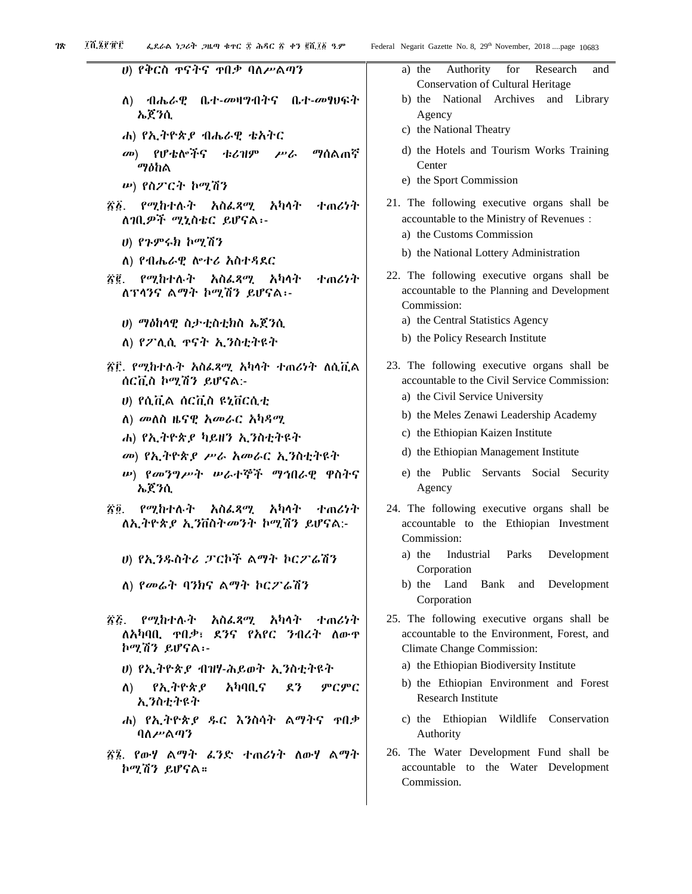ሀ) የቅርስ ጥናትና ጥበቃ ባለሥልጣን

ለ) ብሔራዊ ቤተ-መዛግብትና ቤተ-መፃህፍት ኤጀንሲ

ሐ) የኢትዮጵያ ብሔራዊ ቴአትር

መ) የሆቴሎችና ቱሪዝም ሥራ ማሰልጠኛ ማዕከል

ሠ) የስፖርት ኮሚሽን

፳፩. የሚከተሉት አስፈጻሚ አካላት ተጠሪነት ለገቢዎች ሚኒስቴር ይሆናል፡-

ሀ) የጉምሩክ ኮሚሽን

ለ) የብሔራዊ ሎተሪ አስተዳደር

፳፪. የሚከተሉት አስፈጻሚ አካላት ተጠሪነት ለፕላንና ልማት ኮሚሽን ይሆናል፡-

ሀ) ማዕከላዊ ስታቲስቲክስ ኤጀንሲ

ለ) የፖሊሲ ጥናት ኢንስቲትዩት

፳፫. የሚከተሉት አስፈጻሚ አካላት ተጠሪነት ለሲቪል ሰርቪስ ኮሚሽን ይሆናል:-

ሀ) የሲቪል ሰርቪስ ዩኒቨርሲቲ

ለ) መለስ ዜናዊ አመራር አካዳሚ

ሐ) የኢትዮጵያ ካይዘን ኢንስቲትዩት

መ) የኢትዮጵያ ሥራ አመራር ኢንስቲትዩት

ሠ) የመንግሥት ሠራተኞች ማኅበራዊ ዋስትና ኤጀንሲ

፳፬. የሚከተሉት አስፈጻሚ አካላት ተጠሪነት ለኢትዮጵያ ኢንቨስትመንት ኮሚሽን ይሆናል:-

ሀ) የኢንዱስትሪ ፓርኮች ልማት ኮርፖሬሽን

ለ) የመሬት ባንክና ልማት ኮርፖሬሽን

፳፭. የሚከተሉት አስፈጻሚ አካላት ተጠሪነት ለአካባቢ ጥበቃ፣ ደንና የአየር ንብረት ለውጥ ኮሚሽን ይሆናል፡-

ሀ) የኢትዮጵያ ብዝሃ-ሕይወት ኢንስቲትዩት

ለ) የኢትዮጵያ አካባቢና ደን ምርምር ኢንስቲትዩት

ሐ) የኢትዮጵያ ዱር እንስሳት ልማትና ጥበቃ ባለሥልጣን

፳፮. የውሃ ልማት ፈንድ ተጠሪነት ለውሃ ልማት ኮሚሽን ይሆናል።

a) the Authority for Research and Conservation of Cultural Heritage

b) the National Archives and Library Agency

c) the National Theatry

d) the Hotels and Tourism Works Training Center

e) the Sport Commission

21. The following executive organs shall be accountable to the Ministry of Revenues :

a) the Customs Commission

b) the National Lottery Administration

22. The following executive organs shall be accountable to the Planning and Development Commission:

a) the Central Statistics Agency

b) the Policy Research Institute

23. The following executive organs shall be accountable to the Civil Service Commission:

a) the Civil Service University

b) the Meles Zenawi Leadership Academy

c) the Ethiopian Kaizen Institute

d) the Ethiopian Management Institute

e) the Public Servants Social Security Agency

24. The following executive organs shall be accountable to the Ethiopian Investment Commission:

a) the Industrial Parks Development Corporation

b) the Land Bank and Development Corporation

25. The following executive organs shall be accountable to the Environment, Forest, and Climate Change Commission:

a) the Ethiopian Biodiversity Institute

b) the Ethiopian Environment and Forest Research Institute

c) the Ethiopian Wildlife Conservation Authority

26. The Water Development Fund shall be accountable to the Water Development Commission.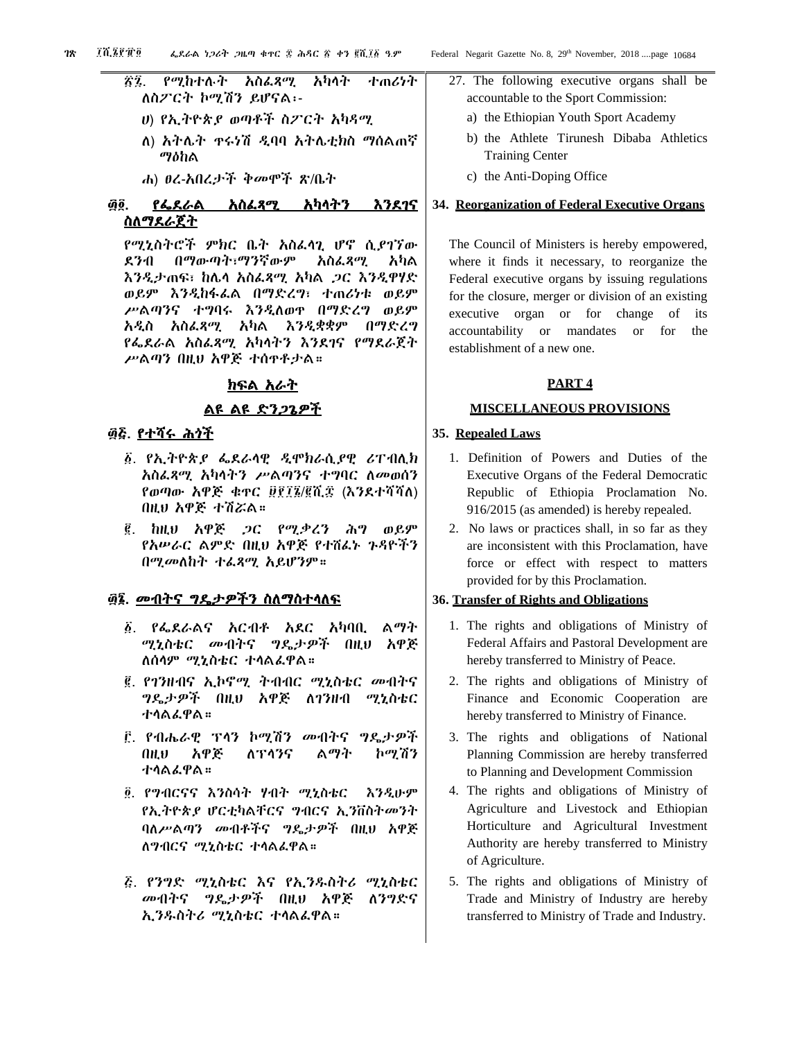፳፯. የሚከተሉት አስፈጻሚ አካላት ተጠሪነት ለስፖርት ኮሚሽን ይሆናል፡-

ሀ) የኢትዮጵያ ወጣቶች ስፖርት አካዳሚ

ለ) አትሌት ጥሩነሽ ዲባባ አትሌቲክስ ማሰልጠኛ ማዕከል

ሐ) ፀረ-አበረታች ቅመሞች ጽ/ቤት

## ፴፬. የፌደራል አስፈጻሚ አካላትን እንደገና ስለማደራጀት

የሚኒስትሮች ምክር ቤት አስፈላጊ ሆኖ ሲያገኘው ደንብ በማውጣት፣ማንኛውም አስፈጻሚ አካል እንዲታጠፍ፣ ከሌላ አስፈጻሚ አካል ጋር እንዲዋሃድ ወይም እንዲከፋፈል በማድረግ፣ ተጠሪነቱ ወይም ሥልጣንና ተግባሩ እንዲለወጥ በማድረግ ወይም አዲስ አስፈጻሚ አካል እንዲቋቋም በማድረግ የፌደራል አስፈጻሚ አካላትን እንደገና የማደራጀት ሥልጣን በዚህ አዋጅ ተሰጥቶታል።

## ክፍል አራት

## ልዩ ልዩ ድንጋጌዎች

### ፴፭. የተሻሩ ሕጎች

፩. የኢትዮጵያ ፌደራላዊ ዲሞክራሲያዊ ሪፐብሊክ አስፈጻሚ አካላትን ሥልጣንና ተግባር ለመወሰን የወጣው አዋጅ ቁጥር ፱፻፲፮/፪ሺ፰ (እንደተሻሻለ) በዚህ አዋጅ ተሽሯል።

፪. ከዚህ አዋጅ ጋር የሚቃረን ሕግ ወይም የአሠራር ልምድ በዚህ አዋጅ የተሸፈኑ ጉዳዮችን በሚመለከት ተፈጻሚ አይሆንም።

### ፴፮. መብትና ግዴታዎችን ስለማስተላለፍ

፩. የፌደራልና አርብቶ አደር አካባቢ ልማት ሚኒስቴር መብትና ግዴታዎች በዚህ አዋጅ ለሰላም ሚኒስቴር ተላልፈዋል።

፪. የገንዘብና ኢኮኖሚ ትብብር ሚኒስቴር መብትና ግዴታዎች በዚህ አዋጅ ለገንዘብ ሚኒስቴር ተላልፈዋል።

፫. የብሔራዊ ፕላን ኮሚሽን መብትና ግዴታዎች በዚህ አዋጅ ለፕላንና ልማት ኮሚሽን ተላልፈዋል።

፬. የግብርናና እንስሳት ሃብት ሚኒስቴር እንዲሁም የኢትዮጵያ ሆርቲካልቸርና ግብርና ኢንቨስትመንት ባለሥልጣን መብቶችና ግዴታዎች በዚህ አዋጅ ለግብርና ሚኒስቴር ተላልፈዋል።

፭. የንግድ ሚኒስቴር እና የኢንዱስትሪ ሚኒስቴር መብትና ግዴታዎች በዚህ አዋጅ ለንግድና ኢንዱስትሪ ሚኒስቴር ተላልፈዋል።

27. The following executive organs shall be accountable to the Sport Commission:

a) the Ethiopian Youth Sport Academy

b) the Athlete Tirunesh Dibaba Athletics Training Center

c) the Anti-Doping Office

## 34. Reorganization of Federal Executive Organs

The Council of Ministers is hereby empowered, where it finds it necessary, to reorganize the Federal executive organs by issuing regulations for the closure, merger or division of an existing executive organ or for change of its accountability or mandates or for the establishment of a new one.

## PART 4

## MISCELLANEOUS PROVISIONS

### 35. Repealed Laws

1. Definition of Powers and Duties of the Executive Organs of the Federal Democratic Republic of Ethiopia Proclamation No. 916/2015 (as amended) is hereby repealed.
2. No laws or practices shall, in so far as they are inconsistent with this Proclamation, have force or effect with respect to matters provided for by this Proclamation.

### 36. Transfer of Rights and Obligations

1. The rights and obligations of Ministry of Federal Affairs and Pastoral Development are hereby transferred to Ministry of Peace.
2. The rights and obligations of Ministry of Finance and Economic Cooperation are hereby transferred to Ministry of Finance.
3. The rights and obligations of National Planning Commission are hereby transferred to Planning and Development Commission
4. The rights and obligations of Ministry of Agriculture and Livestock and Ethiopian Horticulture and Agricultural Investment Authority are hereby transferred to Ministry of Agriculture.
5. The rights and obligations of Ministry of Trade and Ministry of Industry are hereby transferred to Ministry of Trade and Industry.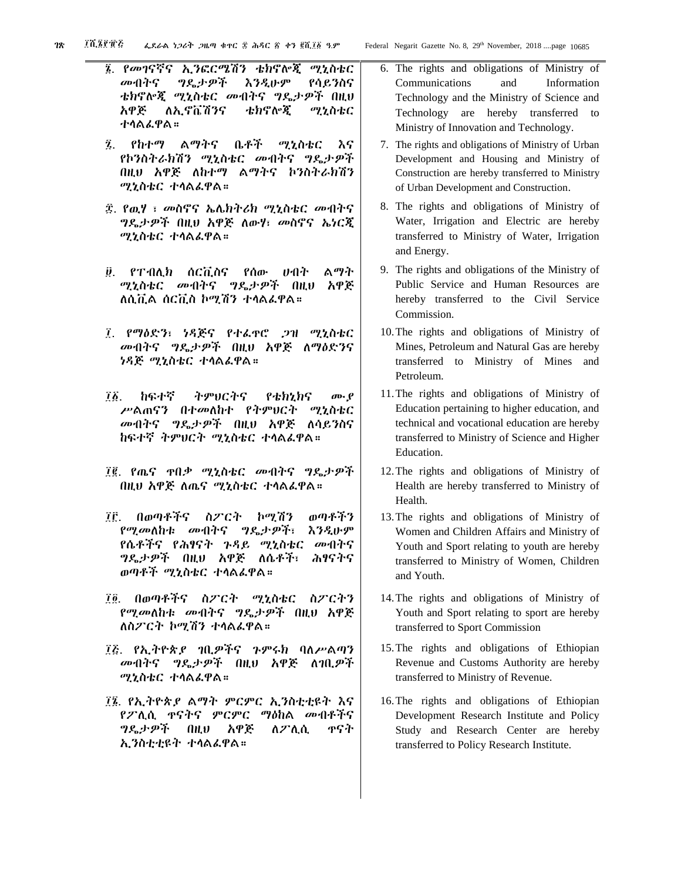፮. የመገናኛና ኢንፎርሜሽን ቴክኖሎጂ ሚኒስቴር መብትና ግዴታዎች እንዲሁም የሳይንስና ቴክኖሎጂ ሚኒስቴር መብትና ግዴታዎች በዚህ አዋጅ ለኢኖቬሽንና ቴክኖሎጂ ሚኒስቴር ተላልፈዋል።

፯. የከተማ ልማትና ቤቶች ሚኒስቴር እና የኮንስትራክሽን ሚኒስቴር መብትና ግዴታዎች በዚህ አዋጅ ለከተማ ልማትና ኮንስትራክሽን ሚኒስቴር ተላልፈዋል።

፰. የዉሃ ፣ መስኖና ኤሌክትሪክ ሚኒስቴር መብትና ግዴታዎች በዚህ አዋጅ ለውሃ፣ መስኖና ኤነርጂ ሚኒስቴር ተላልፈዋል።

፱. የፐብሊክ ሰርቪስና የሰው ሀብት ልማት ሚኒስቴር መብትና ግዴታዎች በዚህ አዋጅ ለሲቪል ሰርቪስ ኮሚሽን ተላልፈዋል።

፲. የማዕድን፣ ነዳጅና የተፈጥሮ ጋዝ ሚኒስቴር መብትና ግዴታዎች በዚህ አዋጅ ለማዕድንና ነዳጅ ሚኒስቴር ተላልፈዋል።

፲፩. ከፍተኛ ትምህርትና የቴክኒክና ሙያ ሥልጠናን በተመለከተ የትምህርት ሚኒስቴር መብትና ግዴታዎች በዚህ አዋጅ ለሳይንስና ከፍተኛ ትምህርት ሚኒስቴር ተላልፈዋል።

፲፪. የጤና ጥበቃ ሚኒስቴር መብትና ግዴታዎች በዚህ አዋጅ ለጤና ሚኒስቴር ተላልፈዋል።

፲፫. በወጣቶችና ስፖርት ኮሚሽን ወጣቶችን የሚመለከቱ መብትና ግዴታዎች፣ እንዲሁም የሴቶችና የሕፃናት ጉዳይ ሚኒስቴር መብትና ግዴታዎች በዚህ አዋጅ ለሴቶች፣ ሕፃናትና ወጣቶች ሚኒስቴር ተላልፈዋል።

፲፬. በወጣቶችና ስፖርት ሚኒስቴር ስፖርትን የሚመለከቱ መብትና ግዴታዎች በዚህ አዋጅ ለስፖርት ኮሚሽን ተላልፈዋል።

፲፭. የኢትዮጵያ ገቢዎችና ጉምሩክ ባለሥልጣን መብትና ግዴታዎች በዚህ አዋጅ ለገቢዎች ሚኒስቴር ተላልፈዋል።

፲፮. የኢትዮጵያ ልማት ምርምር ኢንስቲቲዩት እና የፖሊሲ ጥናትና ምርምር ማዕከል መብቶችና ግዴታዎች በዚህ አዋጅ ለፖሊሲ ጥናት ኢንስቲቲዩት ተላልፈዋል።

6. The rights and obligations of Ministry of Communications and Information Technology and the Ministry of Science and Technology are hereby transferred to Ministry of Innovation and Technology.

7. The rights and obligations of Ministry of Urban Development and Housing and Ministry of Construction are hereby transferred to Ministry of Urban Development and Construction.

8. The rights and obligations of Ministry of Water, Irrigation and Electric are hereby transferred to Ministry of Water, Irrigation and Energy.

9. The rights and obligations of the Ministry of Public Service and Human Resources are hereby transferred to the Civil Service Commission.

10. The rights and obligations of Ministry of Mines, Petroleum and Natural Gas are hereby transferred to Ministry of Mines and Petroleum.

11. The rights and obligations of Ministry of Education pertaining to higher education, and technical and vocational education are hereby transferred to Ministry of Science and Higher Education.

12. The rights and obligations of Ministry of Health are hereby transferred to Ministry of Health.

13. The rights and obligations of Ministry of Women and Children Affairs and Ministry of Youth and Sport relating to youth are hereby transferred to Ministry of Women, Children and Youth.

14. The rights and obligations of Ministry of Youth and Sport relating to sport are hereby transferred to Sport Commission

15. The rights and obligations of Ethiopian Revenue and Customs Authority are hereby transferred to Ministry of Revenue.

16. The rights and obligations of Ethiopian Development Research Institute and Policy Study and Research Center are hereby transferred to Policy Research Institute.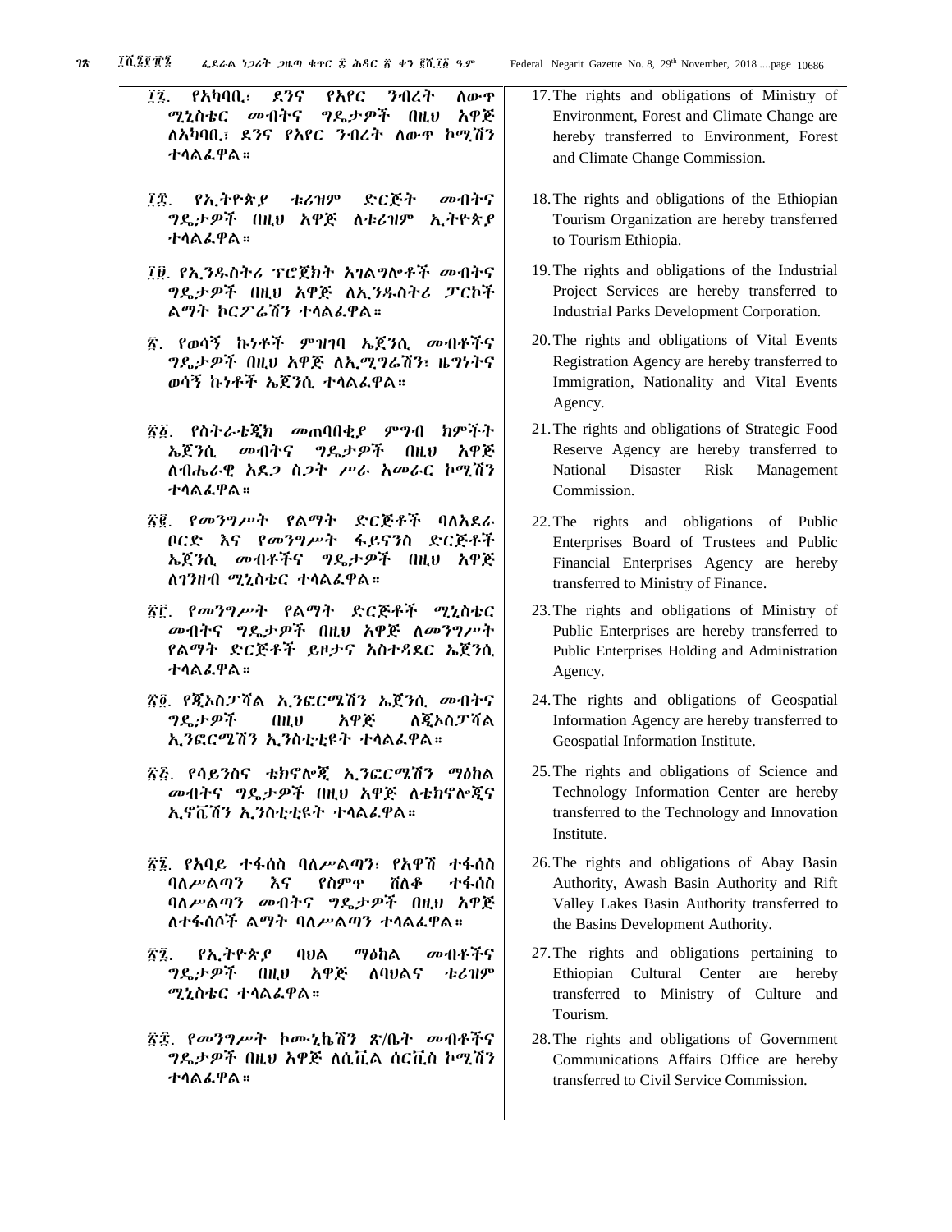፲፯. የአካባቢ፣ ደንና የአየር ንብረት ለውጥ ሚኒስቴር መብትና ግዴታዎች በዚህ አዋጅ ለአካባቢ፣ ደንና የአየር ንብረት ለውጥ ኮሚሽን ተላልፏል፡፡

፲፰. የኢትዮጵያ ቱሪዝም ድርጅት መብትና ግዴታዎች በዚህ አዋጅ ለቱሪዝም ኢትዮጵያ ተላልፏል፡፡

፲፱. የኢንዱስትሪ ፕሮጀክት አገልግሎቶች መብትና ግዴታዎች በዚህ አዋጅ ለኢንዱስትሪ ፓርኮች ልማት ኮርፖሬሽን ተላልፏል፡፡

፳. የወሳኝ ኩነቶች ምዝገባ ኤጀንሲ መብቶችና ግዴታዎች በዚህ አዋጅ ለኢሚግሬሽን፣ ዜግነትና ወሳኝ ኩነቶች ኤጀንሲ ተላልፏል፡፡

፳፩. የስትራቴጂክ መጠባበቂያ ምግብ ክምችት ኤጀንሲ መብትና ግዴታዎች በዚህ አዋጅ ለብሔራዊ አደጋ ስጋት ሥራ አመራር ኮሚሽን ተላልፏል፡፡

፳፪. የመንግሥት የልማት ድርጅቶች ባለአደራ ቦርድ እና የመንግሥት ፋይናንስ ድርጅቶች ኤጀንሲ መብቶችና ግዴታዎች በዚህ አዋጅ ለገንዘብ ሚኒስቴር ተላልፏል፡፡

፳፫. የመንግሥት የልማት ድርጅቶች ሚኒስቴር መብትና ግዴታዎች በዚህ አዋጅ ለመንግሥት የልማት ድርጅቶች ይዞታና አስተዳደር ኤጀንሲ ተላልፏል፡፡

፳፬. የጂኦስፓሻል ኢንፎርሜሽን ኤጀንሲ መብትና ግዴታዎች በዚህ አዋጅ ለጂኦስፓሻል ኢንፎርሜሽን ኢንስቲቲዩት ተላልፏል፡፡

፳፭. የሳይንስና ቴክኖሎጂ ኢንፎርሜሽን ማዕከል መብትና ግዴታዎች በዚህ አዋጅ ለቴክኖሎጂና ኢኖቬሽን ኢንስቲቲዩት ተላልፏል፡፡

፳፮. የአባይ ተፋሰስ ባለሥልጣን፣ የአዋሽ ተፋሰስ ባለሥልጣን እና የስምጥ ሸለቆ ተፋሰስ ባለሥልጣን መብትና ግዴታዎች በዚህ አዋጅ ለተፋሰሶች ልማት ባለሥልጣን ተላልፏል፡፡

፳፯. የኢትዮጵያ ባህል ማዕከል መብቶችና ግዴታዎች በዚህ አዋጅ ለባህልና ቱሪዝም ሚኒስቴር ተላልፏል፡፡

፳፰. የመንግሥት ኮሙኒኬሽን ጽ/ቤት መብቶችና ግዴታዎች በዚህ አዋጅ ለሲቪል ሰርቪስ ኮሚሽን ተላልፏል፡፡

17. The rights and obligations of Ministry of Environment, Forest and Climate Change are hereby transferred to Environment, Forest and Climate Change Commission.

18. The rights and obligations of the Ethiopian Tourism Organization are hereby transferred to Tourism Ethiopia.

19. The rights and obligations of the Industrial Project Services are hereby transferred to Industrial Parks Development Corporation.

20. The rights and obligations of Vital Events Registration Agency are hereby transferred to Immigration, Nationality and Vital Events Agency.

21. The rights and obligations of Strategic Food Reserve Agency are hereby transferred to National Disaster Risk Management Commission.

22. The rights and obligations of Public Enterprises Board of Trustees and Public Financial Enterprises Agency are hereby transferred to Ministry of Finance.

23. The rights and obligations of Ministry of Public Enterprises are hereby transferred to Public Enterprises Holding and Administration Agency.

24. The rights and obligations of Geospatial Information Agency are hereby transferred to Geospatial Information Institute.

25. The rights and obligations of Science and Technology Information Center are hereby transferred to the Technology and Innovation Institute.

26. The rights and obligations of Abay Basin Authority, Awash Basin Authority and Rift Valley Lakes Basin Authority transferred to the Basins Development Authority.

27. The rights and obligations pertaining to Ethiopian Cultural Center are hereby transferred to Ministry of Culture and Tourism.

28. The rights and obligations of Government Communications Affairs Office are hereby transferred to Civil Service Commission.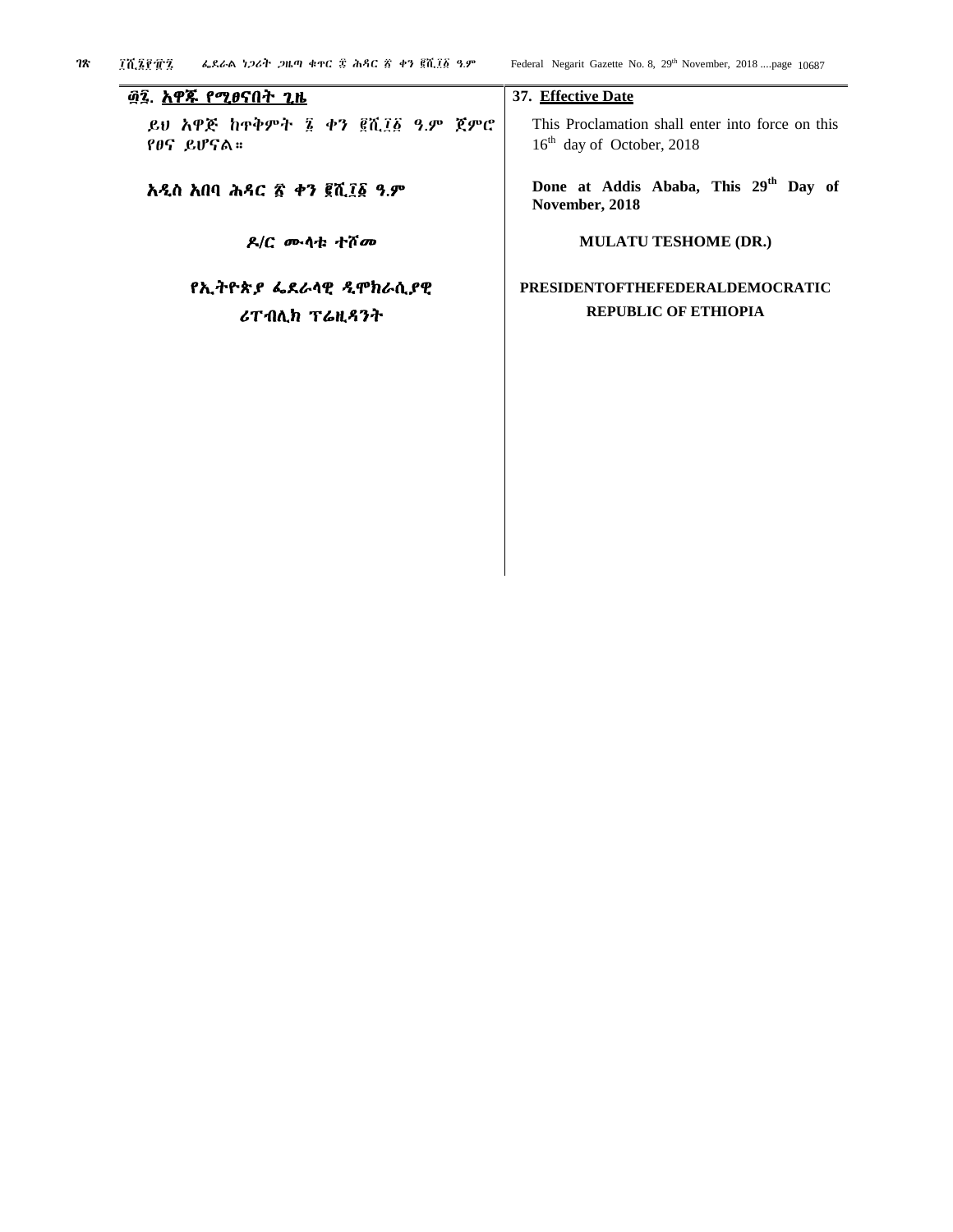**፴፯. አዋጁ የሚፀናበት ጊዜ**

ይህ አዋጅ ከጥቅምት ፮ ቀን ፪ሺ፲፩ ዓ.ም ጀምሮ የፀና ይሆናል።

**አዲስ አበባ ሕዳር ፳ ቀን ፪ሺ፲፩ ዓ.ም**

**ዶ/ር ሙላቱ ተሾመ**

**የኢትዮጵያ ፌደራላዊ ዲሞክራሲያዊ ሪፐብሊክ ፕሬዚዳንት**

**37. Effective Date**

This Proclamation shall enter into force on this 16th day of October, 2018

**Done at Addis Ababa, This 29th Day of November, 2018**

**MULATU TESHOME (DR.)**

**PRESIDENTOFTHEFEDERALDEMOCRATIC REPUBLIC OF ETHIOPIA**